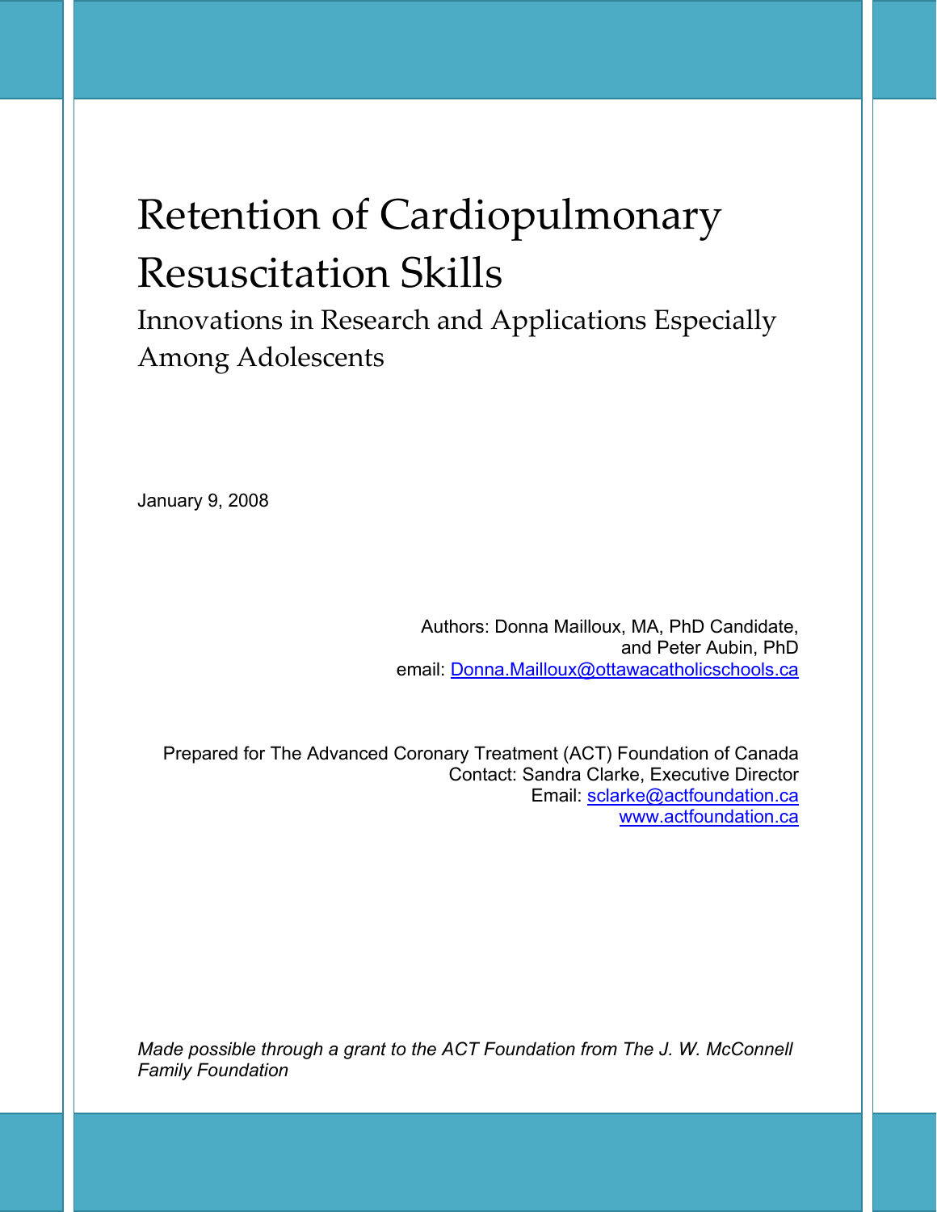# Retention of Cardiopulmonary Resuscitation Skills

## Innovations in Research and Applications Especially Among Adolescents

January 9, 2008

Authors: Donna Mailloux, MA, PhD Candidate,
and Peter Aubin, PhD
email: Donna.Mailloux@ottawacatholicschools.ca

Prepared for The Advanced Coronary Treatment (ACT) Foundation of Canada
Contact: Sandra Clarke, Executive Director
Email: sclarke@actfoundation.ca
www.actfoundation.ca

*Made possible through a grant to the ACT Foundation from The J. W. McConnell Family Foundation*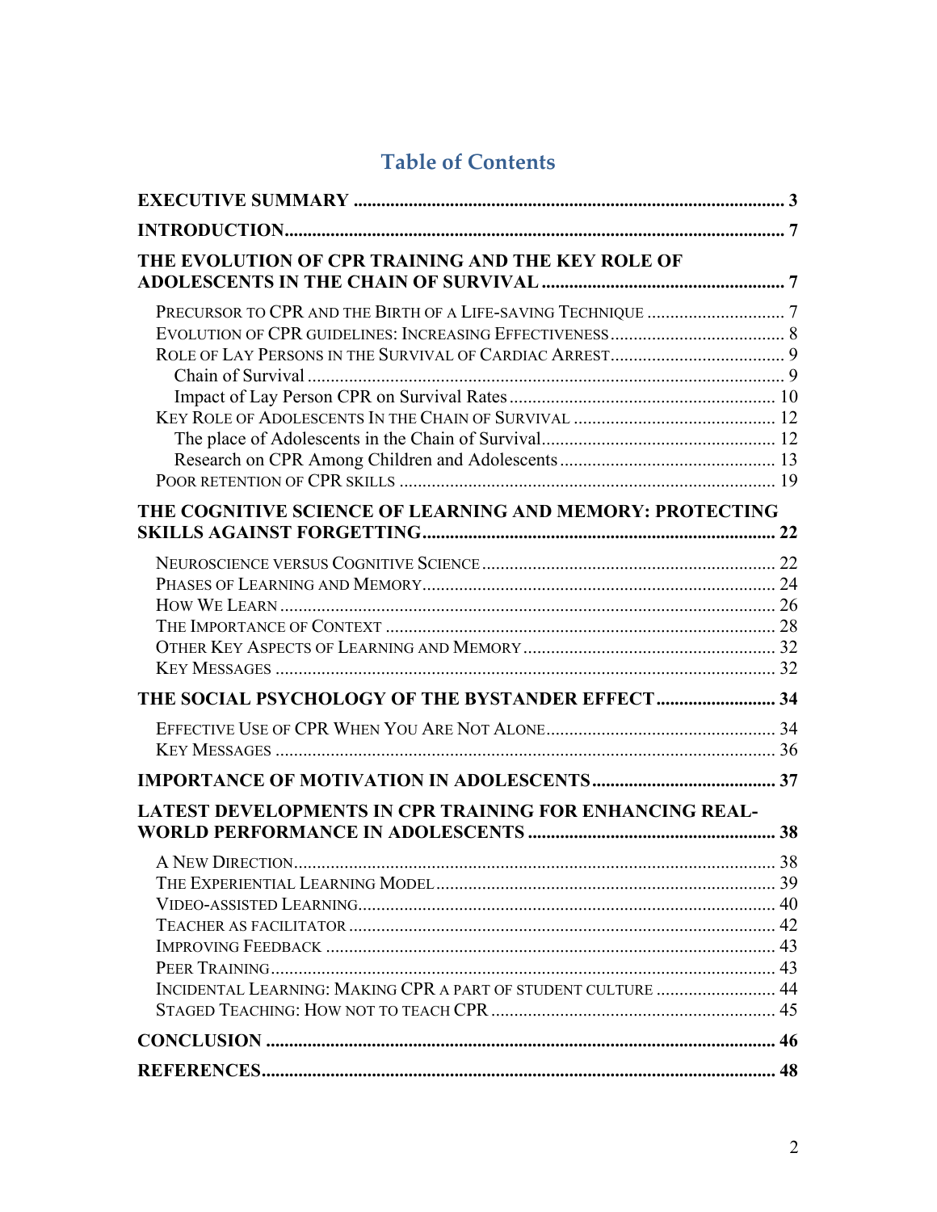# Table of Contents

**EXECUTIVE SUMMARY** .......... 3

**INTRODUCTION** .......... 7

**THE EVOLUTION OF CPR TRAINING AND THE KEY ROLE OF ADOLESCENTS IN THE CHAIN OF SURVIVAL** .......... 7

- Precursor to CPR and the Birth of a Life-saving Technique .......... 7
- Evolution of CPR guidelines: Increasing Effectiveness .......... 8
- Role of Lay Persons in the Survival of Cardiac Arrest .......... 9
  - Chain of Survival .......... 9
  - Impact of Lay Person CPR on Survival Rates .......... 10
- Key Role of Adolescents In the Chain of Survival .......... 12
  - The place of Adolescents in the Chain of Survival .......... 12
  - Research on CPR Among Children and Adolescents .......... 13
- Poor retention of CPR skills .......... 19

**THE COGNITIVE SCIENCE OF LEARNING AND MEMORY: PROTECTING SKILLS AGAINST FORGETTING** .......... 22

- Neuroscience versus Cognitive Science .......... 22
- Phases of Learning and Memory .......... 24
- How We Learn .......... 26
- The Importance of Context .......... 28
- Other Key Aspects of Learning and Memory .......... 32
- Key Messages .......... 32

**THE SOCIAL PSYCHOLOGY OF THE BYSTANDER EFFECT** .......... 34

- Effective Use of CPR When You Are Not Alone .......... 34
- Key Messages .......... 36

**IMPORTANCE OF MOTIVATION IN ADOLESCENTS** .......... 37

**LATEST DEVELOPMENTS IN CPR TRAINING FOR ENHANCING REAL-WORLD PERFORMANCE IN ADOLESCENTS** .......... 38

- A New Direction .......... 38
- The Experiential Learning Model .......... 39
- Video-assisted Learning .......... 40
- Teacher as facilitator .......... 42
- Improving Feedback .......... 43
- Peer Training .......... 43
- Incidental Learning: Making CPR a part of student culture .......... 44
- Staged Teaching: How not to teach CPR .......... 45

**CONCLUSION** .......... 46

**REFERENCES** .......... 48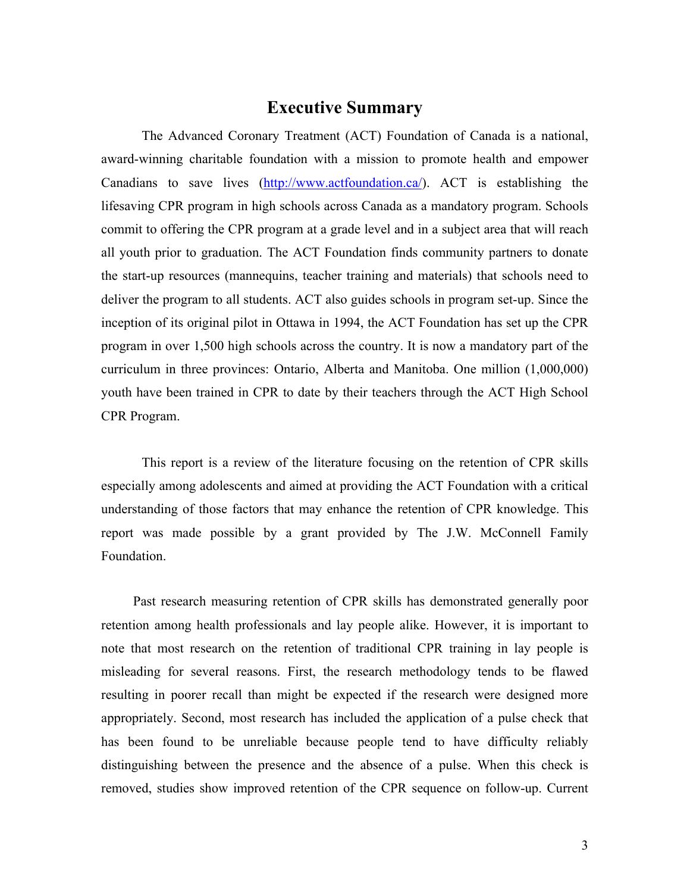# Executive Summary

The Advanced Coronary Treatment (ACT) Foundation of Canada is a national, award-winning charitable foundation with a mission to promote health and empower Canadians to save lives (http://www.actfoundation.ca/). ACT is establishing the lifesaving CPR program in high schools across Canada as a mandatory program. Schools commit to offering the CPR program at a grade level and in a subject area that will reach all youth prior to graduation. The ACT Foundation finds community partners to donate the start-up resources (mannequins, teacher training and materials) that schools need to deliver the program to all students. ACT also guides schools in program set-up. Since the inception of its original pilot in Ottawa in 1994, the ACT Foundation has set up the CPR program in over 1,500 high schools across the country. It is now a mandatory part of the curriculum in three provinces: Ontario, Alberta and Manitoba. One million (1,000,000) youth have been trained in CPR to date by their teachers through the ACT High School CPR Program.

This report is a review of the literature focusing on the retention of CPR skills especially among adolescents and aimed at providing the ACT Foundation with a critical understanding of those factors that may enhance the retention of CPR knowledge. This report was made possible by a grant provided by The J.W. McConnell Family Foundation.

Past research measuring retention of CPR skills has demonstrated generally poor retention among health professionals and lay people alike. However, it is important to note that most research on the retention of traditional CPR training in lay people is misleading for several reasons. First, the research methodology tends to be flawed resulting in poorer recall than might be expected if the research were designed more appropriately. Second, most research has included the application of a pulse check that has been found to be unreliable because people tend to have difficulty reliably distinguishing between the presence and the absence of a pulse. When this check is removed, studies show improved retention of the CPR sequence on follow-up. Current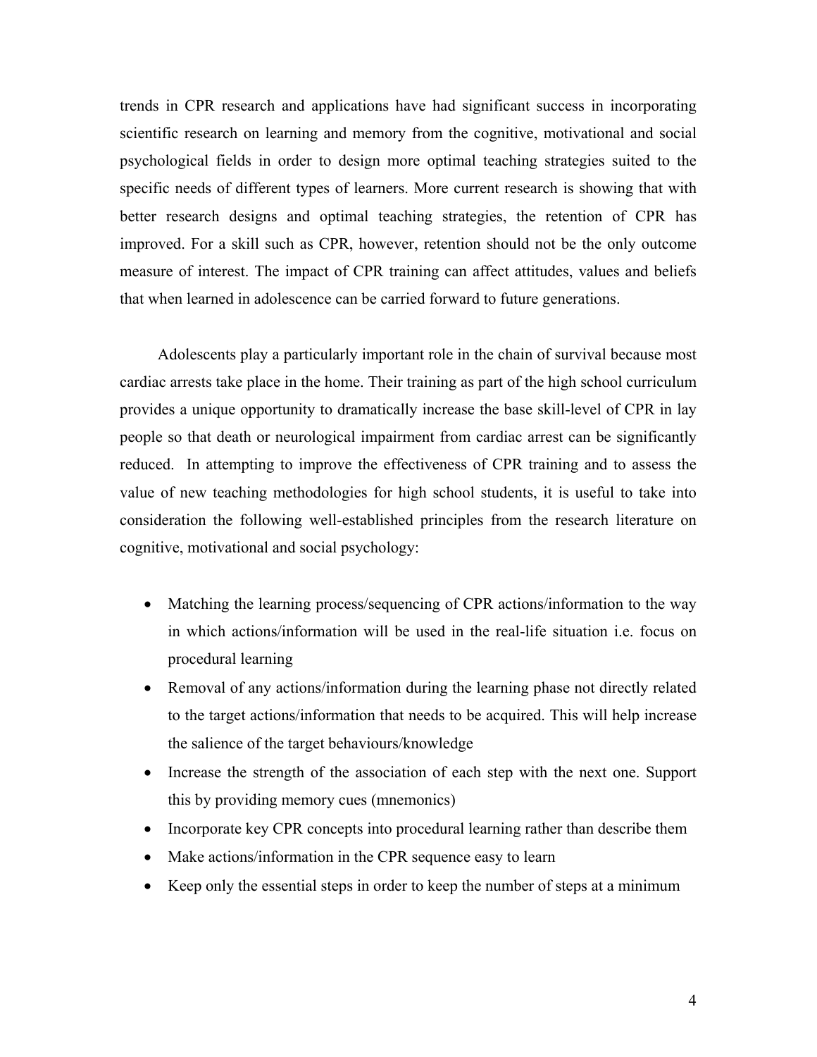trends in CPR research and applications have had significant success in incorporating scientific research on learning and memory from the cognitive, motivational and social psychological fields in order to design more optimal teaching strategies suited to the specific needs of different types of learners. More current research is showing that with better research designs and optimal teaching strategies, the retention of CPR has improved. For a skill such as CPR, however, retention should not be the only outcome measure of interest. The impact of CPR training can affect attitudes, values and beliefs that when learned in adolescence can be carried forward to future generations.

Adolescents play a particularly important role in the chain of survival because most cardiac arrests take place in the home. Their training as part of the high school curriculum provides a unique opportunity to dramatically increase the base skill-level of CPR in lay people so that death or neurological impairment from cardiac arrest can be significantly reduced. In attempting to improve the effectiveness of CPR training and to assess the value of new teaching methodologies for high school students, it is useful to take into consideration the following well-established principles from the research literature on cognitive, motivational and social psychology:

- Matching the learning process/sequencing of CPR actions/information to the way in which actions/information will be used in the real-life situation i.e. focus on procedural learning
- Removal of any actions/information during the learning phase not directly related to the target actions/information that needs to be acquired. This will help increase the salience of the target behaviours/knowledge
- Increase the strength of the association of each step with the next one. Support this by providing memory cues (mnemonics)
- Incorporate key CPR concepts into procedural learning rather than describe them
- Make actions/information in the CPR sequence easy to learn
- Keep only the essential steps in order to keep the number of steps at a minimum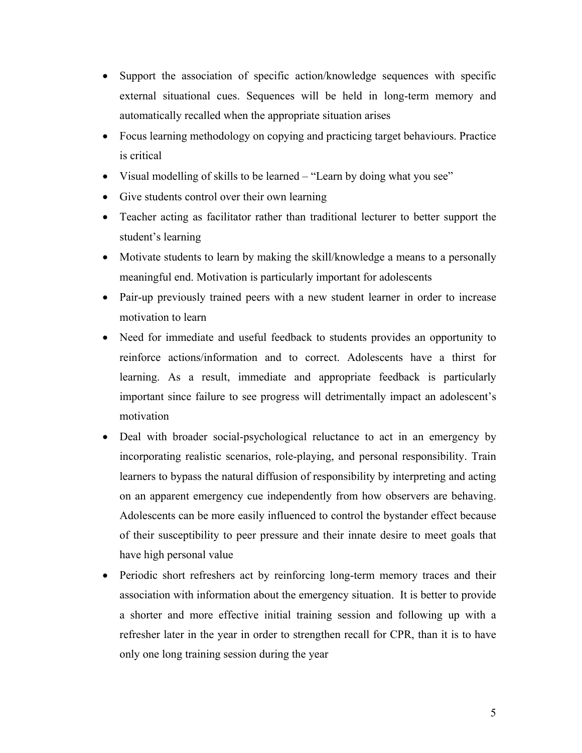- Support the association of specific action/knowledge sequences with specific external situational cues. Sequences will be held in long-term memory and automatically recalled when the appropriate situation arises
- Focus learning methodology on copying and practicing target behaviours. Practice is critical
- Visual modelling of skills to be learned – "Learn by doing what you see"
- Give students control over their own learning
- Teacher acting as facilitator rather than traditional lecturer to better support the student's learning
- Motivate students to learn by making the skill/knowledge a means to a personally meaningful end. Motivation is particularly important for adolescents
- Pair-up previously trained peers with a new student learner in order to increase motivation to learn
- Need for immediate and useful feedback to students provides an opportunity to reinforce actions/information and to correct. Adolescents have a thirst for learning. As a result, immediate and appropriate feedback is particularly important since failure to see progress will detrimentally impact an adolescent's motivation
- Deal with broader social-psychological reluctance to act in an emergency by incorporating realistic scenarios, role-playing, and personal responsibility. Train learners to bypass the natural diffusion of responsibility by interpreting and acting on an apparent emergency cue independently from how observers are behaving. Adolescents can be more easily influenced to control the bystander effect because of their susceptibility to peer pressure and their innate desire to meet goals that have high personal value
- Periodic short refreshers act by reinforcing long-term memory traces and their association with information about the emergency situation. It is better to provide a shorter and more effective initial training session and following up with a refresher later in the year in order to strengthen recall for CPR, than it is to have only one long training session during the year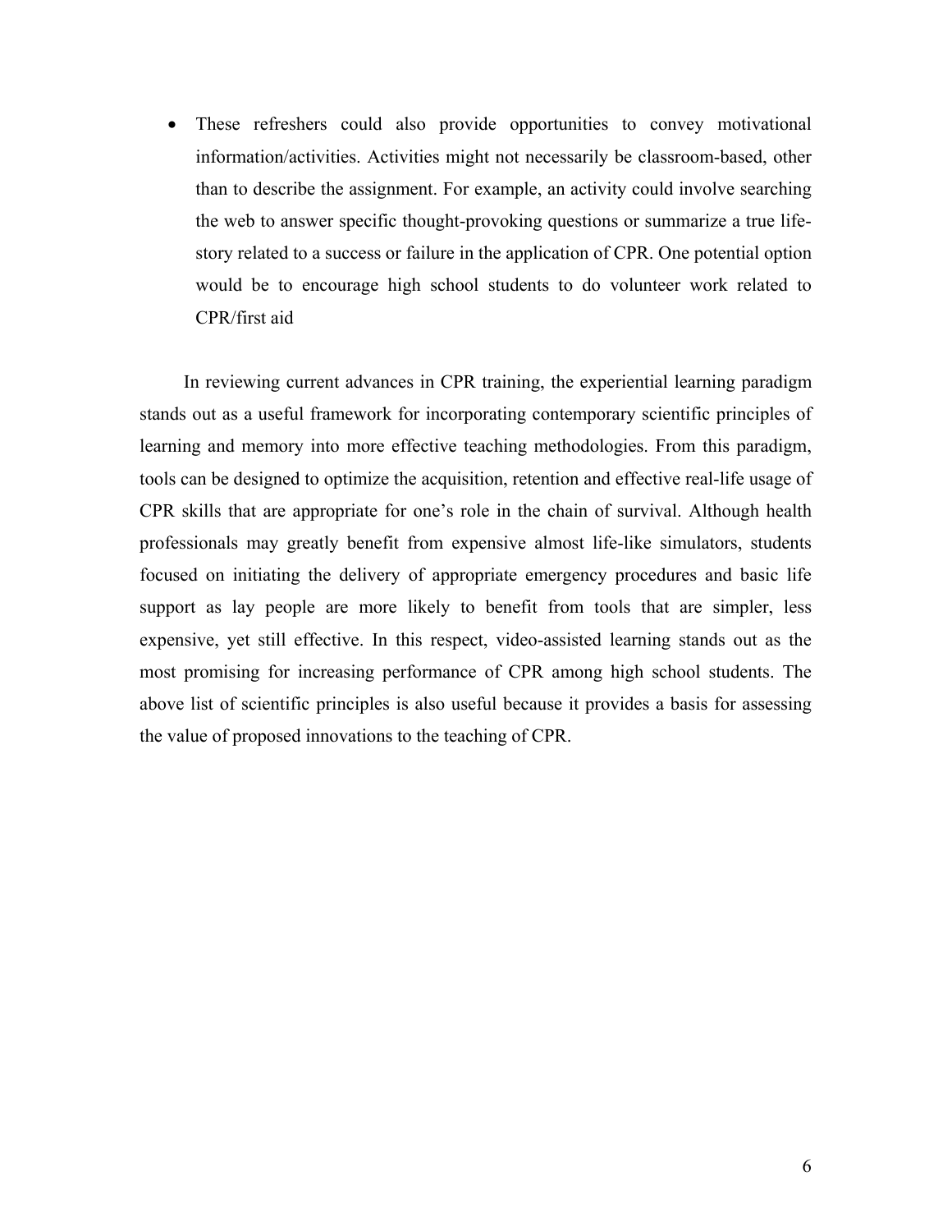- These refreshers could also provide opportunities to convey motivational information/activities. Activities might not necessarily be classroom-based, other than to describe the assignment. For example, an activity could involve searching the web to answer specific thought-provoking questions or summarize a true life-story related to a success or failure in the application of CPR. One potential option would be to encourage high school students to do volunteer work related to CPR/first aid

In reviewing current advances in CPR training, the experiential learning paradigm stands out as a useful framework for incorporating contemporary scientific principles of learning and memory into more effective teaching methodologies. From this paradigm, tools can be designed to optimize the acquisition, retention and effective real-life usage of CPR skills that are appropriate for one's role in the chain of survival. Although health professionals may greatly benefit from expensive almost life-like simulators, students focused on initiating the delivery of appropriate emergency procedures and basic life support as lay people are more likely to benefit from tools that are simpler, less expensive, yet still effective. In this respect, video-assisted learning stands out as the most promising for increasing performance of CPR among high school students. The above list of scientific principles is also useful because it provides a basis for assessing the value of proposed innovations to the teaching of CPR.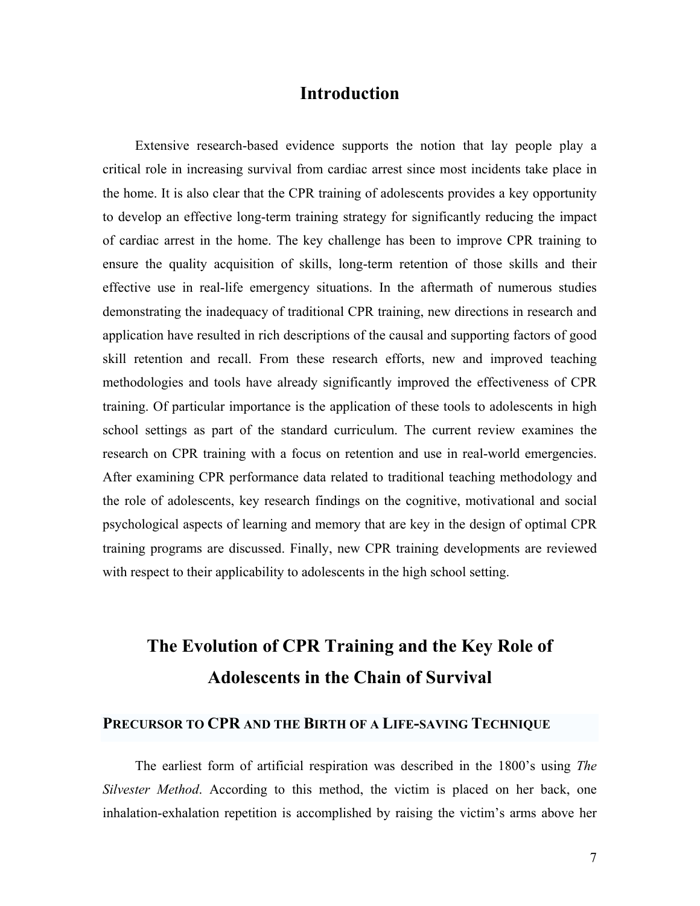# Introduction

Extensive research-based evidence supports the notion that lay people play a critical role in increasing survival from cardiac arrest since most incidents take place in the home. It is also clear that the CPR training of adolescents provides a key opportunity to develop an effective long-term training strategy for significantly reducing the impact of cardiac arrest in the home. The key challenge has been to improve CPR training to ensure the quality acquisition of skills, long-term retention of those skills and their effective use in real-life emergency situations. In the aftermath of numerous studies demonstrating the inadequacy of traditional CPR training, new directions in research and application have resulted in rich descriptions of the causal and supporting factors of good skill retention and recall. From these research efforts, new and improved teaching methodologies and tools have already significantly improved the effectiveness of CPR training. Of particular importance is the application of these tools to adolescents in high school settings as part of the standard curriculum. The current review examines the research on CPR training with a focus on retention and use in real-world emergencies. After examining CPR performance data related to traditional teaching methodology and the role of adolescents, key research findings on the cognitive, motivational and social psychological aspects of learning and memory that are key in the design of optimal CPR training programs are discussed. Finally, new CPR training developments are reviewed with respect to their applicability to adolescents in the high school setting.

# The Evolution of CPR Training and the Key Role of Adolescents in the Chain of Survival

## PRECURSOR TO CPR AND THE BIRTH OF A LIFE-SAVING TECHNIQUE

The earliest form of artificial respiration was described in the 1800's using *The Silvester Method*. According to this method, the victim is placed on her back, one inhalation-exhalation repetition is accomplished by raising the victim's arms above her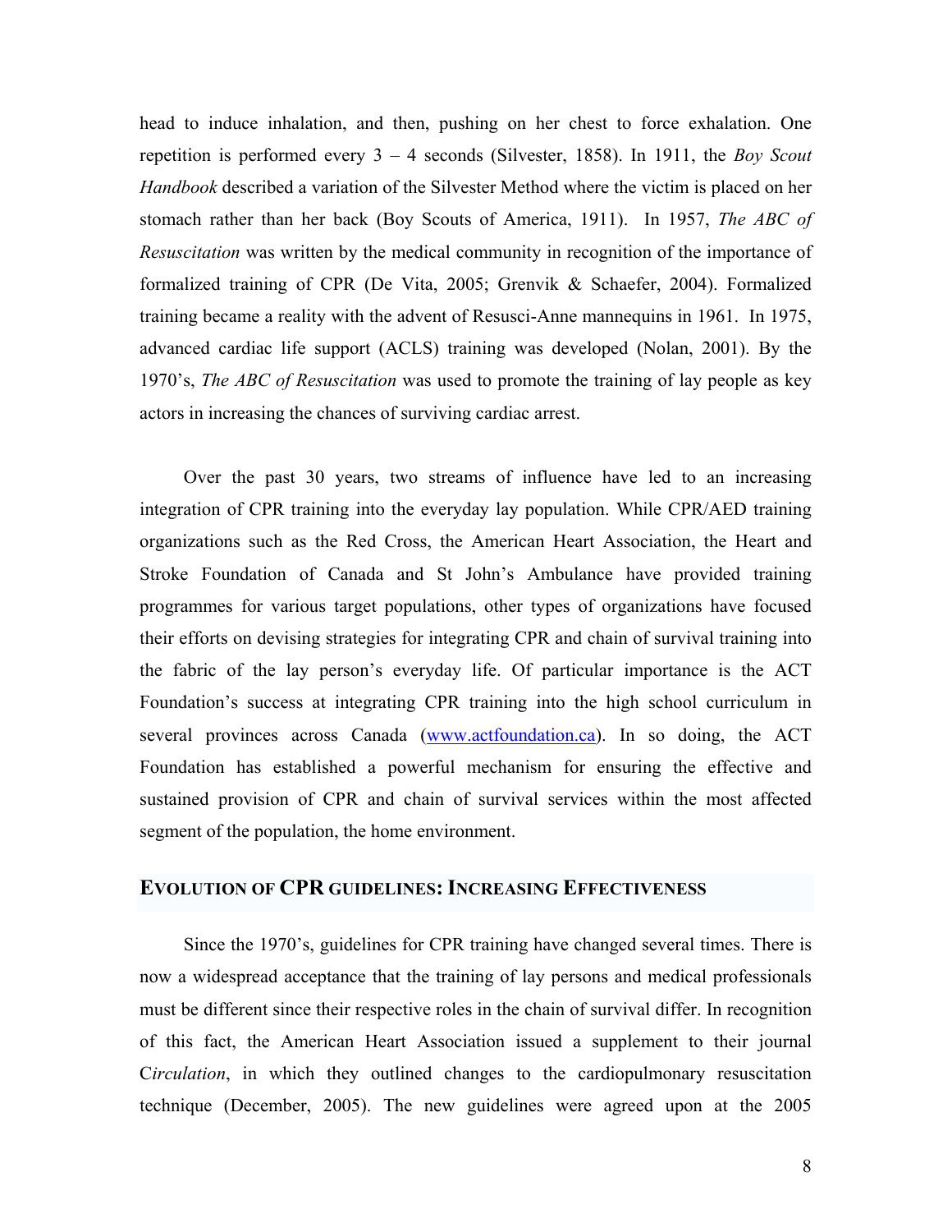head to induce inhalation, and then, pushing on her chest to force exhalation. One repetition is performed every 3 – 4 seconds (Silvester, 1858). In 1911, the *Boy Scout Handbook* described a variation of the Silvester Method where the victim is placed on her stomach rather than her back (Boy Scouts of America, 1911). In 1957, *The ABC of Resuscitation* was written by the medical community in recognition of the importance of formalized training of CPR (De Vita, 2005; Grenvik & Schaefer, 2004). Formalized training became a reality with the advent of Resusci-Anne mannequins in 1961. In 1975, advanced cardiac life support (ACLS) training was developed (Nolan, 2001). By the 1970's, *The ABC of Resuscitation* was used to promote the training of lay people as key actors in increasing the chances of surviving cardiac arrest.

Over the past 30 years, two streams of influence have led to an increasing integration of CPR training into the everyday lay population. While CPR/AED training organizations such as the Red Cross, the American Heart Association, the Heart and Stroke Foundation of Canada and St John's Ambulance have provided training programmes for various target populations, other types of organizations have focused their efforts on devising strategies for integrating CPR and chain of survival training into the fabric of the lay person's everyday life. Of particular importance is the ACT Foundation's success at integrating CPR training into the high school curriculum in several provinces across Canada ([www.actfoundation.ca](http://www.actfoundation.ca)). In so doing, the ACT Foundation has established a powerful mechanism for ensuring the effective and sustained provision of CPR and chain of survival services within the most affected segment of the population, the home environment.

## EVOLUTION OF CPR GUIDELINES: INCREASING EFFECTIVENESS

Since the 1970's, guidelines for CPR training have changed several times. There is now a widespread acceptance that the training of lay persons and medical professionals must be different since their respective roles in the chain of survival differ. In recognition of this fact, the American Heart Association issued a supplement to their journal C*irculation*, in which they outlined changes to the cardiopulmonary resuscitation technique (December, 2005). The new guidelines were agreed upon at the 2005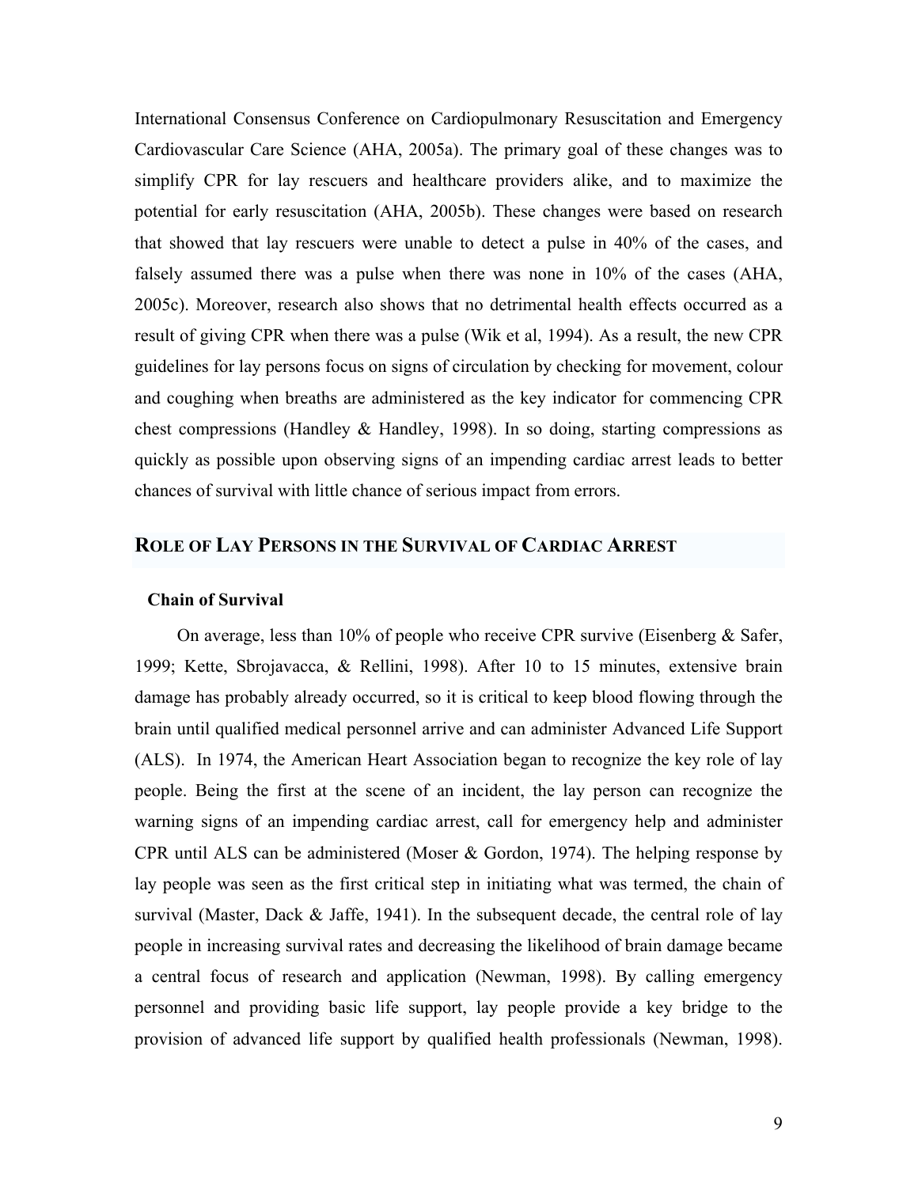International Consensus Conference on Cardiopulmonary Resuscitation and Emergency Cardiovascular Care Science (AHA, 2005a). The primary goal of these changes was to simplify CPR for lay rescuers and healthcare providers alike, and to maximize the potential for early resuscitation (AHA, 2005b). These changes were based on research that showed that lay rescuers were unable to detect a pulse in 40% of the cases, and falsely assumed there was a pulse when there was none in 10% of the cases (AHA, 2005c). Moreover, research also shows that no detrimental health effects occurred as a result of giving CPR when there was a pulse (Wik et al, 1994). As a result, the new CPR guidelines for lay persons focus on signs of circulation by checking for movement, colour and coughing when breaths are administered as the key indicator for commencing CPR chest compressions (Handley & Handley, 1998). In so doing, starting compressions as quickly as possible upon observing signs of an impending cardiac arrest leads to better chances of survival with little chance of serious impact from errors.

## ROLE OF LAY PERSONS IN THE SURVIVAL OF CARDIAC ARREST

### Chain of Survival

On average, less than 10% of people who receive CPR survive (Eisenberg & Safer, 1999; Kette, Sbrojavacca, & Rellini, 1998). After 10 to 15 minutes, extensive brain damage has probably already occurred, so it is critical to keep blood flowing through the brain until qualified medical personnel arrive and can administer Advanced Life Support (ALS). In 1974, the American Heart Association began to recognize the key role of lay people. Being the first at the scene of an incident, the lay person can recognize the warning signs of an impending cardiac arrest, call for emergency help and administer CPR until ALS can be administered (Moser & Gordon, 1974). The helping response by lay people was seen as the first critical step in initiating what was termed, the chain of survival (Master, Dack & Jaffe, 1941). In the subsequent decade, the central role of lay people in increasing survival rates and decreasing the likelihood of brain damage became a central focus of research and application (Newman, 1998). By calling emergency personnel and providing basic life support, lay people provide a key bridge to the provision of advanced life support by qualified health professionals (Newman, 1998).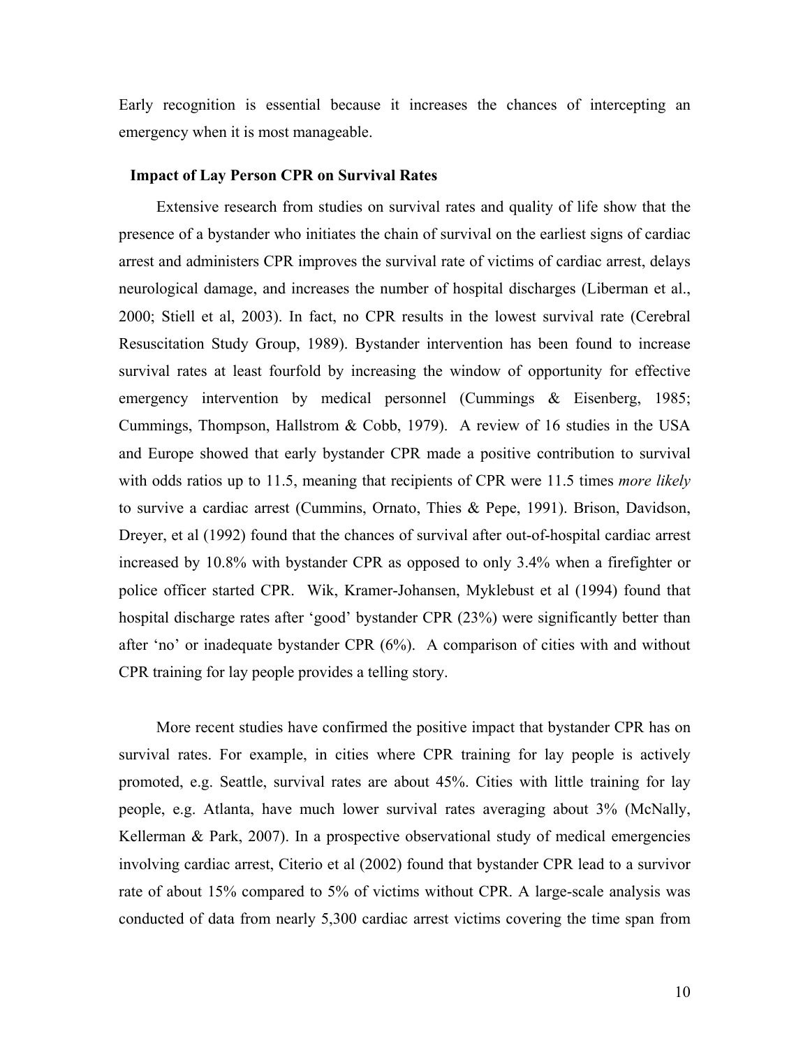Early recognition is essential because it increases the chances of intercepting an emergency when it is most manageable.

### Impact of Lay Person CPR on Survival Rates

Extensive research from studies on survival rates and quality of life show that the presence of a bystander who initiates the chain of survival on the earliest signs of cardiac arrest and administers CPR improves the survival rate of victims of cardiac arrest, delays neurological damage, and increases the number of hospital discharges (Liberman et al., 2000; Stiell et al, 2003). In fact, no CPR results in the lowest survival rate (Cerebral Resuscitation Study Group, 1989). Bystander intervention has been found to increase survival rates at least fourfold by increasing the window of opportunity for effective emergency intervention by medical personnel (Cummings & Eisenberg, 1985; Cummings, Thompson, Hallstrom & Cobb, 1979). A review of 16 studies in the USA and Europe showed that early bystander CPR made a positive contribution to survival with odds ratios up to 11.5, meaning that recipients of CPR were 11.5 times *more likely* to survive a cardiac arrest (Cummins, Ornato, Thies & Pepe, 1991). Brison, Davidson, Dreyer, et al (1992) found that the chances of survival after out-of-hospital cardiac arrest increased by 10.8% with bystander CPR as opposed to only 3.4% when a firefighter or police officer started CPR. Wik, Kramer-Johansen, Myklebust et al (1994) found that hospital discharge rates after 'good' bystander CPR (23%) were significantly better than after 'no' or inadequate bystander CPR (6%). A comparison of cities with and without CPR training for lay people provides a telling story.

More recent studies have confirmed the positive impact that bystander CPR has on survival rates. For example, in cities where CPR training for lay people is actively promoted, e.g. Seattle, survival rates are about 45%. Cities with little training for lay people, e.g. Atlanta, have much lower survival rates averaging about 3% (McNally, Kellerman & Park, 2007). In a prospective observational study of medical emergencies involving cardiac arrest, Citerio et al (2002) found that bystander CPR lead to a survivor rate of about 15% compared to 5% of victims without CPR. A large-scale analysis was conducted of data from nearly 5,300 cardiac arrest victims covering the time span from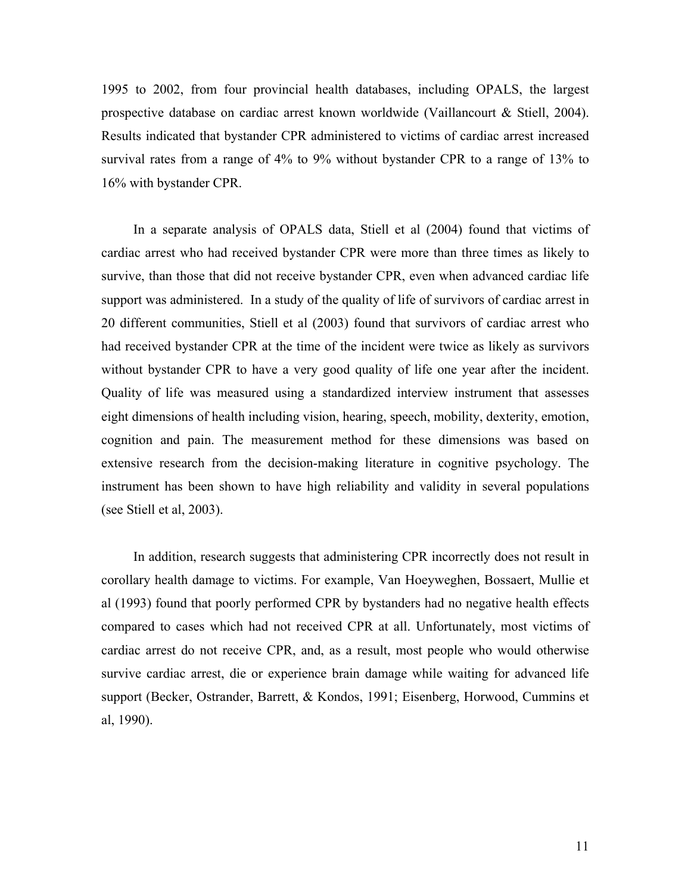1995 to 2002, from four provincial health databases, including OPALS, the largest prospective database on cardiac arrest known worldwide (Vaillancourt & Stiell, 2004). Results indicated that bystander CPR administered to victims of cardiac arrest increased survival rates from a range of 4% to 9% without bystander CPR to a range of 13% to 16% with bystander CPR.

In a separate analysis of OPALS data, Stiell et al (2004) found that victims of cardiac arrest who had received bystander CPR were more than three times as likely to survive, than those that did not receive bystander CPR, even when advanced cardiac life support was administered. In a study of the quality of life of survivors of cardiac arrest in 20 different communities, Stiell et al (2003) found that survivors of cardiac arrest who had received bystander CPR at the time of the incident were twice as likely as survivors without bystander CPR to have a very good quality of life one year after the incident. Quality of life was measured using a standardized interview instrument that assesses eight dimensions of health including vision, hearing, speech, mobility, dexterity, emotion, cognition and pain. The measurement method for these dimensions was based on extensive research from the decision-making literature in cognitive psychology. The instrument has been shown to have high reliability and validity in several populations (see Stiell et al, 2003).

In addition, research suggests that administering CPR incorrectly does not result in corollary health damage to victims. For example, Van Hoeyweghen, Bossaert, Mullie et al (1993) found that poorly performed CPR by bystanders had no negative health effects compared to cases which had not received CPR at all. Unfortunately, most victims of cardiac arrest do not receive CPR, and, as a result, most people who would otherwise survive cardiac arrest, die or experience brain damage while waiting for advanced life support (Becker, Ostrander, Barrett, & Kondos, 1991; Eisenberg, Horwood, Cummins et al, 1990).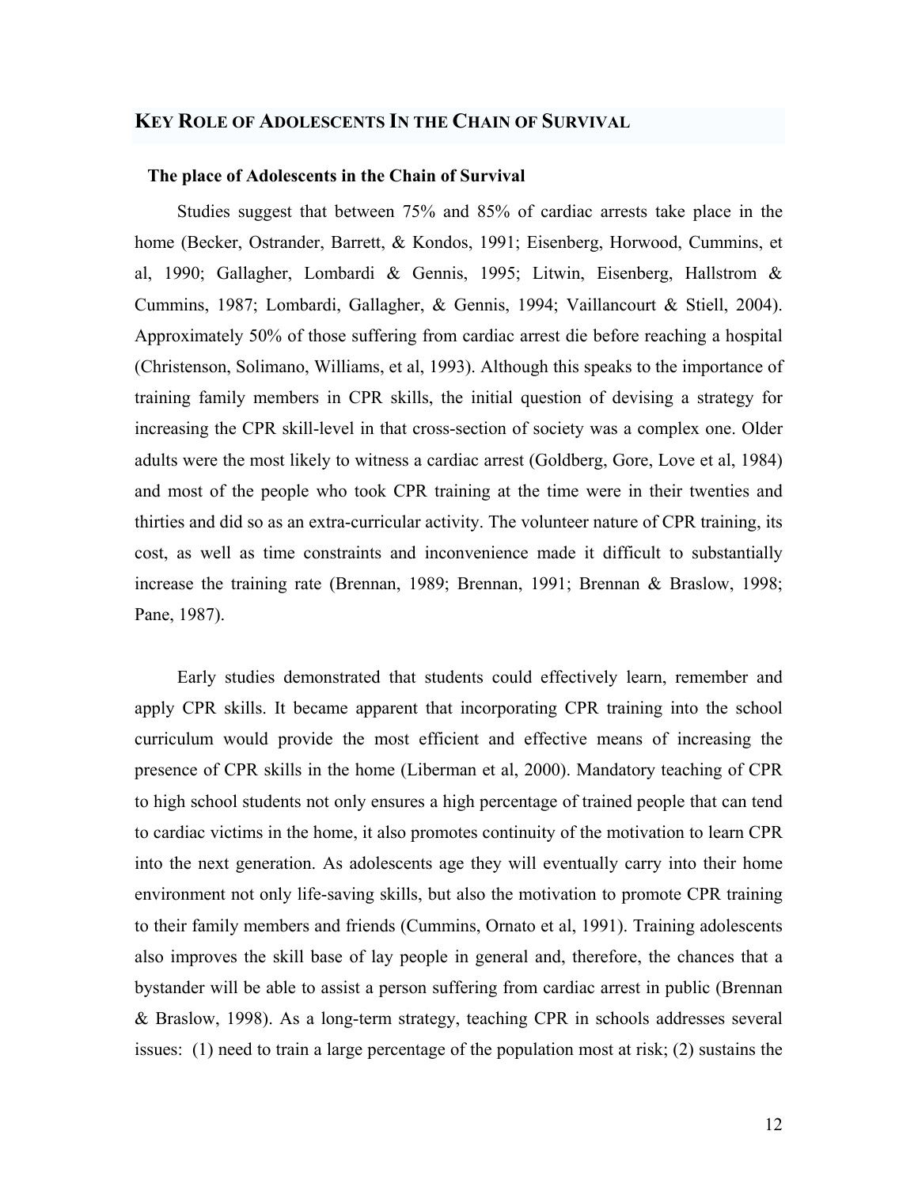## Key Role of Adolescents In the Chain of Survival

### The place of Adolescents in the Chain of Survival

Studies suggest that between 75% and 85% of cardiac arrests take place in the home (Becker, Ostrander, Barrett, & Kondos, 1991; Eisenberg, Horwood, Cummins, et al, 1990; Gallagher, Lombardi & Gennis, 1995; Litwin, Eisenberg, Hallstrom & Cummins, 1987; Lombardi, Gallagher, & Gennis, 1994; Vaillancourt & Stiell, 2004). Approximately 50% of those suffering from cardiac arrest die before reaching a hospital (Christenson, Solimano, Williams, et al, 1993). Although this speaks to the importance of training family members in CPR skills, the initial question of devising a strategy for increasing the CPR skill-level in that cross-section of society was a complex one. Older adults were the most likely to witness a cardiac arrest (Goldberg, Gore, Love et al, 1984) and most of the people who took CPR training at the time were in their twenties and thirties and did so as an extra-curricular activity. The volunteer nature of CPR training, its cost, as well as time constraints and inconvenience made it difficult to substantially increase the training rate (Brennan, 1989; Brennan, 1991; Brennan & Braslow, 1998; Pane, 1987).

Early studies demonstrated that students could effectively learn, remember and apply CPR skills. It became apparent that incorporating CPR training into the school curriculum would provide the most efficient and effective means of increasing the presence of CPR skills in the home (Liberman et al, 2000). Mandatory teaching of CPR to high school students not only ensures a high percentage of trained people that can tend to cardiac victims in the home, it also promotes continuity of the motivation to learn CPR into the next generation. As adolescents age they will eventually carry into their home environment not only life-saving skills, but also the motivation to promote CPR training to their family members and friends (Cummins, Ornato et al, 1991). Training adolescents also improves the skill base of lay people in general and, therefore, the chances that a bystander will be able to assist a person suffering from cardiac arrest in public (Brennan & Braslow, 1998). As a long-term strategy, teaching CPR in schools addresses several issues: (1) need to train a large percentage of the population most at risk; (2) sustains the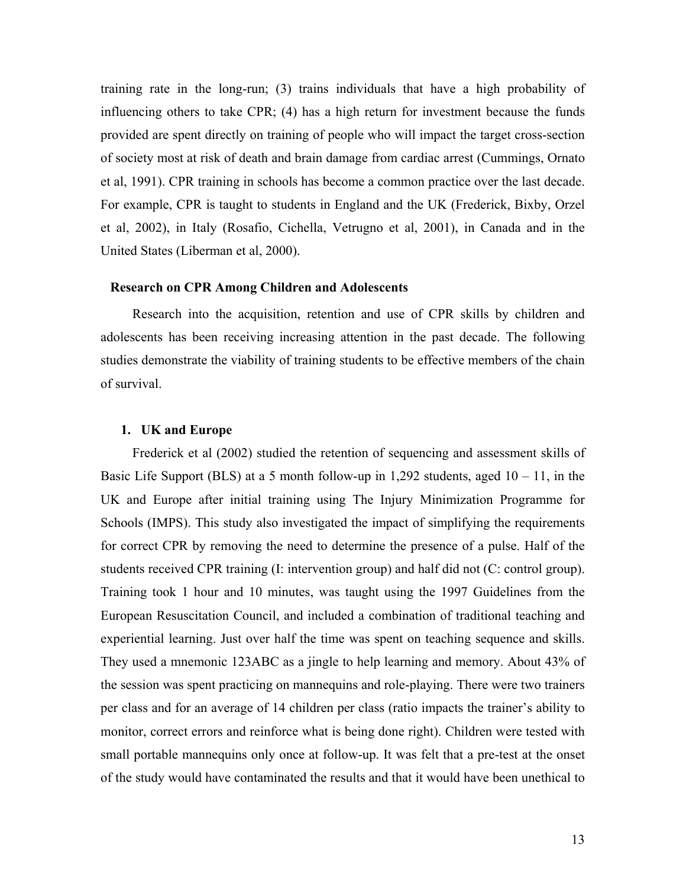training rate in the long-run; (3) trains individuals that have a high probability of influencing others to take CPR; (4) has a high return for investment because the funds provided are spent directly on training of people who will impact the target cross-section of society most at risk of death and brain damage from cardiac arrest (Cummings, Ornato et al, 1991). CPR training in schools has become a common practice over the last decade. For example, CPR is taught to students in England and the UK (Frederick, Bixby, Orzel et al, 2002), in Italy (Rosafio, Cichella, Vetrugno et al, 2001), in Canada and in the United States (Liberman et al, 2000).

## Research on CPR Among Children and Adolescents

Research into the acquisition, retention and use of CPR skills by children and adolescents has been receiving increasing attention in the past decade. The following studies demonstrate the viability of training students to be effective members of the chain of survival.

### 1. UK and Europe

Frederick et al (2002) studied the retention of sequencing and assessment skills of Basic Life Support (BLS) at a 5 month follow-up in 1,292 students, aged 10 – 11, in the UK and Europe after initial training using The Injury Minimization Programme for Schools (IMPS). This study also investigated the impact of simplifying the requirements for correct CPR by removing the need to determine the presence of a pulse. Half of the students received CPR training (I: intervention group) and half did not (C: control group). Training took 1 hour and 10 minutes, was taught using the 1997 Guidelines from the European Resuscitation Council, and included a combination of traditional teaching and experiential learning. Just over half the time was spent on teaching sequence and skills. They used a mnemonic 123ABC as a jingle to help learning and memory. About 43% of the session was spent practicing on mannequins and role-playing. There were two trainers per class and for an average of 14 children per class (ratio impacts the trainer's ability to monitor, correct errors and reinforce what is being done right). Children were tested with small portable mannequins only once at follow-up. It was felt that a pre-test at the onset of the study would have contaminated the results and that it would have been unethical to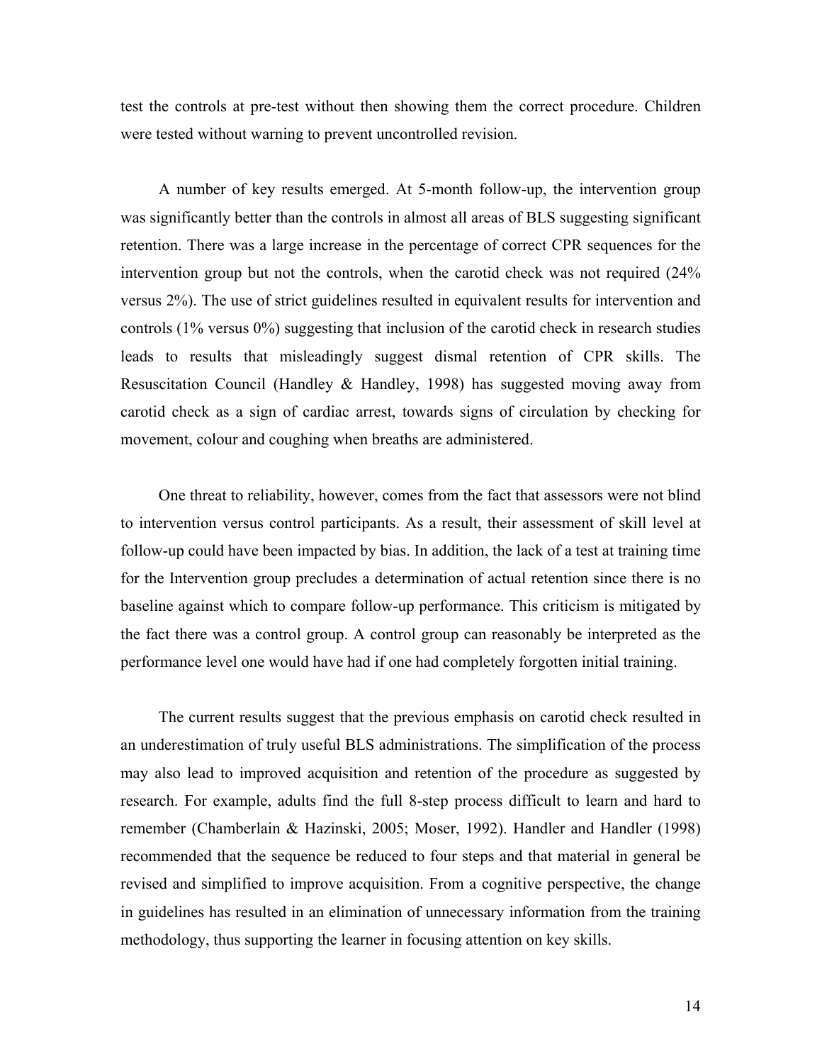test the controls at pre-test without then showing them the correct procedure. Children were tested without warning to prevent uncontrolled revision.

A number of key results emerged. At 5-month follow-up, the intervention group was significantly better than the controls in almost all areas of BLS suggesting significant retention. There was a large increase in the percentage of correct CPR sequences for the intervention group but not the controls, when the carotid check was not required (24% versus 2%). The use of strict guidelines resulted in equivalent results for intervention and controls (1% versus 0%) suggesting that inclusion of the carotid check in research studies leads to results that misleadingly suggest dismal retention of CPR skills. The Resuscitation Council (Handley & Handley, 1998) has suggested moving away from carotid check as a sign of cardiac arrest, towards signs of circulation by checking for movement, colour and coughing when breaths are administered.

One threat to reliability, however, comes from the fact that assessors were not blind to intervention versus control participants. As a result, their assessment of skill level at follow-up could have been impacted by bias. In addition, the lack of a test at training time for the Intervention group precludes a determination of actual retention since there is no baseline against which to compare follow-up performance. This criticism is mitigated by the fact there was a control group. A control group can reasonably be interpreted as the performance level one would have had if one had completely forgotten initial training.

The current results suggest that the previous emphasis on carotid check resulted in an underestimation of truly useful BLS administrations. The simplification of the process may also lead to improved acquisition and retention of the procedure as suggested by research. For example, adults find the full 8-step process difficult to learn and hard to remember (Chamberlain & Hazinski, 2005; Moser, 1992). Handler and Handler (1998) recommended that the sequence be reduced to four steps and that material in general be revised and simplified to improve acquisition. From a cognitive perspective, the change in guidelines has resulted in an elimination of unnecessary information from the training methodology, thus supporting the learner in focusing attention on key skills.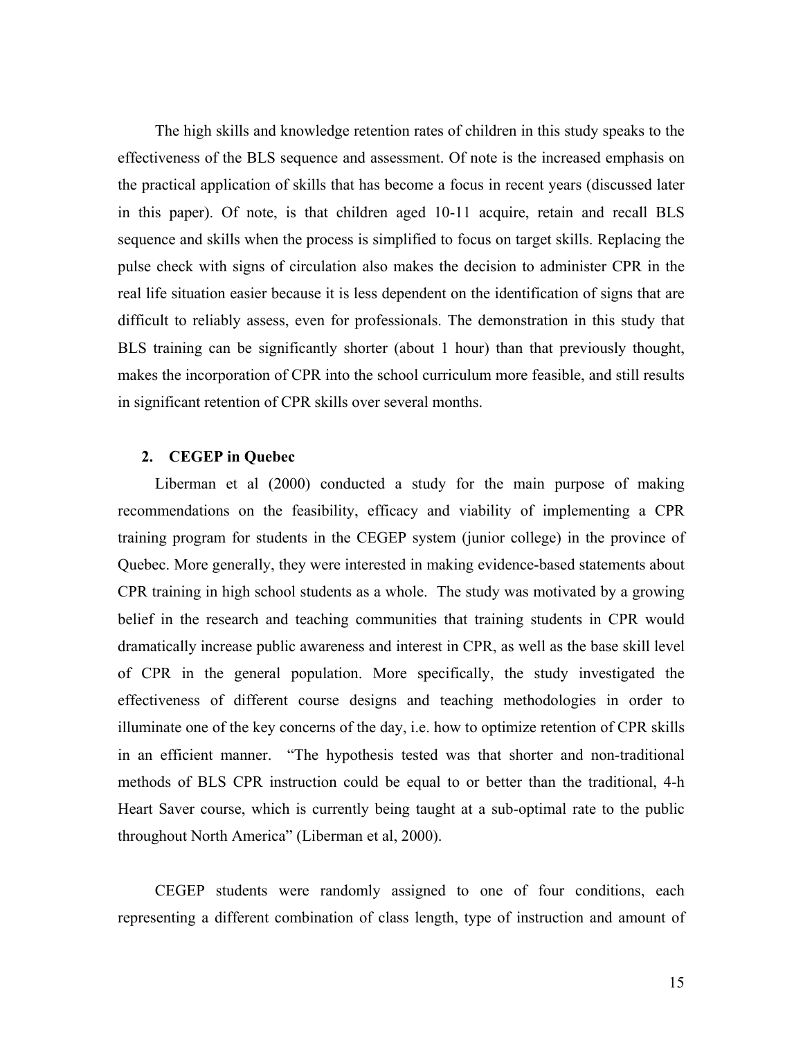The high skills and knowledge retention rates of children in this study speaks to the effectiveness of the BLS sequence and assessment. Of note is the increased emphasis on the practical application of skills that has become a focus in recent years (discussed later in this paper). Of note, is that children aged 10-11 acquire, retain and recall BLS sequence and skills when the process is simplified to focus on target skills. Replacing the pulse check with signs of circulation also makes the decision to administer CPR in the real life situation easier because it is less dependent on the identification of signs that are difficult to reliably assess, even for professionals. The demonstration in this study that BLS training can be significantly shorter (about 1 hour) than that previously thought, makes the incorporation of CPR into the school curriculum more feasible, and still results in significant retention of CPR skills over several months.

### 2. CEGEP in Quebec

Liberman et al (2000) conducted a study for the main purpose of making recommendations on the feasibility, efficacy and viability of implementing a CPR training program for students in the CEGEP system (junior college) in the province of Quebec. More generally, they were interested in making evidence-based statements about CPR training in high school students as a whole. The study was motivated by a growing belief in the research and teaching communities that training students in CPR would dramatically increase public awareness and interest in CPR, as well as the base skill level of CPR in the general population. More specifically, the study investigated the effectiveness of different course designs and teaching methodologies in order to illuminate one of the key concerns of the day, i.e. how to optimize retention of CPR skills in an efficient manner. "The hypothesis tested was that shorter and non-traditional methods of BLS CPR instruction could be equal to or better than the traditional, 4-h Heart Saver course, which is currently being taught at a sub-optimal rate to the public throughout North America" (Liberman et al, 2000).

CEGEP students were randomly assigned to one of four conditions, each representing a different combination of class length, type of instruction and amount of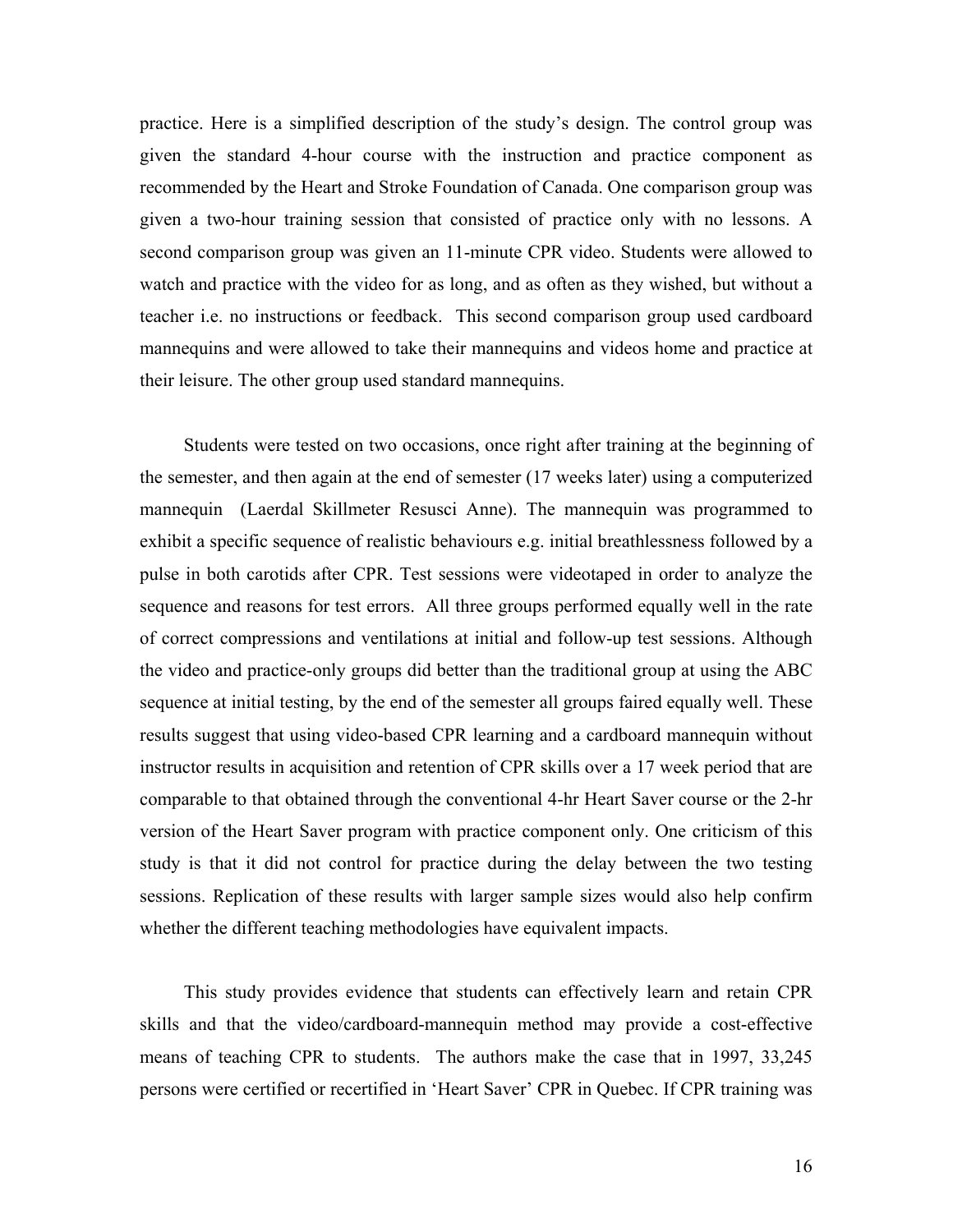practice. Here is a simplified description of the study's design. The control group was given the standard 4-hour course with the instruction and practice component as recommended by the Heart and Stroke Foundation of Canada. One comparison group was given a two-hour training session that consisted of practice only with no lessons. A second comparison group was given an 11-minute CPR video. Students were allowed to watch and practice with the video for as long, and as often as they wished, but without a teacher i.e. no instructions or feedback. This second comparison group used cardboard mannequins and were allowed to take their mannequins and videos home and practice at their leisure. The other group used standard mannequins.

Students were tested on two occasions, once right after training at the beginning of the semester, and then again at the end of semester (17 weeks later) using a computerized mannequin (Laerdal Skillmeter Resusci Anne). The mannequin was programmed to exhibit a specific sequence of realistic behaviours e.g. initial breathlessness followed by a pulse in both carotids after CPR. Test sessions were videotaped in order to analyze the sequence and reasons for test errors. All three groups performed equally well in the rate of correct compressions and ventilations at initial and follow-up test sessions. Although the video and practice-only groups did better than the traditional group at using the ABC sequence at initial testing, by the end of the semester all groups faired equally well. These results suggest that using video-based CPR learning and a cardboard mannequin without instructor results in acquisition and retention of CPR skills over a 17 week period that are comparable to that obtained through the conventional 4-hr Heart Saver course or the 2-hr version of the Heart Saver program with practice component only. One criticism of this study is that it did not control for practice during the delay between the two testing sessions. Replication of these results with larger sample sizes would also help confirm whether the different teaching methodologies have equivalent impacts.

This study provides evidence that students can effectively learn and retain CPR skills and that the video/cardboard-mannequin method may provide a cost-effective means of teaching CPR to students. The authors make the case that in 1997, 33,245 persons were certified or recertified in 'Heart Saver' CPR in Quebec. If CPR training was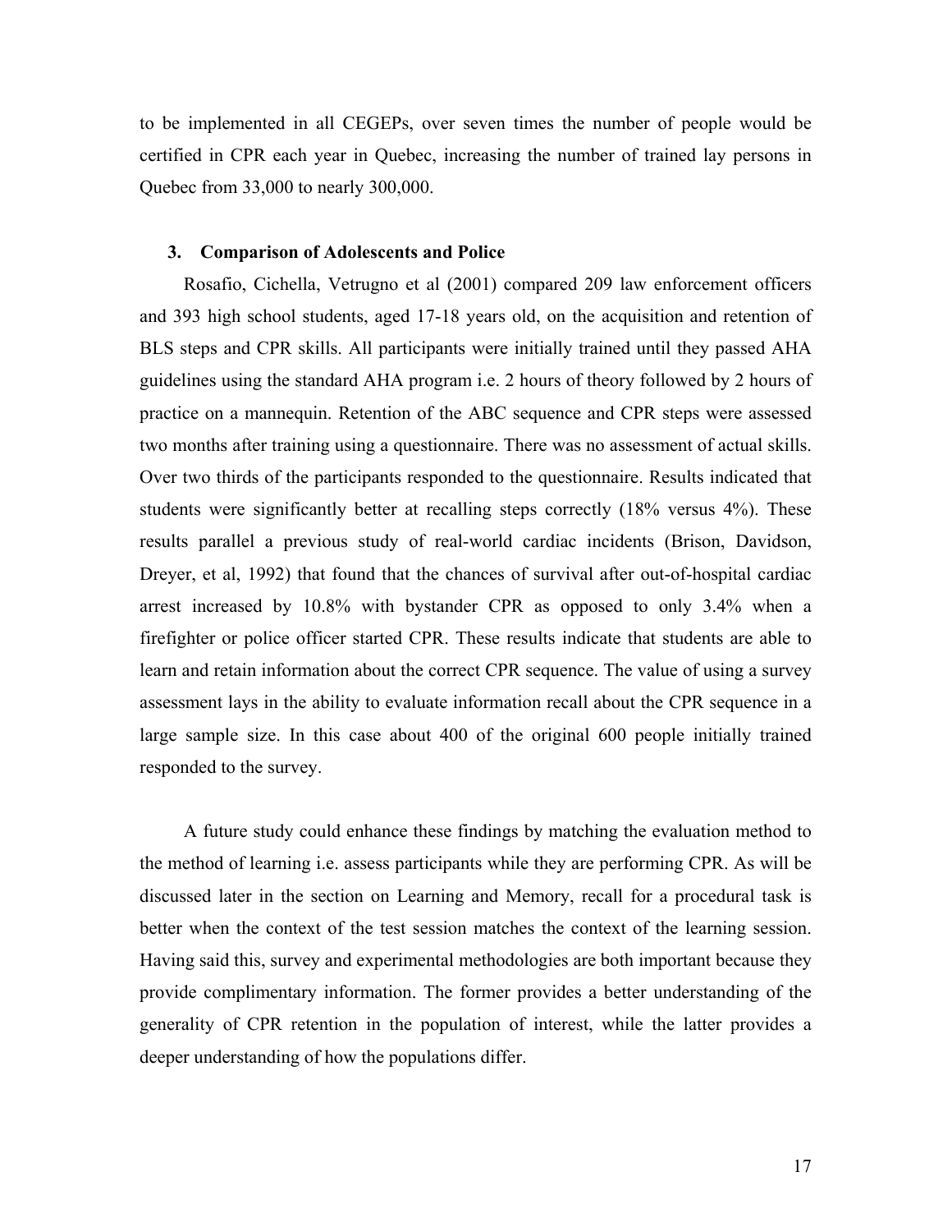to be implemented in all CEGEPs, over seven times the number of people would be certified in CPR each year in Quebec, increasing the number of trained lay persons in Quebec from 33,000 to nearly 300,000.

### 3. Comparison of Adolescents and Police

Rosafio, Cichella, Vetrugno et al (2001) compared 209 law enforcement officers and 393 high school students, aged 17-18 years old, on the acquisition and retention of BLS steps and CPR skills. All participants were initially trained until they passed AHA guidelines using the standard AHA program i.e. 2 hours of theory followed by 2 hours of practice on a mannequin. Retention of the ABC sequence and CPR steps were assessed two months after training using a questionnaire. There was no assessment of actual skills. Over two thirds of the participants responded to the questionnaire. Results indicated that students were significantly better at recalling steps correctly (18% versus 4%). These results parallel a previous study of real-world cardiac incidents (Brison, Davidson, Dreyer, et al, 1992) that found that the chances of survival after out-of-hospital cardiac arrest increased by 10.8% with bystander CPR as opposed to only 3.4% when a firefighter or police officer started CPR. These results indicate that students are able to learn and retain information about the correct CPR sequence. The value of using a survey assessment lays in the ability to evaluate information recall about the CPR sequence in a large sample size. In this case about 400 of the original 600 people initially trained responded to the survey.

A future study could enhance these findings by matching the evaluation method to the method of learning i.e. assess participants while they are performing CPR. As will be discussed later in the section on Learning and Memory, recall for a procedural task is better when the context of the test session matches the context of the learning session. Having said this, survey and experimental methodologies are both important because they provide complimentary information. The former provides a better understanding of the generality of CPR retention in the population of interest, while the latter provides a deeper understanding of how the populations differ.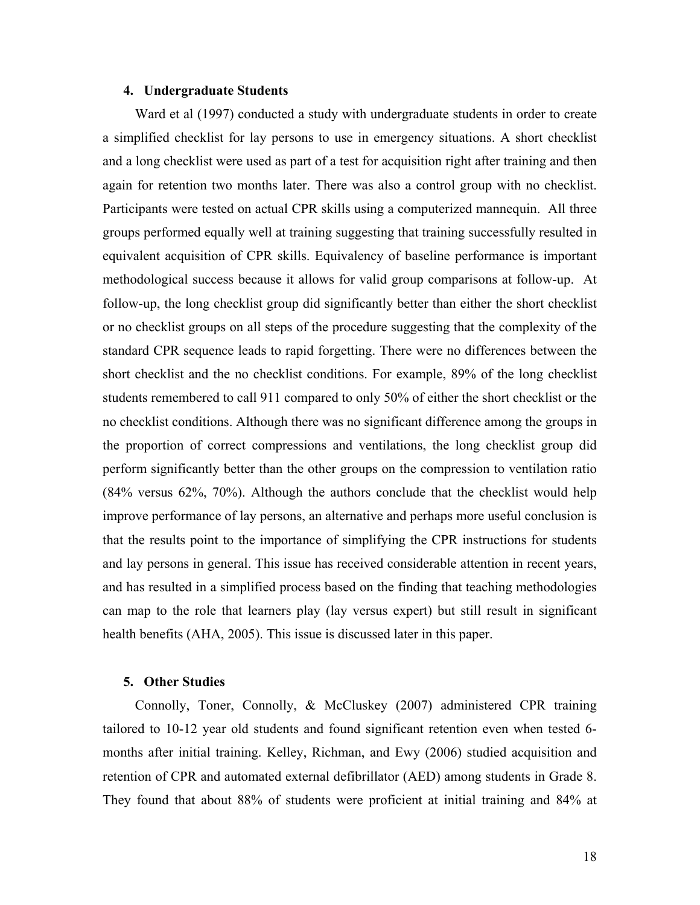#### 4. Undergraduate Students

Ward et al (1997) conducted a study with undergraduate students in order to create a simplified checklist for lay persons to use in emergency situations. A short checklist and a long checklist were used as part of a test for acquisition right after training and then again for retention two months later. There was also a control group with no checklist. Participants were tested on actual CPR skills using a computerized mannequin. All three groups performed equally well at training suggesting that training successfully resulted in equivalent acquisition of CPR skills. Equivalency of baseline performance is important methodological success because it allows for valid group comparisons at follow-up. At follow-up, the long checklist group did significantly better than either the short checklist or no checklist groups on all steps of the procedure suggesting that the complexity of the standard CPR sequence leads to rapid forgetting. There were no differences between the short checklist and the no checklist conditions. For example, 89% of the long checklist students remembered to call 911 compared to only 50% of either the short checklist or the no checklist conditions. Although there was no significant difference among the groups in the proportion of correct compressions and ventilations, the long checklist group did perform significantly better than the other groups on the compression to ventilation ratio (84% versus 62%, 70%). Although the authors conclude that the checklist would help improve performance of lay persons, an alternative and perhaps more useful conclusion is that the results point to the importance of simplifying the CPR instructions for students and lay persons in general. This issue has received considerable attention in recent years, and has resulted in a simplified process based on the finding that teaching methodologies can map to the role that learners play (lay versus expert) but still result in significant health benefits (AHA, 2005). This issue is discussed later in this paper.

#### 5. Other Studies

Connolly, Toner, Connolly, & McCluskey (2007) administered CPR training tailored to 10-12 year old students and found significant retention even when tested 6-months after initial training. Kelley, Richman, and Ewy (2006) studied acquisition and retention of CPR and automated external defibrillator (AED) among students in Grade 8. They found that about 88% of students were proficient at initial training and 84% at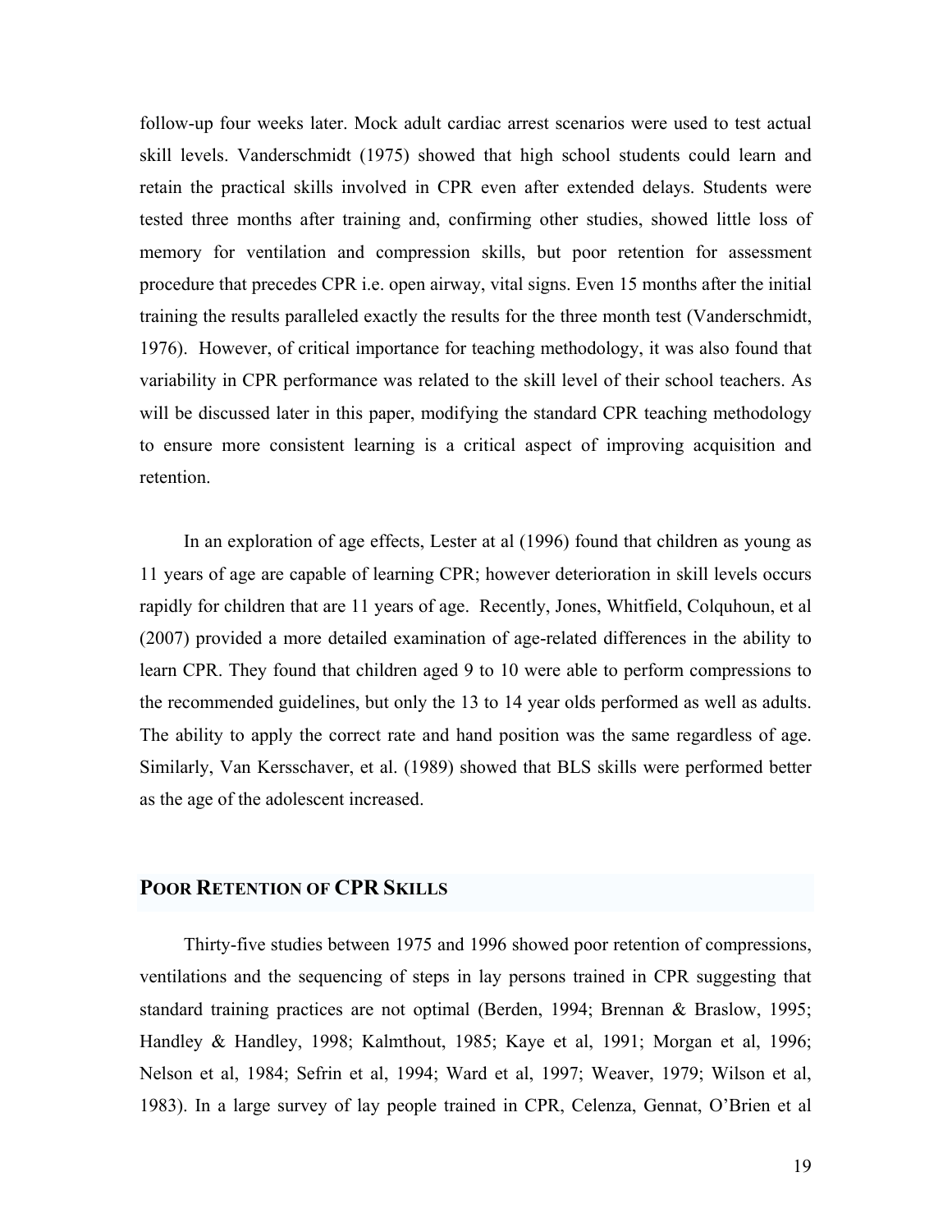follow-up four weeks later. Mock adult cardiac arrest scenarios were used to test actual skill levels. Vanderschmidt (1975) showed that high school students could learn and retain the practical skills involved in CPR even after extended delays. Students were tested three months after training and, confirming other studies, showed little loss of memory for ventilation and compression skills, but poor retention for assessment procedure that precedes CPR i.e. open airway, vital signs. Even 15 months after the initial training the results paralleled exactly the results for the three month test (Vanderschmidt, 1976). However, of critical importance for teaching methodology, it was also found that variability in CPR performance was related to the skill level of their school teachers. As will be discussed later in this paper, modifying the standard CPR teaching methodology to ensure more consistent learning is a critical aspect of improving acquisition and retention.

In an exploration of age effects, Lester at al (1996) found that children as young as 11 years of age are capable of learning CPR; however deterioration in skill levels occurs rapidly for children that are 11 years of age. Recently, Jones, Whitfield, Colquhoun, et al (2007) provided a more detailed examination of age-related differences in the ability to learn CPR. They found that children aged 9 to 10 were able to perform compressions to the recommended guidelines, but only the 13 to 14 year olds performed as well as adults. The ability to apply the correct rate and hand position was the same regardless of age. Similarly, Van Kersschaver, et al. (1989) showed that BLS skills were performed better as the age of the adolescent increased.

## POOR RETENTION OF CPR SKILLS

Thirty-five studies between 1975 and 1996 showed poor retention of compressions, ventilations and the sequencing of steps in lay persons trained in CPR suggesting that standard training practices are not optimal (Berden, 1994; Brennan & Braslow, 1995; Handley & Handley, 1998; Kalmthout, 1985; Kaye et al, 1991; Morgan et al, 1996; Nelson et al, 1984; Sefrin et al, 1994; Ward et al, 1997; Weaver, 1979; Wilson et al, 1983). In a large survey of lay people trained in CPR, Celenza, Gennat, O'Brien et al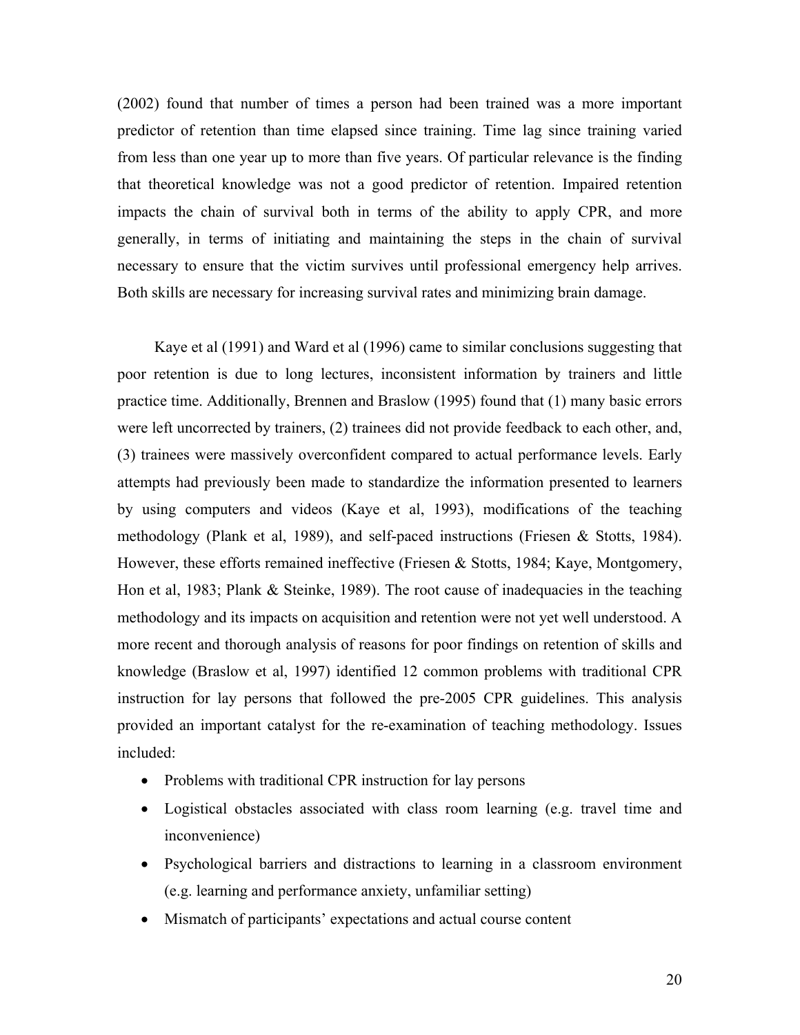(2002) found that number of times a person had been trained was a more important predictor of retention than time elapsed since training. Time lag since training varied from less than one year up to more than five years. Of particular relevance is the finding that theoretical knowledge was not a good predictor of retention. Impaired retention impacts the chain of survival both in terms of the ability to apply CPR, and more generally, in terms of initiating and maintaining the steps in the chain of survival necessary to ensure that the victim survives until professional emergency help arrives. Both skills are necessary for increasing survival rates and minimizing brain damage.

Kaye et al (1991) and Ward et al (1996) came to similar conclusions suggesting that poor retention is due to long lectures, inconsistent information by trainers and little practice time. Additionally, Brennen and Braslow (1995) found that (1) many basic errors were left uncorrected by trainers, (2) trainees did not provide feedback to each other, and, (3) trainees were massively overconfident compared to actual performance levels. Early attempts had previously been made to standardize the information presented to learners by using computers and videos (Kaye et al, 1993), modifications of the teaching methodology (Plank et al, 1989), and self-paced instructions (Friesen & Stotts, 1984). However, these efforts remained ineffective (Friesen & Stotts, 1984; Kaye, Montgomery, Hon et al, 1983; Plank & Steinke, 1989). The root cause of inadequacies in the teaching methodology and its impacts on acquisition and retention were not yet well understood. A more recent and thorough analysis of reasons for poor findings on retention of skills and knowledge (Braslow et al, 1997) identified 12 common problems with traditional CPR instruction for lay persons that followed the pre-2005 CPR guidelines. This analysis provided an important catalyst for the re-examination of teaching methodology. Issues included:

- Problems with traditional CPR instruction for lay persons
- Logistical obstacles associated with class room learning (e.g. travel time and inconvenience)
- Psychological barriers and distractions to learning in a classroom environment (e.g. learning and performance anxiety, unfamiliar setting)
- Mismatch of participants' expectations and actual course content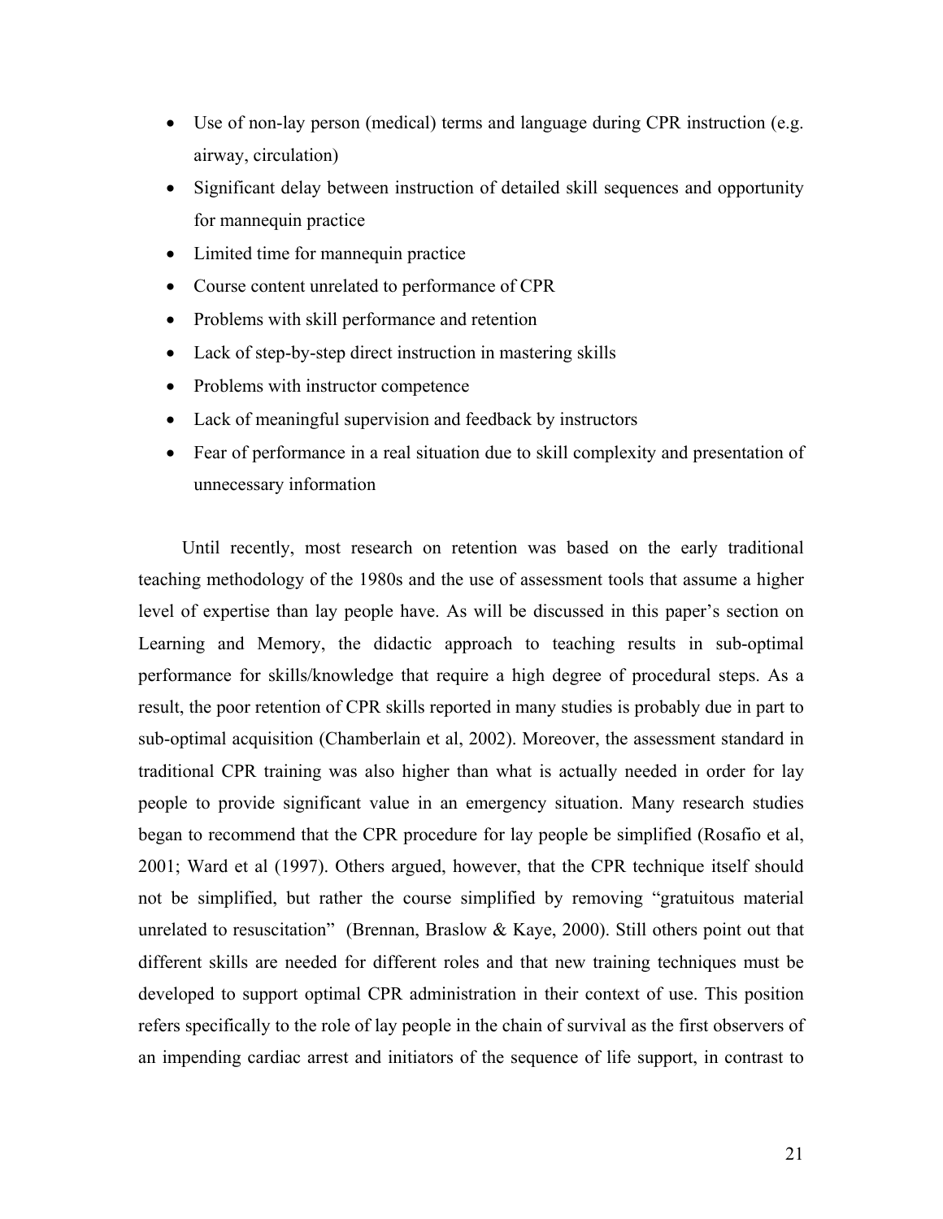- Use of non-lay person (medical) terms and language during CPR instruction (e.g. airway, circulation)
- Significant delay between instruction of detailed skill sequences and opportunity for mannequin practice
- Limited time for mannequin practice
- Course content unrelated to performance of CPR
- Problems with skill performance and retention
- Lack of step-by-step direct instruction in mastering skills
- Problems with instructor competence
- Lack of meaningful supervision and feedback by instructors
- Fear of performance in a real situation due to skill complexity and presentation of unnecessary information

Until recently, most research on retention was based on the early traditional teaching methodology of the 1980s and the use of assessment tools that assume a higher level of expertise than lay people have. As will be discussed in this paper's section on Learning and Memory, the didactic approach to teaching results in sub-optimal performance for skills/knowledge that require a high degree of procedural steps. As a result, the poor retention of CPR skills reported in many studies is probably due in part to sub-optimal acquisition (Chamberlain et al, 2002). Moreover, the assessment standard in traditional CPR training was also higher than what is actually needed in order for lay people to provide significant value in an emergency situation. Many research studies began to recommend that the CPR procedure for lay people be simplified (Rosafio et al, 2001; Ward et al (1997). Others argued, however, that the CPR technique itself should not be simplified, but rather the course simplified by removing "gratuitous material unrelated to resuscitation" (Brennan, Braslow & Kaye, 2000). Still others point out that different skills are needed for different roles and that new training techniques must be developed to support optimal CPR administration in their context of use. This position refers specifically to the role of lay people in the chain of survival as the first observers of an impending cardiac arrest and initiators of the sequence of life support, in contrast to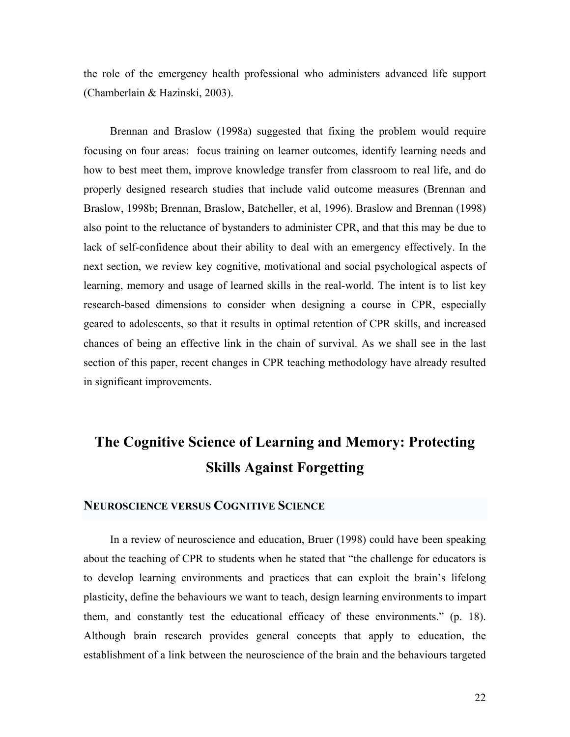the role of the emergency health professional who administers advanced life support (Chamberlain & Hazinski, 2003).

Brennan and Braslow (1998a) suggested that fixing the problem would require focusing on four areas: focus training on learner outcomes, identify learning needs and how to best meet them, improve knowledge transfer from classroom to real life, and do properly designed research studies that include valid outcome measures (Brennan and Braslow, 1998b; Brennan, Braslow, Batcheller, et al, 1996). Braslow and Brennan (1998) also point to the reluctance of bystanders to administer CPR, and that this may be due to lack of self-confidence about their ability to deal with an emergency effectively. In the next section, we review key cognitive, motivational and social psychological aspects of learning, memory and usage of learned skills in the real-world. The intent is to list key research-based dimensions to consider when designing a course in CPR, especially geared to adolescents, so that it results in optimal retention of CPR skills, and increased chances of being an effective link in the chain of survival. As we shall see in the last section of this paper, recent changes in CPR teaching methodology have already resulted in significant improvements.

# The Cognitive Science of Learning and Memory: Protecting Skills Against Forgetting

## Neuroscience versus Cognitive Science

In a review of neuroscience and education, Bruer (1998) could have been speaking about the teaching of CPR to students when he stated that "the challenge for educators is to develop learning environments and practices that can exploit the brain's lifelong plasticity, define the behaviours we want to teach, design learning environments to impart them, and constantly test the educational efficacy of these environments." (p. 18). Although brain research provides general concepts that apply to education, the establishment of a link between the neuroscience of the brain and the behaviours targeted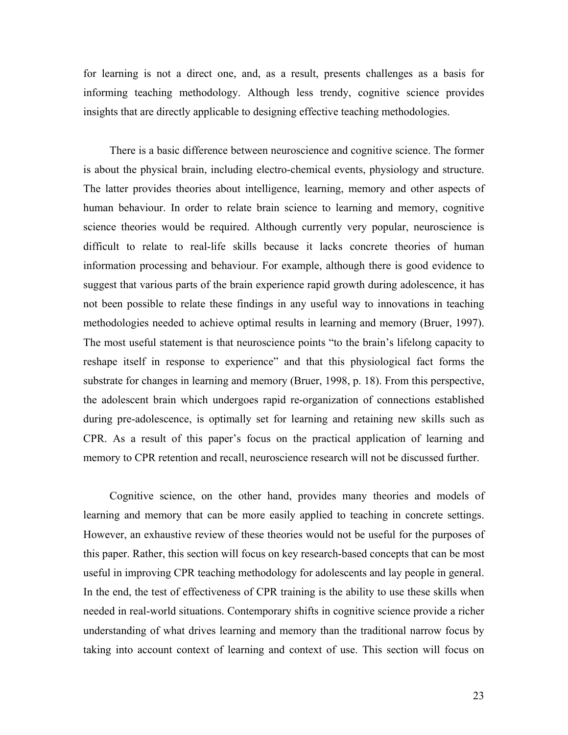for learning is not a direct one, and, as a result, presents challenges as a basis for informing teaching methodology. Although less trendy, cognitive science provides insights that are directly applicable to designing effective teaching methodologies.

There is a basic difference between neuroscience and cognitive science. The former is about the physical brain, including electro-chemical events, physiology and structure. The latter provides theories about intelligence, learning, memory and other aspects of human behaviour. In order to relate brain science to learning and memory, cognitive science theories would be required. Although currently very popular, neuroscience is difficult to relate to real-life skills because it lacks concrete theories of human information processing and behaviour. For example, although there is good evidence to suggest that various parts of the brain experience rapid growth during adolescence, it has not been possible to relate these findings in any useful way to innovations in teaching methodologies needed to achieve optimal results in learning and memory (Bruer, 1997). The most useful statement is that neuroscience points "to the brain's lifelong capacity to reshape itself in response to experience" and that this physiological fact forms the substrate for changes in learning and memory (Bruer, 1998, p. 18). From this perspective, the adolescent brain which undergoes rapid re-organization of connections established during pre-adolescence, is optimally set for learning and retaining new skills such as CPR. As a result of this paper's focus on the practical application of learning and memory to CPR retention and recall, neuroscience research will not be discussed further.

Cognitive science, on the other hand, provides many theories and models of learning and memory that can be more easily applied to teaching in concrete settings. However, an exhaustive review of these theories would not be useful for the purposes of this paper. Rather, this section will focus on key research-based concepts that can be most useful in improving CPR teaching methodology for adolescents and lay people in general. In the end, the test of effectiveness of CPR training is the ability to use these skills when needed in real-world situations. Contemporary shifts in cognitive science provide a richer understanding of what drives learning and memory than the traditional narrow focus by taking into account context of learning and context of use. This section will focus on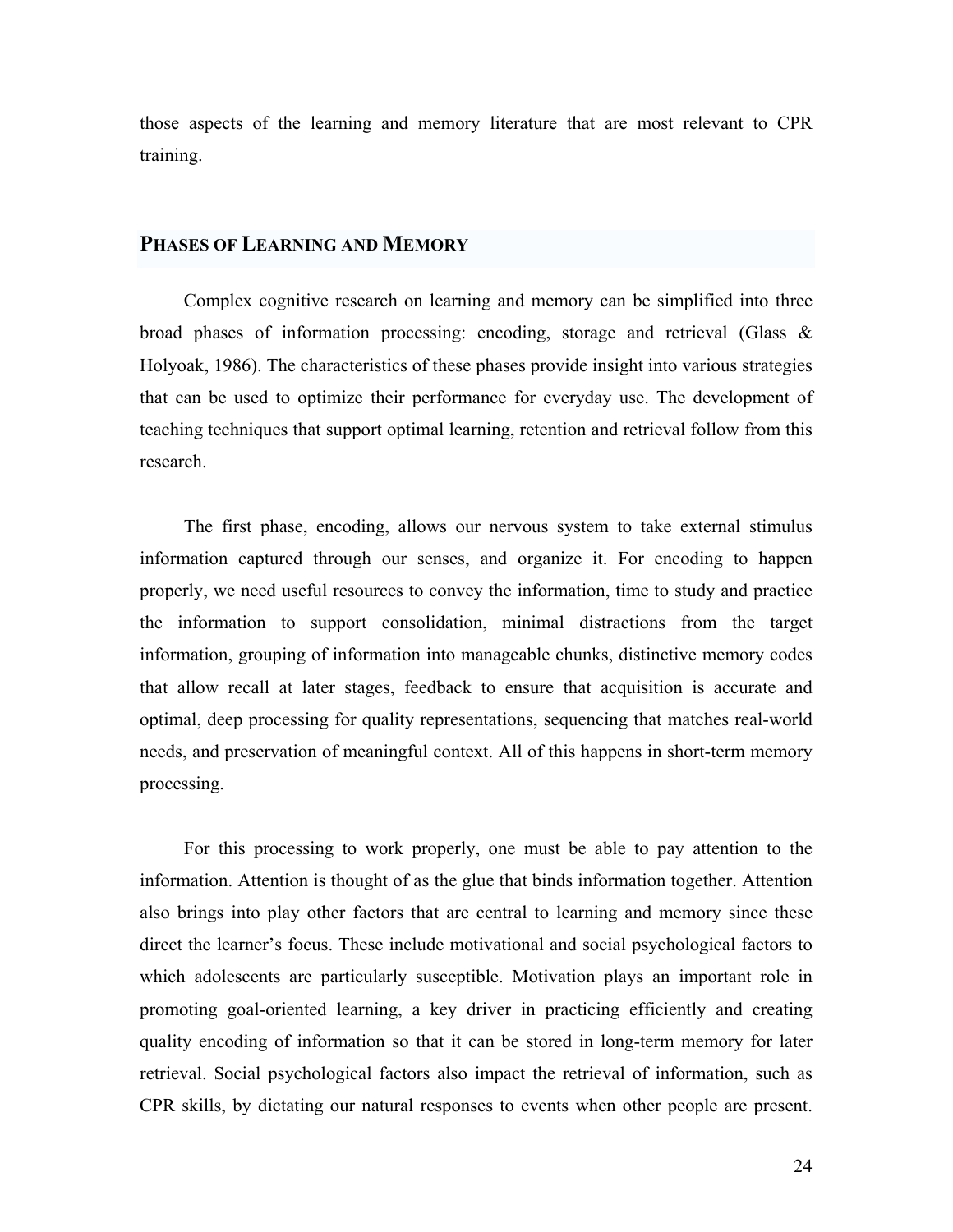those aspects of the learning and memory literature that are most relevant to CPR training.

## PHASES OF LEARNING AND MEMORY

Complex cognitive research on learning and memory can be simplified into three broad phases of information processing: encoding, storage and retrieval (Glass & Holyoak, 1986). The characteristics of these phases provide insight into various strategies that can be used to optimize their performance for everyday use. The development of teaching techniques that support optimal learning, retention and retrieval follow from this research.

The first phase, encoding, allows our nervous system to take external stimulus information captured through our senses, and organize it. For encoding to happen properly, we need useful resources to convey the information, time to study and practice the information to support consolidation, minimal distractions from the target information, grouping of information into manageable chunks, distinctive memory codes that allow recall at later stages, feedback to ensure that acquisition is accurate and optimal, deep processing for quality representations, sequencing that matches real-world needs, and preservation of meaningful context. All of this happens in short-term memory processing.

For this processing to work properly, one must be able to pay attention to the information. Attention is thought of as the glue that binds information together. Attention also brings into play other factors that are central to learning and memory since these direct the learner's focus. These include motivational and social psychological factors to which adolescents are particularly susceptible. Motivation plays an important role in promoting goal-oriented learning, a key driver in practicing efficiently and creating quality encoding of information so that it can be stored in long-term memory for later retrieval. Social psychological factors also impact the retrieval of information, such as CPR skills, by dictating our natural responses to events when other people are present.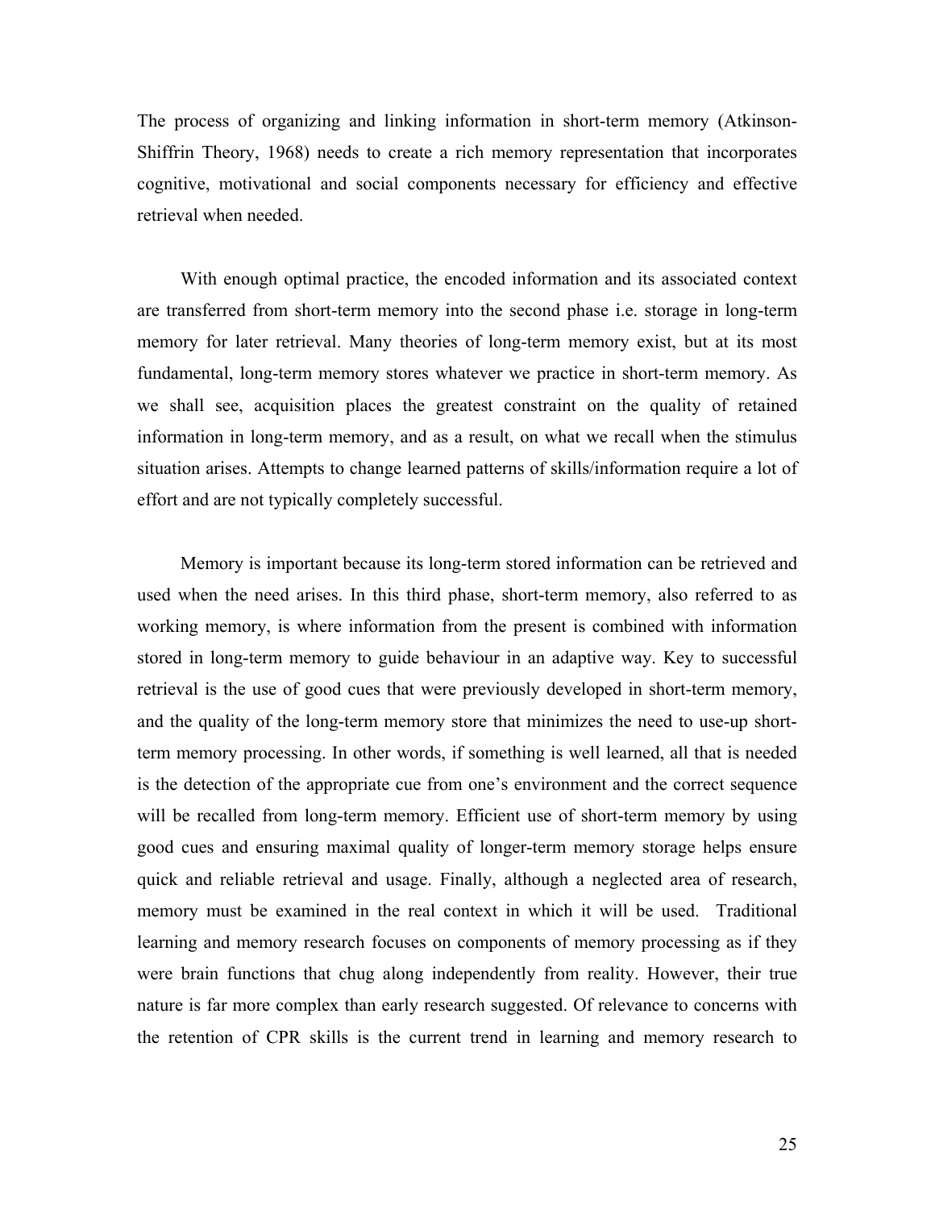The process of organizing and linking information in short-term memory (Atkinson-Shiffrin Theory, 1968) needs to create a rich memory representation that incorporates cognitive, motivational and social components necessary for efficiency and effective retrieval when needed.

With enough optimal practice, the encoded information and its associated context are transferred from short-term memory into the second phase i.e. storage in long-term memory for later retrieval. Many theories of long-term memory exist, but at its most fundamental, long-term memory stores whatever we practice in short-term memory. As we shall see, acquisition places the greatest constraint on the quality of retained information in long-term memory, and as a result, on what we recall when the stimulus situation arises. Attempts to change learned patterns of skills/information require a lot of effort and are not typically completely successful.

Memory is important because its long-term stored information can be retrieved and used when the need arises. In this third phase, short-term memory, also referred to as working memory, is where information from the present is combined with information stored in long-term memory to guide behaviour in an adaptive way. Key to successful retrieval is the use of good cues that were previously developed in short-term memory, and the quality of the long-term memory store that minimizes the need to use-up short-term memory processing. In other words, if something is well learned, all that is needed is the detection of the appropriate cue from one's environment and the correct sequence will be recalled from long-term memory. Efficient use of short-term memory by using good cues and ensuring maximal quality of longer-term memory storage helps ensure quick and reliable retrieval and usage. Finally, although a neglected area of research, memory must be examined in the real context in which it will be used. Traditional learning and memory research focuses on components of memory processing as if they were brain functions that chug along independently from reality. However, their true nature is far more complex than early research suggested. Of relevance to concerns with the retention of CPR skills is the current trend in learning and memory research to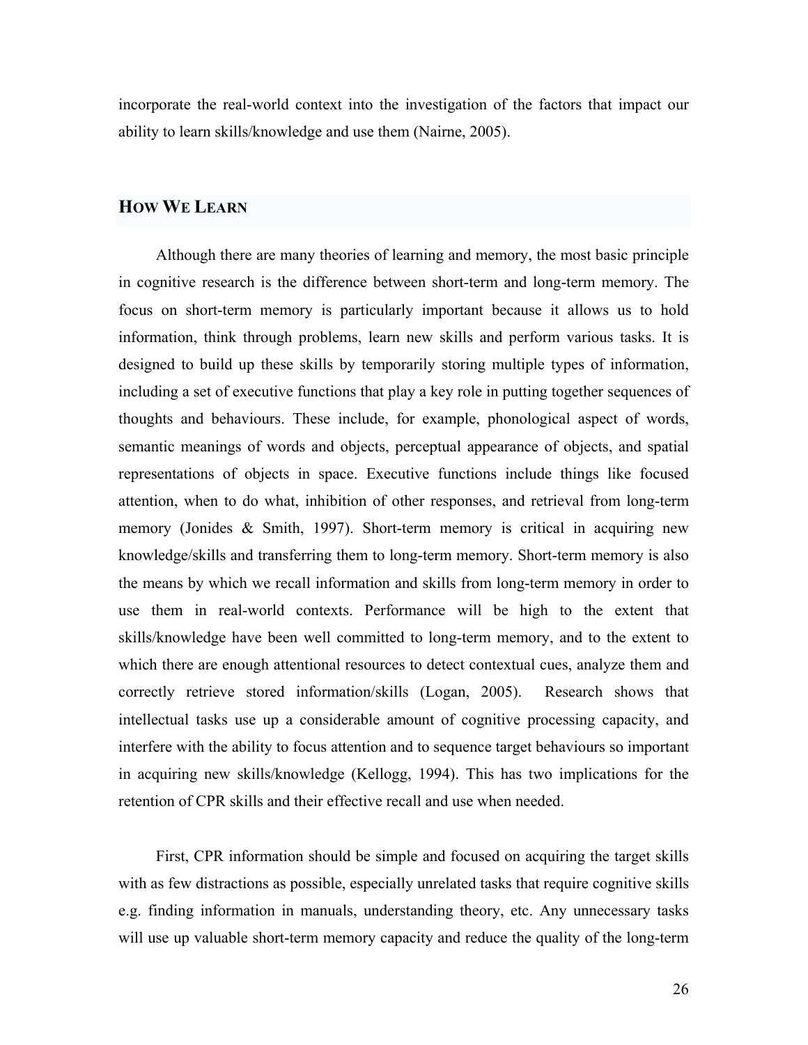incorporate the real-world context into the investigation of the factors that impact our ability to learn skills/knowledge and use them (Nairne, 2005).

## HOW WE LEARN

Although there are many theories of learning and memory, the most basic principle in cognitive research is the difference between short-term and long-term memory. The focus on short-term memory is particularly important because it allows us to hold information, think through problems, learn new skills and perform various tasks. It is designed to build up these skills by temporarily storing multiple types of information, including a set of executive functions that play a key role in putting together sequences of thoughts and behaviours. These include, for example, phonological aspect of words, semantic meanings of words and objects, perceptual appearance of objects, and spatial representations of objects in space. Executive functions include things like focused attention, when to do what, inhibition of other responses, and retrieval from long-term memory (Jonides & Smith, 1997). Short-term memory is critical in acquiring new knowledge/skills and transferring them to long-term memory. Short-term memory is also the means by which we recall information and skills from long-term memory in order to use them in real-world contexts. Performance will be high to the extent that skills/knowledge have been well committed to long-term memory, and to the extent to which there are enough attentional resources to detect contextual cues, analyze them and correctly retrieve stored information/skills (Logan, 2005). Research shows that intellectual tasks use up a considerable amount of cognitive processing capacity, and interfere with the ability to focus attention and to sequence target behaviours so important in acquiring new skills/knowledge (Kellogg, 1994). This has two implications for the retention of CPR skills and their effective recall and use when needed.

First, CPR information should be simple and focused on acquiring the target skills with as few distractions as possible, especially unrelated tasks that require cognitive skills e.g. finding information in manuals, understanding theory, etc. Any unnecessary tasks will use up valuable short-term memory capacity and reduce the quality of the long-term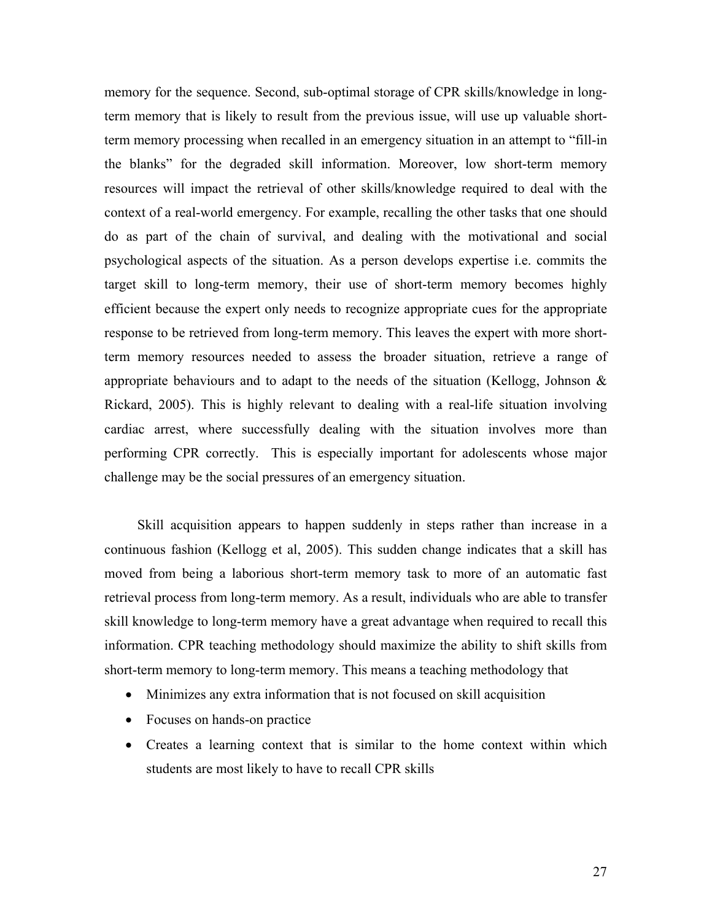memory for the sequence. Second, sub-optimal storage of CPR skills/knowledge in long-term memory that is likely to result from the previous issue, will use up valuable short-term memory processing when recalled in an emergency situation in an attempt to "fill-in the blanks" for the degraded skill information. Moreover, low short-term memory resources will impact the retrieval of other skills/knowledge required to deal with the context of a real-world emergency. For example, recalling the other tasks that one should do as part of the chain of survival, and dealing with the motivational and social psychological aspects of the situation. As a person develops expertise i.e. commits the target skill to long-term memory, their use of short-term memory becomes highly efficient because the expert only needs to recognize appropriate cues for the appropriate response to be retrieved from long-term memory. This leaves the expert with more short-term memory resources needed to assess the broader situation, retrieve a range of appropriate behaviours and to adapt to the needs of the situation (Kellogg, Johnson & Rickard, 2005). This is highly relevant to dealing with a real-life situation involving cardiac arrest, where successfully dealing with the situation involves more than performing CPR correctly. This is especially important for adolescents whose major challenge may be the social pressures of an emergency situation.

Skill acquisition appears to happen suddenly in steps rather than increase in a continuous fashion (Kellogg et al, 2005). This sudden change indicates that a skill has moved from being a laborious short-term memory task to more of an automatic fast retrieval process from long-term memory. As a result, individuals who are able to transfer skill knowledge to long-term memory have a great advantage when required to recall this information. CPR teaching methodology should maximize the ability to shift skills from short-term memory to long-term memory. This means a teaching methodology that

- Minimizes any extra information that is not focused on skill acquisition
- Focuses on hands-on practice
- Creates a learning context that is similar to the home context within which students are most likely to have to recall CPR skills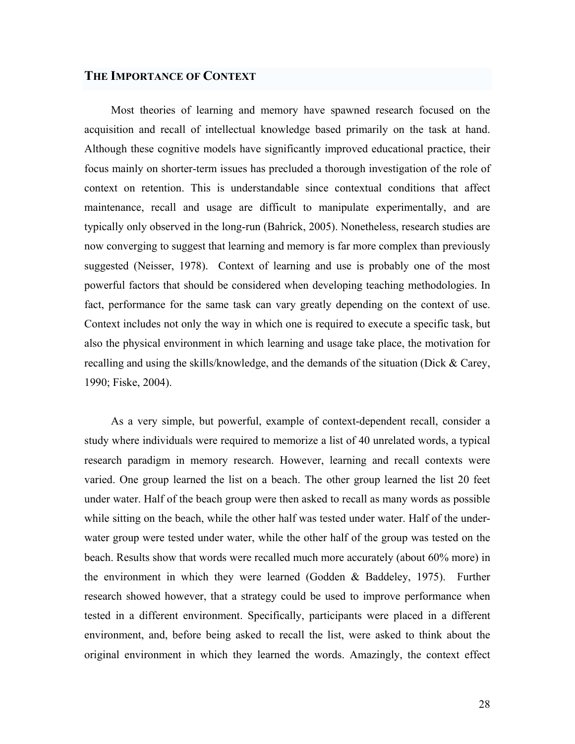## THE IMPORTANCE OF CONTEXT

Most theories of learning and memory have spawned research focused on the acquisition and recall of intellectual knowledge based primarily on the task at hand. Although these cognitive models have significantly improved educational practice, their focus mainly on shorter-term issues has precluded a thorough investigation of the role of context on retention. This is understandable since contextual conditions that affect maintenance, recall and usage are difficult to manipulate experimentally, and are typically only observed in the long-run (Bahrick, 2005). Nonetheless, research studies are now converging to suggest that learning and memory is far more complex than previously suggested (Neisser, 1978). Context of learning and use is probably one of the most powerful factors that should be considered when developing teaching methodologies. In fact, performance for the same task can vary greatly depending on the context of use. Context includes not only the way in which one is required to execute a specific task, but also the physical environment in which learning and usage take place, the motivation for recalling and using the skills/knowledge, and the demands of the situation (Dick & Carey, 1990; Fiske, 2004).

As a very simple, but powerful, example of context-dependent recall, consider a study where individuals were required to memorize a list of 40 unrelated words, a typical research paradigm in memory research. However, learning and recall contexts were varied. One group learned the list on a beach. The other group learned the list 20 feet under water. Half of the beach group were then asked to recall as many words as possible while sitting on the beach, while the other half was tested under water. Half of the under-water group were tested under water, while the other half of the group was tested on the beach. Results show that words were recalled much more accurately (about 60% more) in the environment in which they were learned (Godden & Baddeley, 1975). Further research showed however, that a strategy could be used to improve performance when tested in a different environment. Specifically, participants were placed in a different environment, and, before being asked to recall the list, were asked to think about the original environment in which they learned the words. Amazingly, the context effect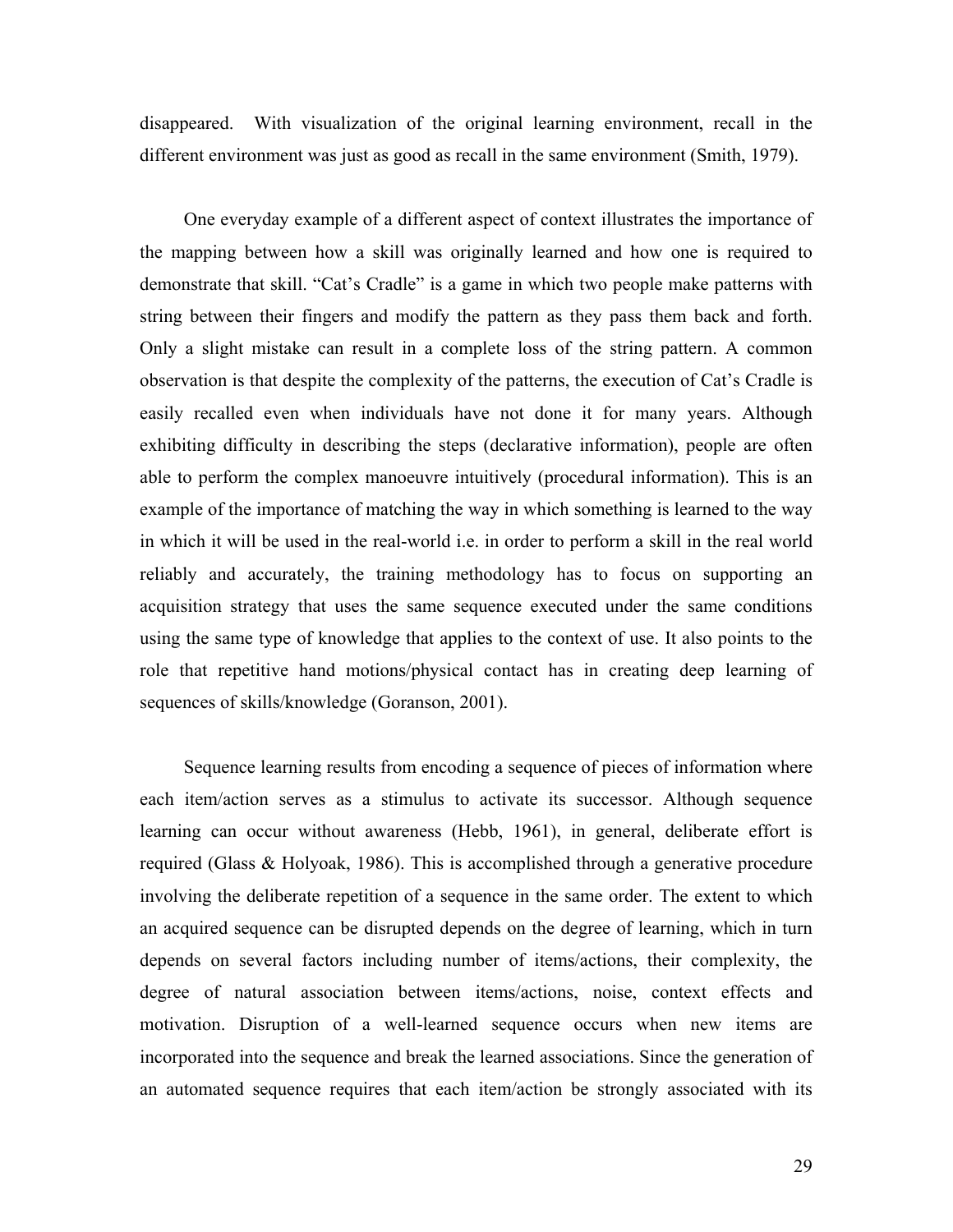disappeared. With visualization of the original learning environment, recall in the different environment was just as good as recall in the same environment (Smith, 1979).

One everyday example of a different aspect of context illustrates the importance of the mapping between how a skill was originally learned and how one is required to demonstrate that skill. "Cat's Cradle" is a game in which two people make patterns with string between their fingers and modify the pattern as they pass them back and forth. Only a slight mistake can result in a complete loss of the string pattern. A common observation is that despite the complexity of the patterns, the execution of Cat's Cradle is easily recalled even when individuals have not done it for many years. Although exhibiting difficulty in describing the steps (declarative information), people are often able to perform the complex manoeuvre intuitively (procedural information). This is an example of the importance of matching the way in which something is learned to the way in which it will be used in the real-world i.e. in order to perform a skill in the real world reliably and accurately, the training methodology has to focus on supporting an acquisition strategy that uses the same sequence executed under the same conditions using the same type of knowledge that applies to the context of use. It also points to the role that repetitive hand motions/physical contact has in creating deep learning of sequences of skills/knowledge (Goranson, 2001).

Sequence learning results from encoding a sequence of pieces of information where each item/action serves as a stimulus to activate its successor. Although sequence learning can occur without awareness (Hebb, 1961), in general, deliberate effort is required (Glass & Holyoak, 1986). This is accomplished through a generative procedure involving the deliberate repetition of a sequence in the same order. The extent to which an acquired sequence can be disrupted depends on the degree of learning, which in turn depends on several factors including number of items/actions, their complexity, the degree of natural association between items/actions, noise, context effects and motivation. Disruption of a well-learned sequence occurs when new items are incorporated into the sequence and break the learned associations. Since the generation of an automated sequence requires that each item/action be strongly associated with its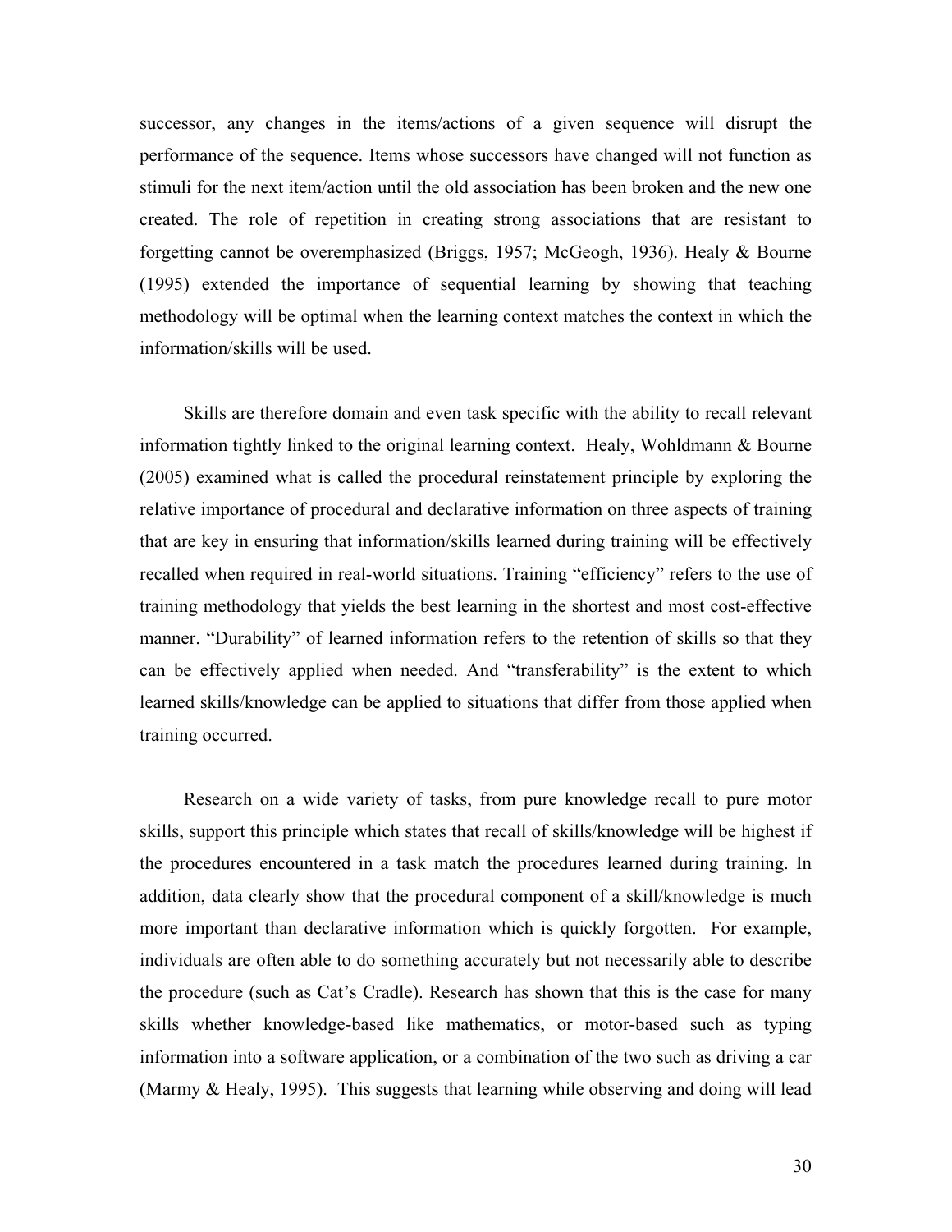successor, any changes in the items/actions of a given sequence will disrupt the performance of the sequence. Items whose successors have changed will not function as stimuli for the next item/action until the old association has been broken and the new one created. The role of repetition in creating strong associations that are resistant to forgetting cannot be overemphasized (Briggs, 1957; McGeogh, 1936). Healy & Bourne (1995) extended the importance of sequential learning by showing that teaching methodology will be optimal when the learning context matches the context in which the information/skills will be used.

Skills are therefore domain and even task specific with the ability to recall relevant information tightly linked to the original learning context. Healy, Wohldmann & Bourne (2005) examined what is called the procedural reinstatement principle by exploring the relative importance of procedural and declarative information on three aspects of training that are key in ensuring that information/skills learned during training will be effectively recalled when required in real-world situations. Training "efficiency" refers to the use of training methodology that yields the best learning in the shortest and most cost-effective manner. "Durability" of learned information refers to the retention of skills so that they can be effectively applied when needed. And "transferability" is the extent to which learned skills/knowledge can be applied to situations that differ from those applied when training occurred.

Research on a wide variety of tasks, from pure knowledge recall to pure motor skills, support this principle which states that recall of skills/knowledge will be highest if the procedures encountered in a task match the procedures learned during training. In addition, data clearly show that the procedural component of a skill/knowledge is much more important than declarative information which is quickly forgotten. For example, individuals are often able to do something accurately but not necessarily able to describe the procedure (such as Cat's Cradle). Research has shown that this is the case for many skills whether knowledge-based like mathematics, or motor-based such as typing information into a software application, or a combination of the two such as driving a car (Marmy & Healy, 1995). This suggests that learning while observing and doing will lead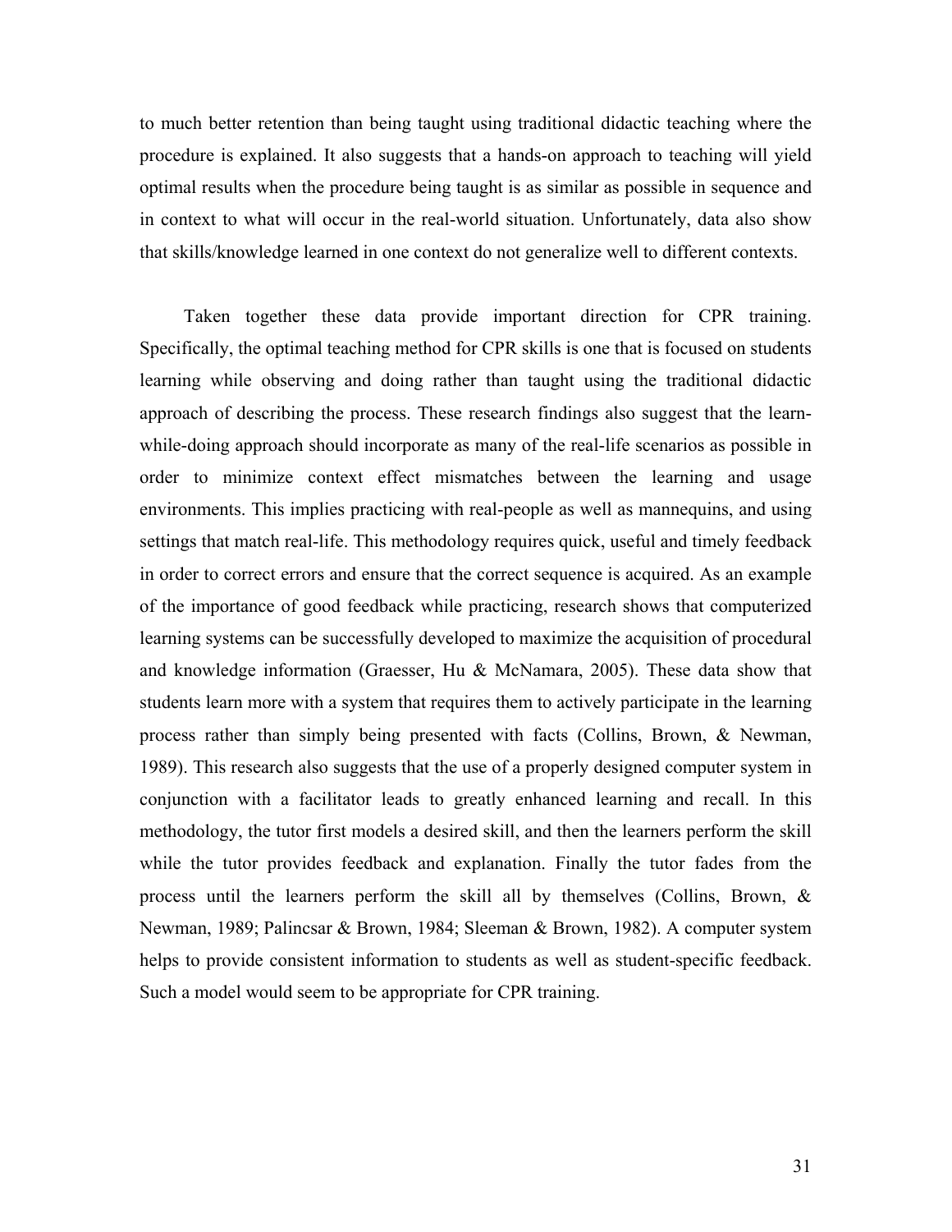to much better retention than being taught using traditional didactic teaching where the procedure is explained. It also suggests that a hands-on approach to teaching will yield optimal results when the procedure being taught is as similar as possible in sequence and in context to what will occur in the real-world situation. Unfortunately, data also show that skills/knowledge learned in one context do not generalize well to different contexts.

Taken together these data provide important direction for CPR training. Specifically, the optimal teaching method for CPR skills is one that is focused on students learning while observing and doing rather than taught using the traditional didactic approach of describing the process. These research findings also suggest that the learn-while-doing approach should incorporate as many of the real-life scenarios as possible in order to minimize context effect mismatches between the learning and usage environments. This implies practicing with real-people as well as mannequins, and using settings that match real-life. This methodology requires quick, useful and timely feedback in order to correct errors and ensure that the correct sequence is acquired. As an example of the importance of good feedback while practicing, research shows that computerized learning systems can be successfully developed to maximize the acquisition of procedural and knowledge information (Graesser, Hu & McNamara, 2005). These data show that students learn more with a system that requires them to actively participate in the learning process rather than simply being presented with facts (Collins, Brown, & Newman, 1989). This research also suggests that the use of a properly designed computer system in conjunction with a facilitator leads to greatly enhanced learning and recall. In this methodology, the tutor first models a desired skill, and then the learners perform the skill while the tutor provides feedback and explanation. Finally the tutor fades from the process until the learners perform the skill all by themselves (Collins, Brown, & Newman, 1989; Palincsar & Brown, 1984; Sleeman & Brown, 1982). A computer system helps to provide consistent information to students as well as student-specific feedback. Such a model would seem to be appropriate for CPR training.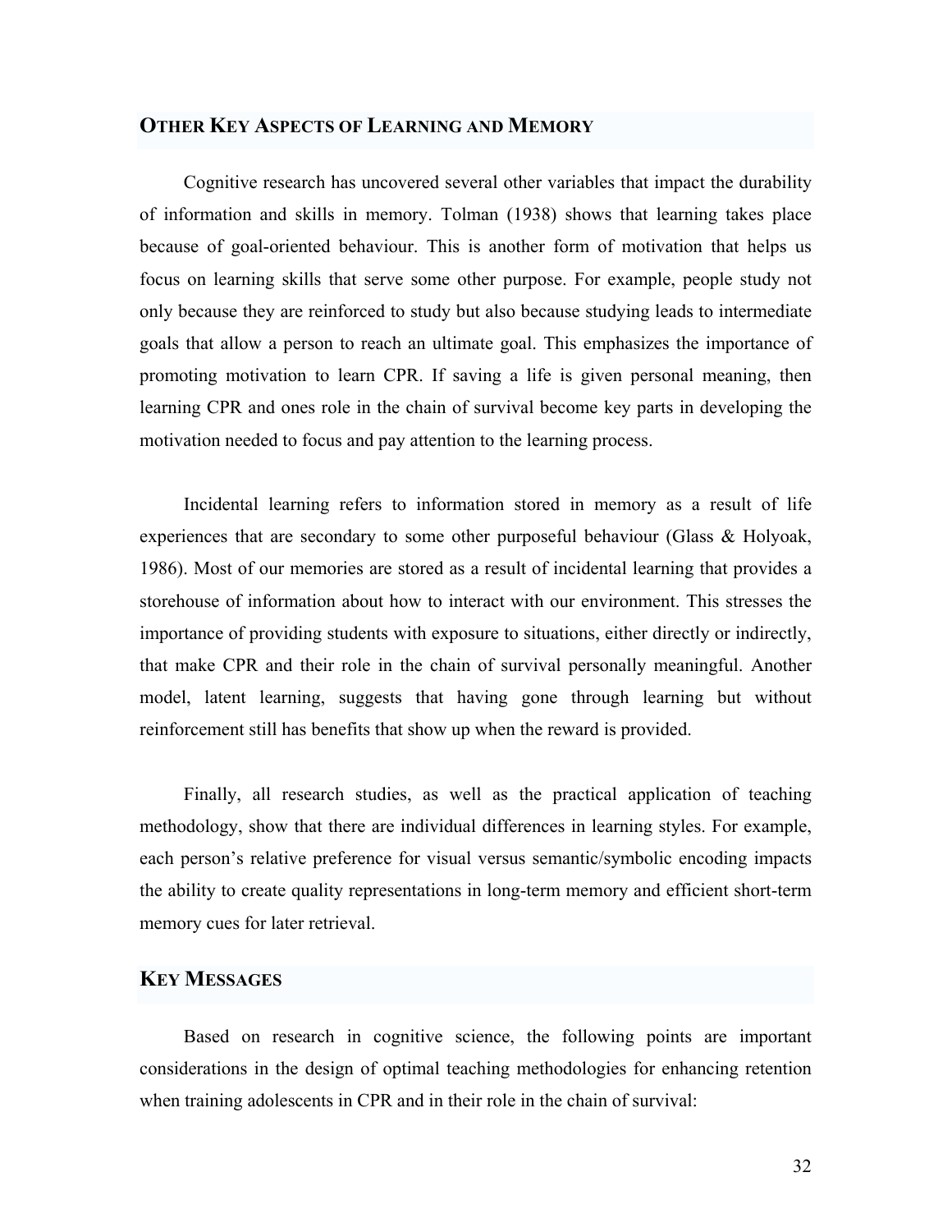## OTHER KEY ASPECTS OF LEARNING AND MEMORY

Cognitive research has uncovered several other variables that impact the durability of information and skills in memory. Tolman (1938) shows that learning takes place because of goal-oriented behaviour. This is another form of motivation that helps us focus on learning skills that serve some other purpose. For example, people study not only because they are reinforced to study but also because studying leads to intermediate goals that allow a person to reach an ultimate goal. This emphasizes the importance of promoting motivation to learn CPR. If saving a life is given personal meaning, then learning CPR and ones role in the chain of survival become key parts in developing the motivation needed to focus and pay attention to the learning process.

Incidental learning refers to information stored in memory as a result of life experiences that are secondary to some other purposeful behaviour (Glass & Holyoak, 1986). Most of our memories are stored as a result of incidental learning that provides a storehouse of information about how to interact with our environment. This stresses the importance of providing students with exposure to situations, either directly or indirectly, that make CPR and their role in the chain of survival personally meaningful. Another model, latent learning, suggests that having gone through learning but without reinforcement still has benefits that show up when the reward is provided.

Finally, all research studies, as well as the practical application of teaching methodology, show that there are individual differences in learning styles. For example, each person's relative preference for visual versus semantic/symbolic encoding impacts the ability to create quality representations in long-term memory and efficient short-term memory cues for later retrieval.

## KEY MESSAGES

Based on research in cognitive science, the following points are important considerations in the design of optimal teaching methodologies for enhancing retention when training adolescents in CPR and in their role in the chain of survival: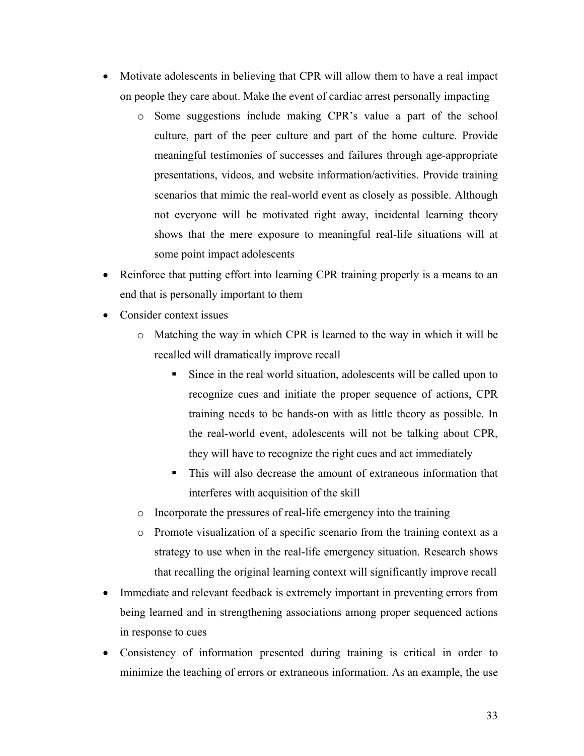- Motivate adolescents in believing that CPR will allow them to have a real impact on people they care about. Make the event of cardiac arrest personally impacting
    - Some suggestions include making CPR's value a part of the school culture, part of the peer culture and part of the home culture. Provide meaningful testimonies of successes and failures through age-appropriate presentations, videos, and website information/activities. Provide training scenarios that mimic the real-world event as closely as possible. Although not everyone will be motivated right away, incidental learning theory shows that the mere exposure to meaningful real-life situations will at some point impact adolescents
- Reinforce that putting effort into learning CPR training properly is a means to an end that is personally important to them
- Consider context issues
    - Matching the way in which CPR is learned to the way in which it will be recalled will dramatically improve recall
        - Since in the real world situation, adolescents will be called upon to recognize cues and initiate the proper sequence of actions, CPR training needs to be hands-on with as little theory as possible. In the real-world event, adolescents will not be talking about CPR, they will have to recognize the right cues and act immediately
        - This will also decrease the amount of extraneous information that interferes with acquisition of the skill
    - Incorporate the pressures of real-life emergency into the training
    - Promote visualization of a specific scenario from the training context as a strategy to use when in the real-life emergency situation. Research shows that recalling the original learning context will significantly improve recall
- Immediate and relevant feedback is extremely important in preventing errors from being learned and in strengthening associations among proper sequenced actions in response to cues
- Consistency of information presented during training is critical in order to minimize the teaching of errors or extraneous information. As an example, the use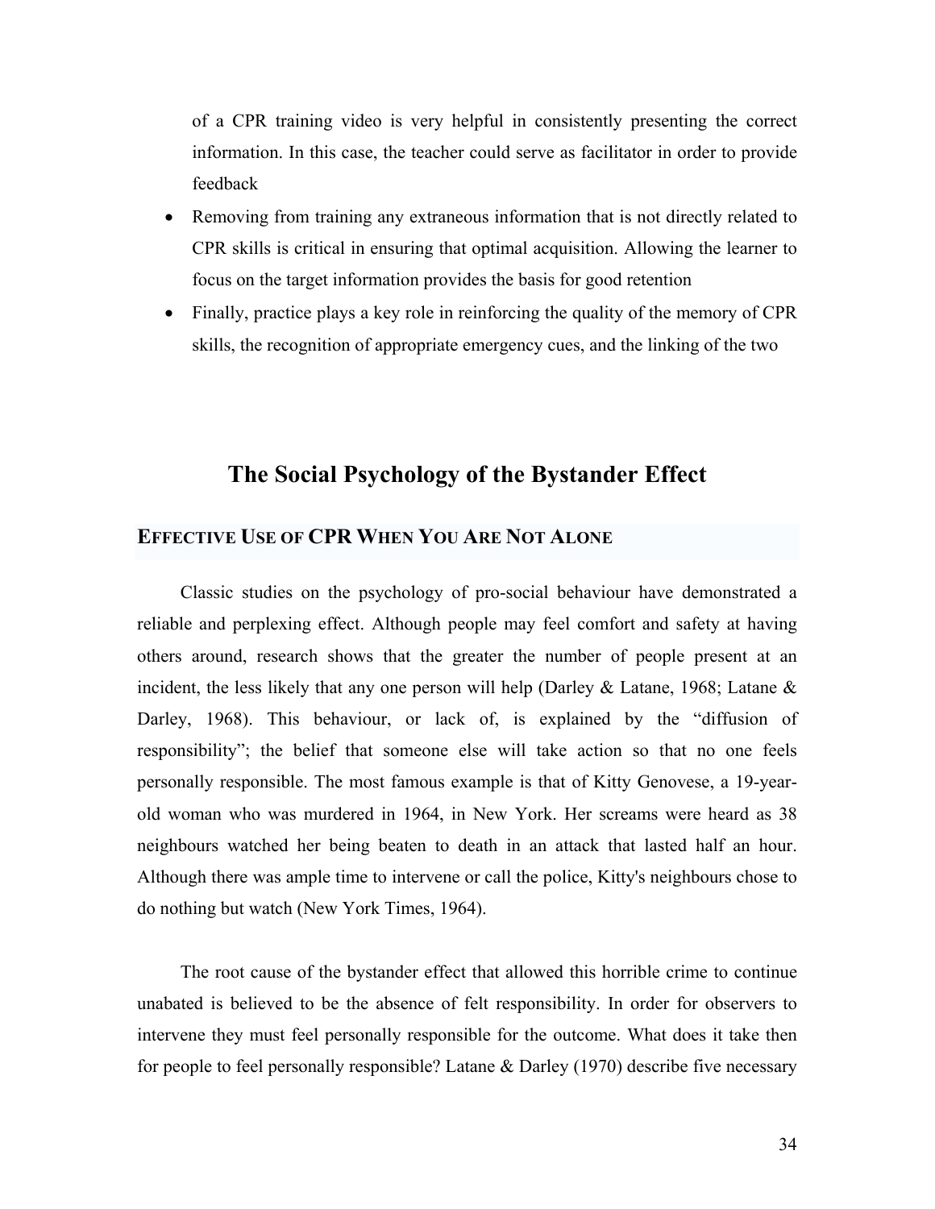of a CPR training video is very helpful in consistently presenting the correct information. In this case, the teacher could serve as facilitator in order to provide feedback

- Removing from training any extraneous information that is not directly related to CPR skills is critical in ensuring that optimal acquisition. Allowing the learner to focus on the target information provides the basis for good retention
- Finally, practice plays a key role in reinforcing the quality of the memory of CPR skills, the recognition of appropriate emergency cues, and the linking of the two

# The Social Psychology of the Bystander Effect

## EFFECTIVE USE OF CPR WHEN YOU ARE NOT ALONE

Classic studies on the psychology of pro-social behaviour have demonstrated a reliable and perplexing effect. Although people may feel comfort and safety at having others around, research shows that the greater the number of people present at an incident, the less likely that any one person will help (Darley & Latane, 1968; Latane & Darley, 1968). This behaviour, or lack of, is explained by the "diffusion of responsibility"; the belief that someone else will take action so that no one feels personally responsible. The most famous example is that of Kitty Genovese, a 19-year-old woman who was murdered in 1964, in New York. Her screams were heard as 38 neighbours watched her being beaten to death in an attack that lasted half an hour. Although there was ample time to intervene or call the police, Kitty's neighbours chose to do nothing but watch (New York Times, 1964).

The root cause of the bystander effect that allowed this horrible crime to continue unabated is believed to be the absence of felt responsibility. In order for observers to intervene they must feel personally responsible for the outcome. What does it take then for people to feel personally responsible? Latane & Darley (1970) describe five necessary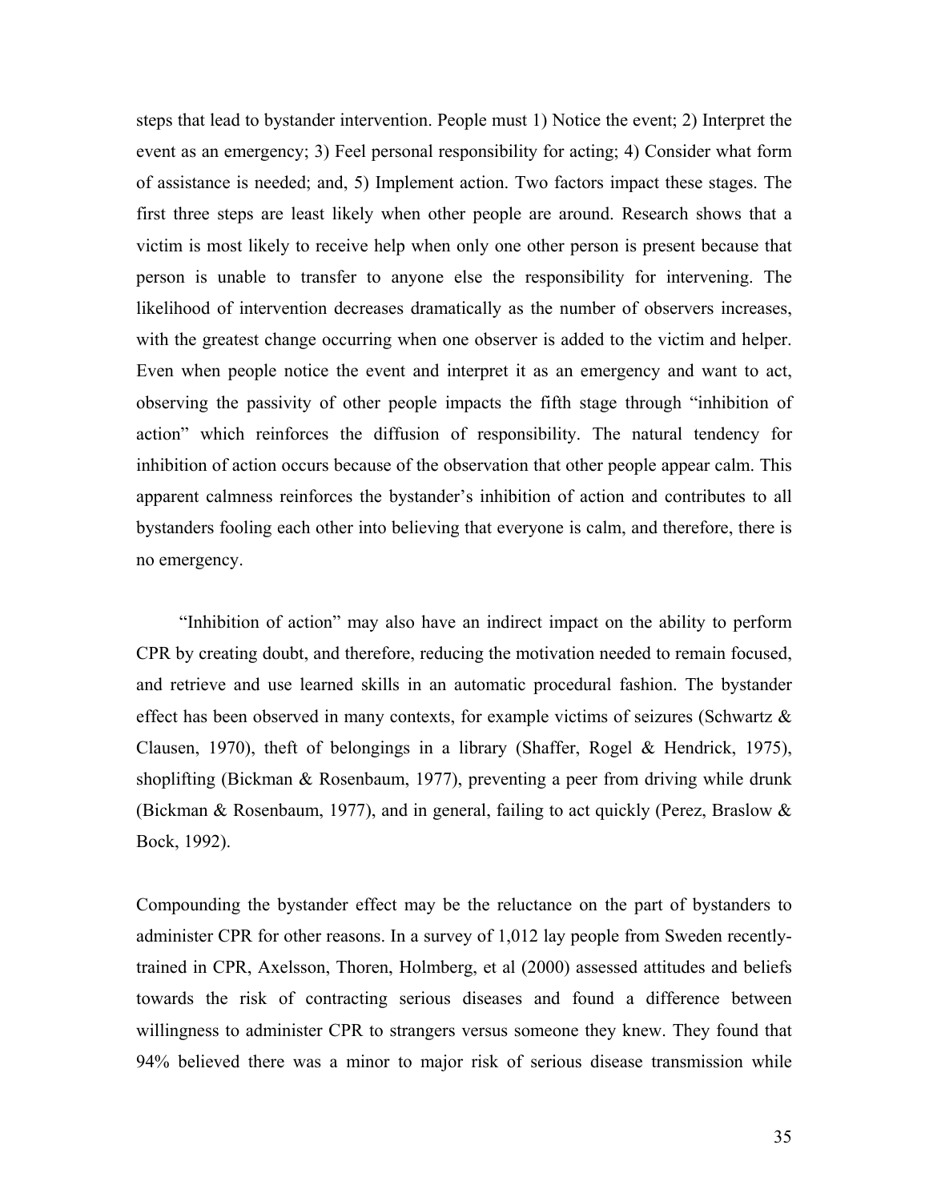steps that lead to bystander intervention. People must 1) Notice the event; 2) Interpret the event as an emergency; 3) Feel personal responsibility for acting; 4) Consider what form of assistance is needed; and, 5) Implement action. Two factors impact these stages. The first three steps are least likely when other people are around. Research shows that a victim is most likely to receive help when only one other person is present because that person is unable to transfer to anyone else the responsibility for intervening. The likelihood of intervention decreases dramatically as the number of observers increases, with the greatest change occurring when one observer is added to the victim and helper. Even when people notice the event and interpret it as an emergency and want to act, observing the passivity of other people impacts the fifth stage through "inhibition of action" which reinforces the diffusion of responsibility. The natural tendency for inhibition of action occurs because of the observation that other people appear calm. This apparent calmness reinforces the bystander's inhibition of action and contributes to all bystanders fooling each other into believing that everyone is calm, and therefore, there is no emergency.

"Inhibition of action" may also have an indirect impact on the ability to perform CPR by creating doubt, and therefore, reducing the motivation needed to remain focused, and retrieve and use learned skills in an automatic procedural fashion. The bystander effect has been observed in many contexts, for example victims of seizures (Schwartz & Clausen, 1970), theft of belongings in a library (Shaffer, Rogel & Hendrick, 1975), shoplifting (Bickman & Rosenbaum, 1977), preventing a peer from driving while drunk (Bickman & Rosenbaum, 1977), and in general, failing to act quickly (Perez, Braslow & Bock, 1992).

Compounding the bystander effect may be the reluctance on the part of bystanders to administer CPR for other reasons. In a survey of 1,012 lay people from Sweden recently-trained in CPR, Axelsson, Thoren, Holmberg, et al (2000) assessed attitudes and beliefs towards the risk of contracting serious diseases and found a difference between willingness to administer CPR to strangers versus someone they knew. They found that 94% believed there was a minor to major risk of serious disease transmission while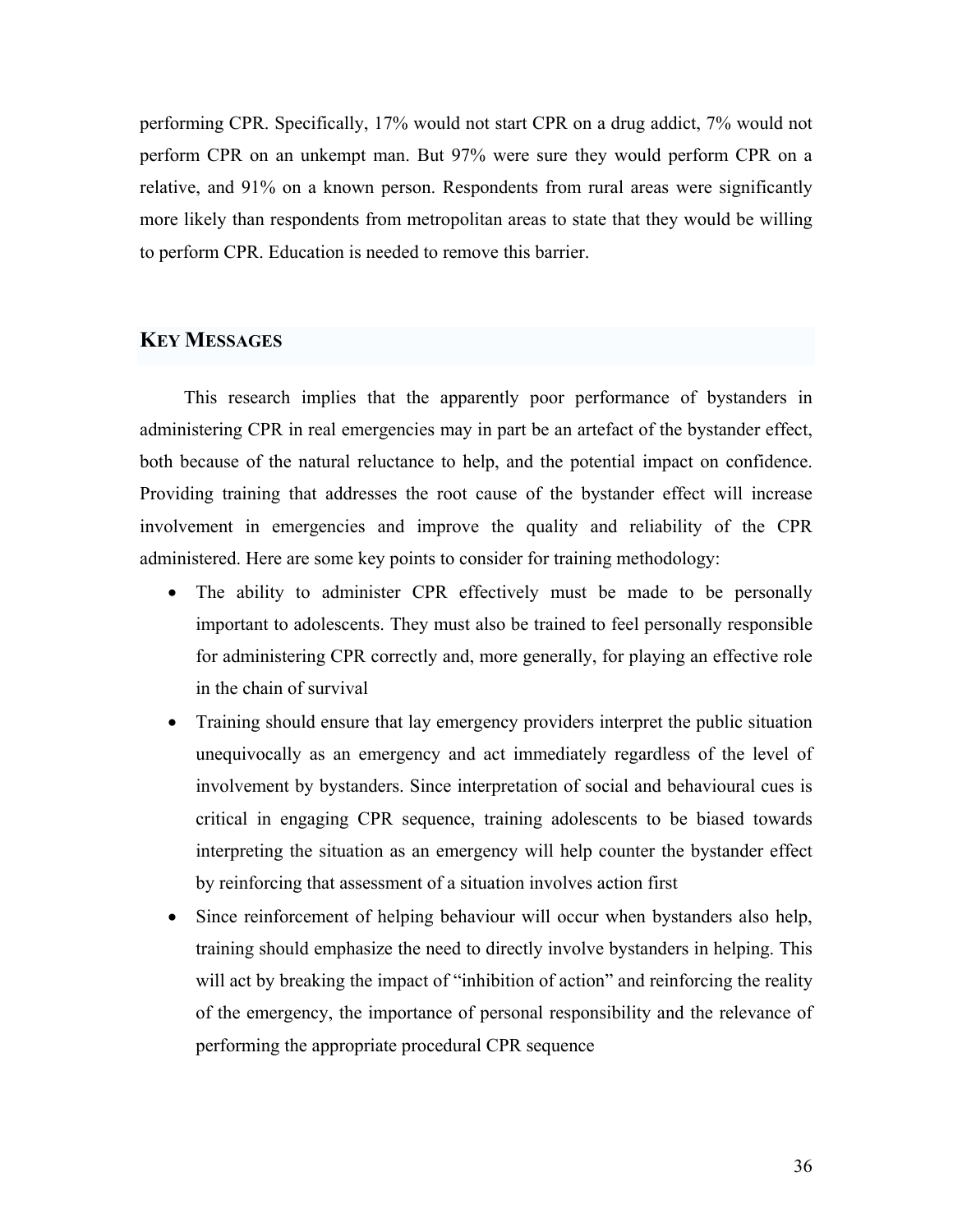performing CPR. Specifically, 17% would not start CPR on a drug addict, 7% would not perform CPR on an unkempt man. But 97% were sure they would perform CPR on a relative, and 91% on a known person. Respondents from rural areas were significantly more likely than respondents from metropolitan areas to state that they would be willing to perform CPR. Education is needed to remove this barrier.

## KEY MESSAGES

This research implies that the apparently poor performance of bystanders in administering CPR in real emergencies may in part be an artefact of the bystander effect, both because of the natural reluctance to help, and the potential impact on confidence. Providing training that addresses the root cause of the bystander effect will increase involvement in emergencies and improve the quality and reliability of the CPR administered. Here are some key points to consider for training methodology:

- The ability to administer CPR effectively must be made to be personally important to adolescents. They must also be trained to feel personally responsible for administering CPR correctly and, more generally, for playing an effective role in the chain of survival
- Training should ensure that lay emergency providers interpret the public situation unequivocally as an emergency and act immediately regardless of the level of involvement by bystanders. Since interpretation of social and behavioural cues is critical in engaging CPR sequence, training adolescents to be biased towards interpreting the situation as an emergency will help counter the bystander effect by reinforcing that assessment of a situation involves action first
- Since reinforcement of helping behaviour will occur when bystanders also help, training should emphasize the need to directly involve bystanders in helping. This will act by breaking the impact of "inhibition of action" and reinforcing the reality of the emergency, the importance of personal responsibility and the relevance of performing the appropriate procedural CPR sequence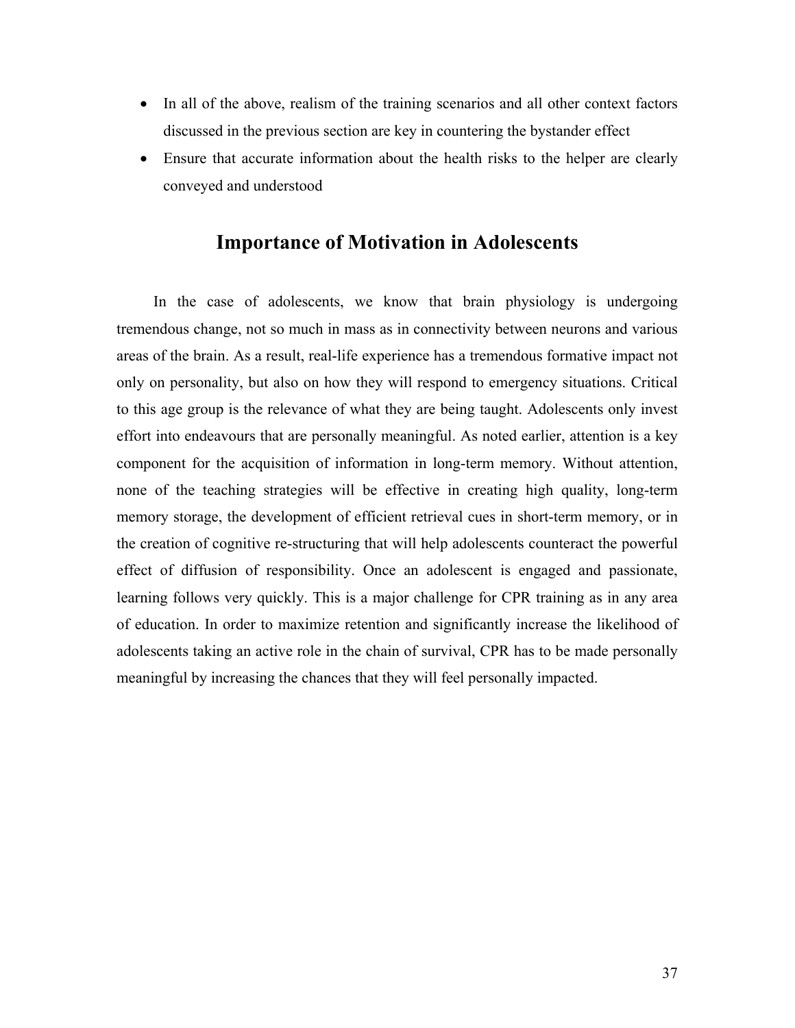- In all of the above, realism of the training scenarios and all other context factors discussed in the previous section are key in countering the bystander effect
- Ensure that accurate information about the health risks to the helper are clearly conveyed and understood

## Importance of Motivation in Adolescents

In the case of adolescents, we know that brain physiology is undergoing tremendous change, not so much in mass as in connectivity between neurons and various areas of the brain. As a result, real-life experience has a tremendous formative impact not only on personality, but also on how they will respond to emergency situations. Critical to this age group is the relevance of what they are being taught. Adolescents only invest effort into endeavours that are personally meaningful. As noted earlier, attention is a key component for the acquisition of information in long-term memory. Without attention, none of the teaching strategies will be effective in creating high quality, long-term memory storage, the development of efficient retrieval cues in short-term memory, or in the creation of cognitive re-structuring that will help adolescents counteract the powerful effect of diffusion of responsibility. Once an adolescent is engaged and passionate, learning follows very quickly. This is a major challenge for CPR training as in any area of education. In order to maximize retention and significantly increase the likelihood of adolescents taking an active role in the chain of survival, CPR has to be made personally meaningful by increasing the chances that they will feel personally impacted.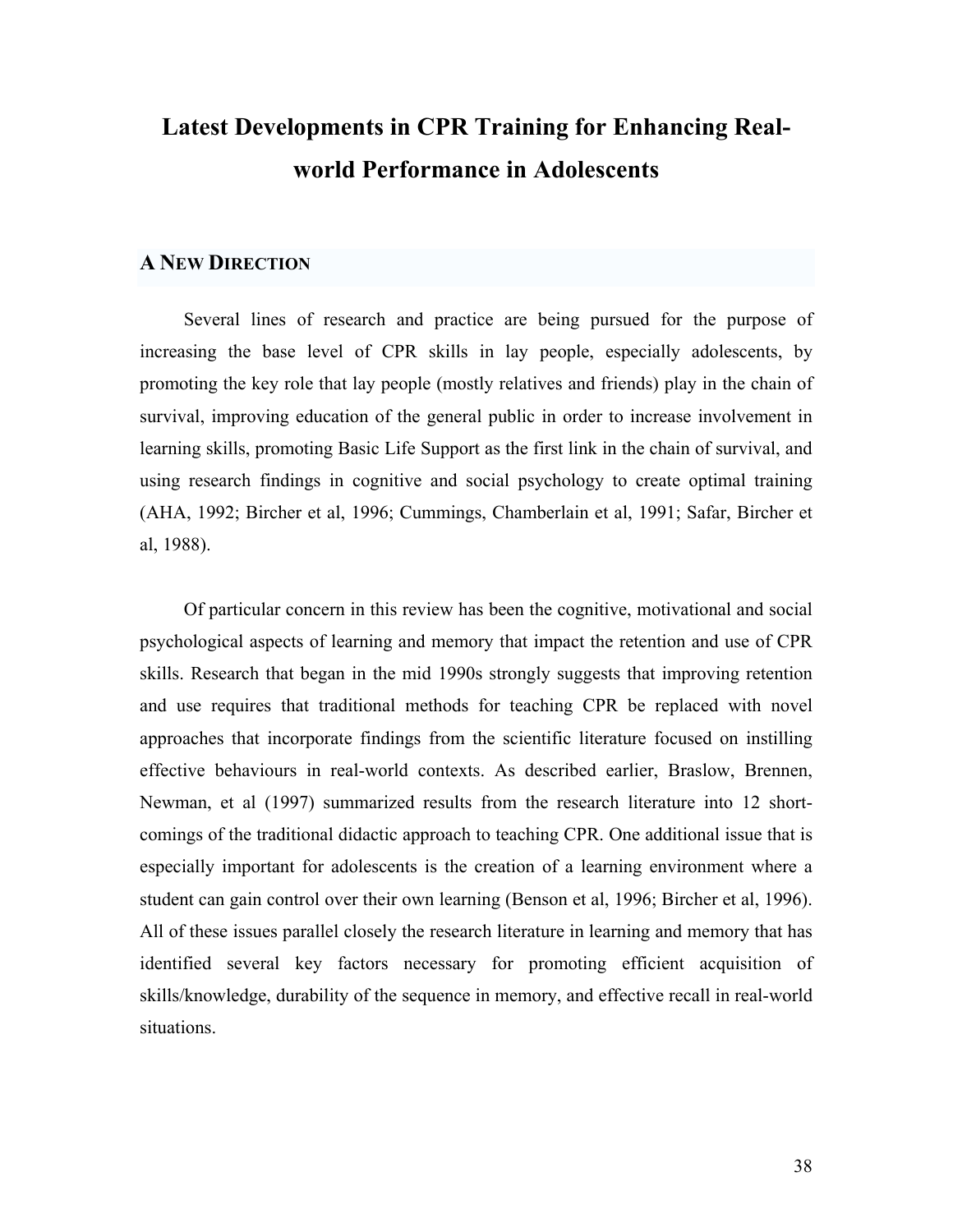# Latest Developments in CPR Training for Enhancing Real-world Performance in Adolescents

## A New Direction

Several lines of research and practice are being pursued for the purpose of increasing the base level of CPR skills in lay people, especially adolescents, by promoting the key role that lay people (mostly relatives and friends) play in the chain of survival, improving education of the general public in order to increase involvement in learning skills, promoting Basic Life Support as the first link in the chain of survival, and using research findings in cognitive and social psychology to create optimal training (AHA, 1992; Bircher et al, 1996; Cummings, Chamberlain et al, 1991; Safar, Bircher et al, 1988).

Of particular concern in this review has been the cognitive, motivational and social psychological aspects of learning and memory that impact the retention and use of CPR skills. Research that began in the mid 1990s strongly suggests that improving retention and use requires that traditional methods for teaching CPR be replaced with novel approaches that incorporate findings from the scientific literature focused on instilling effective behaviours in real-world contexts. As described earlier, Braslow, Brennen, Newman, et al (1997) summarized results from the research literature into 12 short-comings of the traditional didactic approach to teaching CPR. One additional issue that is especially important for adolescents is the creation of a learning environment where a student can gain control over their own learning (Benson et al, 1996; Bircher et al, 1996). All of these issues parallel closely the research literature in learning and memory that has identified several key factors necessary for promoting efficient acquisition of skills/knowledge, durability of the sequence in memory, and effective recall in real-world situations.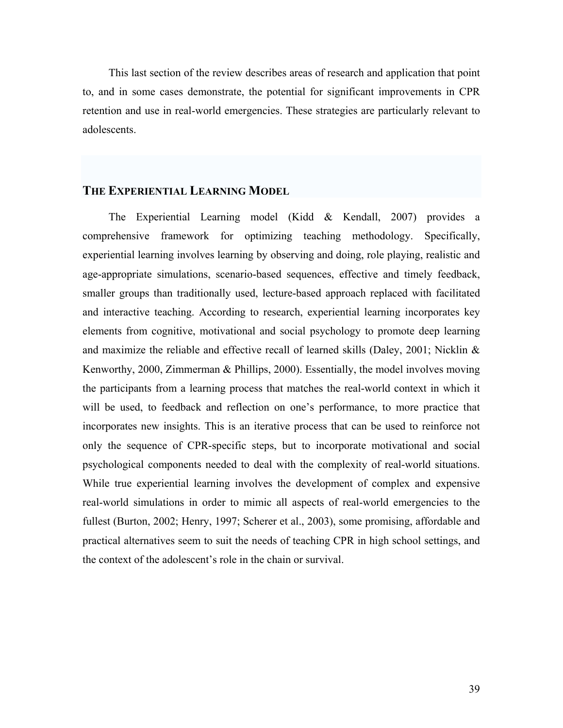This last section of the review describes areas of research and application that point to, and in some cases demonstrate, the potential for significant improvements in CPR retention and use in real-world emergencies. These strategies are particularly relevant to adolescents.

## THE EXPERIENTIAL LEARNING MODEL

The Experiential Learning model (Kidd & Kendall, 2007) provides a comprehensive framework for optimizing teaching methodology. Specifically, experiential learning involves learning by observing and doing, role playing, realistic and age-appropriate simulations, scenario-based sequences, effective and timely feedback, smaller groups than traditionally used, lecture-based approach replaced with facilitated and interactive teaching. According to research, experiential learning incorporates key elements from cognitive, motivational and social psychology to promote deep learning and maximize the reliable and effective recall of learned skills (Daley, 2001; Nicklin & Kenworthy, 2000, Zimmerman & Phillips, 2000). Essentially, the model involves moving the participants from a learning process that matches the real-world context in which it will be used, to feedback and reflection on one's performance, to more practice that incorporates new insights. This is an iterative process that can be used to reinforce not only the sequence of CPR-specific steps, but to incorporate motivational and social psychological components needed to deal with the complexity of real-world situations. While true experiential learning involves the development of complex and expensive real-world simulations in order to mimic all aspects of real-world emergencies to the fullest (Burton, 2002; Henry, 1997; Scherer et al., 2003), some promising, affordable and practical alternatives seem to suit the needs of teaching CPR in high school settings, and the context of the adolescent's role in the chain or survival.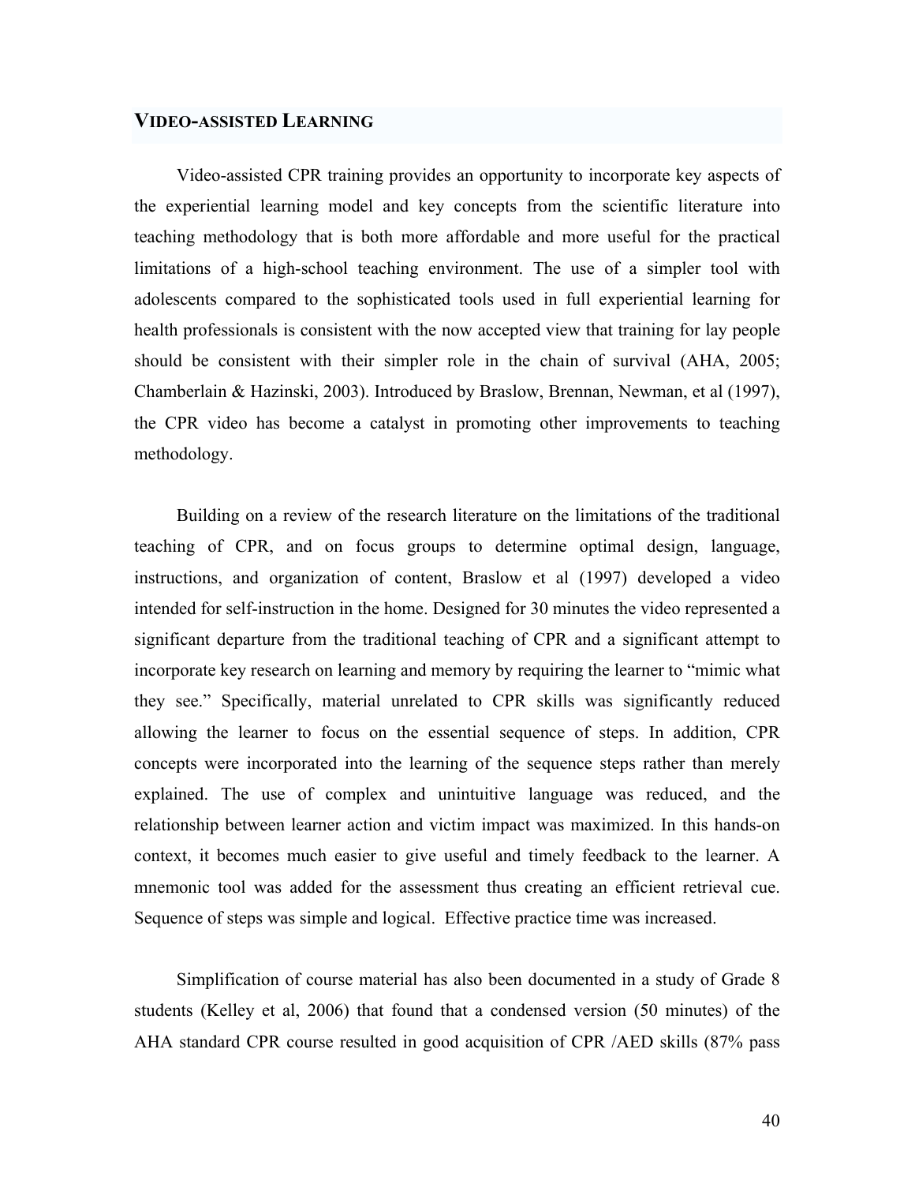## VIDEO-ASSISTED LEARNING

Video-assisted CPR training provides an opportunity to incorporate key aspects of the experiential learning model and key concepts from the scientific literature into teaching methodology that is both more affordable and more useful for the practical limitations of a high-school teaching environment. The use of a simpler tool with adolescents compared to the sophisticated tools used in full experiential learning for health professionals is consistent with the now accepted view that training for lay people should be consistent with their simpler role in the chain of survival (AHA, 2005; Chamberlain & Hazinski, 2003). Introduced by Braslow, Brennan, Newman, et al (1997), the CPR video has become a catalyst in promoting other improvements to teaching methodology.

Building on a review of the research literature on the limitations of the traditional teaching of CPR, and on focus groups to determine optimal design, language, instructions, and organization of content, Braslow et al (1997) developed a video intended for self-instruction in the home. Designed for 30 minutes the video represented a significant departure from the traditional teaching of CPR and a significant attempt to incorporate key research on learning and memory by requiring the learner to "mimic what they see." Specifically, material unrelated to CPR skills was significantly reduced allowing the learner to focus on the essential sequence of steps. In addition, CPR concepts were incorporated into the learning of the sequence steps rather than merely explained. The use of complex and unintuitive language was reduced, and the relationship between learner action and victim impact was maximized. In this hands-on context, it becomes much easier to give useful and timely feedback to the learner. A mnemonic tool was added for the assessment thus creating an efficient retrieval cue. Sequence of steps was simple and logical. Effective practice time was increased.

Simplification of course material has also been documented in a study of Grade 8 students (Kelley et al, 2006) that found that a condensed version (50 minutes) of the AHA standard CPR course resulted in good acquisition of CPR /AED skills (87% pass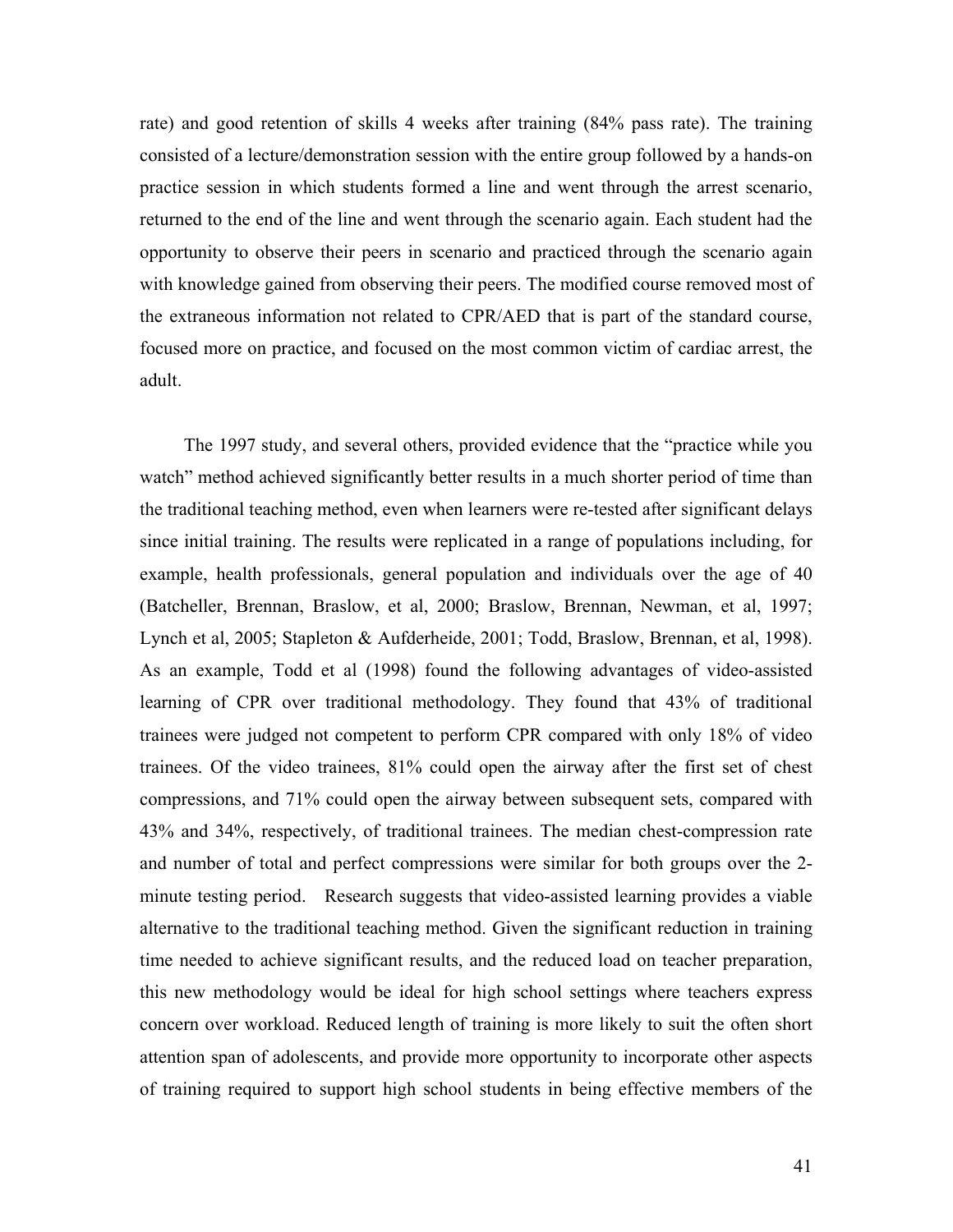rate) and good retention of skills 4 weeks after training (84% pass rate). The training consisted of a lecture/demonstration session with the entire group followed by a hands-on practice session in which students formed a line and went through the arrest scenario, returned to the end of the line and went through the scenario again. Each student had the opportunity to observe their peers in scenario and practiced through the scenario again with knowledge gained from observing their peers. The modified course removed most of the extraneous information not related to CPR/AED that is part of the standard course, focused more on practice, and focused on the most common victim of cardiac arrest, the adult.

The 1997 study, and several others, provided evidence that the "practice while you watch" method achieved significantly better results in a much shorter period of time than the traditional teaching method, even when learners were re-tested after significant delays since initial training. The results were replicated in a range of populations including, for example, health professionals, general population and individuals over the age of 40 (Batcheller, Brennan, Braslow, et al, 2000; Braslow, Brennan, Newman, et al, 1997; Lynch et al, 2005; Stapleton & Aufderheide, 2001; Todd, Braslow, Brennan, et al, 1998). As an example, Todd et al (1998) found the following advantages of video-assisted learning of CPR over traditional methodology. They found that 43% of traditional trainees were judged not competent to perform CPR compared with only 18% of video trainees. Of the video trainees, 81% could open the airway after the first set of chest compressions, and 71% could open the airway between subsequent sets, compared with 43% and 34%, respectively, of traditional trainees. The median chest-compression rate and number of total and perfect compressions were similar for both groups over the 2-minute testing period. Research suggests that video-assisted learning provides a viable alternative to the traditional teaching method. Given the significant reduction in training time needed to achieve significant results, and the reduced load on teacher preparation, this new methodology would be ideal for high school settings where teachers express concern over workload. Reduced length of training is more likely to suit the often short attention span of adolescents, and provide more opportunity to incorporate other aspects of training required to support high school students in being effective members of the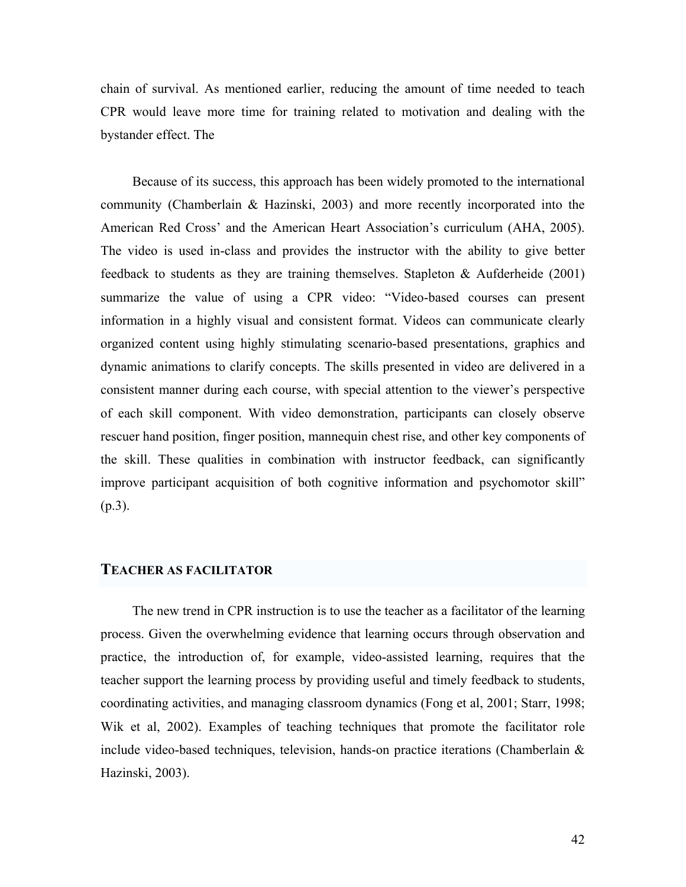chain of survival. As mentioned earlier, reducing the amount of time needed to teach CPR would leave more time for training related to motivation and dealing with the bystander effect. The

Because of its success, this approach has been widely promoted to the international community (Chamberlain & Hazinski, 2003) and more recently incorporated into the American Red Cross' and the American Heart Association's curriculum (AHA, 2005). The video is used in-class and provides the instructor with the ability to give better feedback to students as they are training themselves. Stapleton & Aufderheide (2001) summarize the value of using a CPR video: "Video-based courses can present information in a highly visual and consistent format. Videos can communicate clearly organized content using highly stimulating scenario-based presentations, graphics and dynamic animations to clarify concepts. The skills presented in video are delivered in a consistent manner during each course, with special attention to the viewer's perspective of each skill component. With video demonstration, participants can closely observe rescuer hand position, finger position, mannequin chest rise, and other key components of the skill. These qualities in combination with instructor feedback, can significantly improve participant acquisition of both cognitive information and psychomotor skill" (p.3).

## TEACHER AS FACILITATOR

The new trend in CPR instruction is to use the teacher as a facilitator of the learning process. Given the overwhelming evidence that learning occurs through observation and practice, the introduction of, for example, video-assisted learning, requires that the teacher support the learning process by providing useful and timely feedback to students, coordinating activities, and managing classroom dynamics (Fong et al, 2001; Starr, 1998; Wik et al, 2002). Examples of teaching techniques that promote the facilitator role include video-based techniques, television, hands-on practice iterations (Chamberlain & Hazinski, 2003).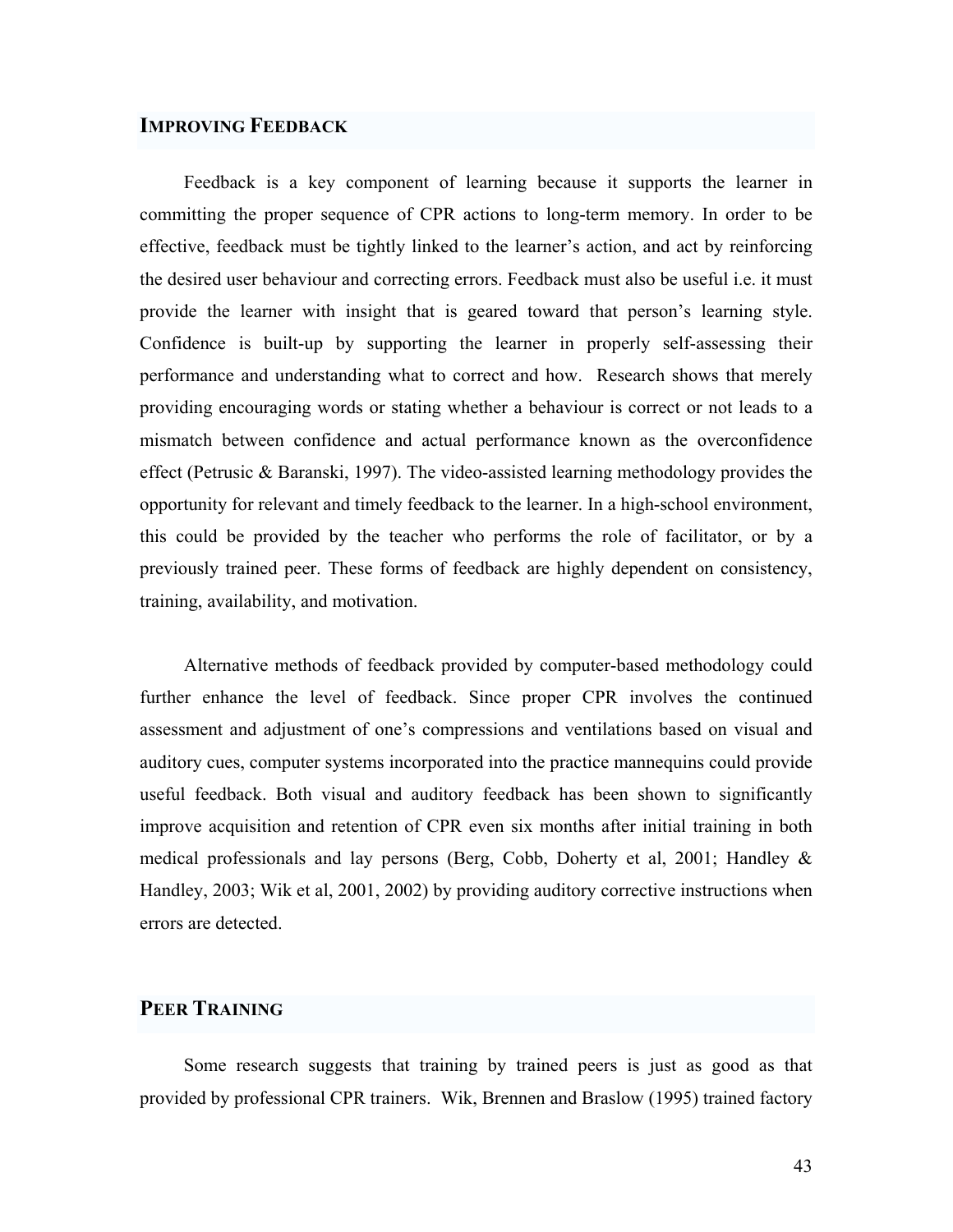## IMPROVING FEEDBACK

Feedback is a key component of learning because it supports the learner in committing the proper sequence of CPR actions to long-term memory. In order to be effective, feedback must be tightly linked to the learner's action, and act by reinforcing the desired user behaviour and correcting errors. Feedback must also be useful i.e. it must provide the learner with insight that is geared toward that person's learning style. Confidence is built-up by supporting the learner in properly self-assessing their performance and understanding what to correct and how. Research shows that merely providing encouraging words or stating whether a behaviour is correct or not leads to a mismatch between confidence and actual performance known as the overconfidence effect (Petrusic & Baranski, 1997). The video-assisted learning methodology provides the opportunity for relevant and timely feedback to the learner. In a high-school environment, this could be provided by the teacher who performs the role of facilitator, or by a previously trained peer. These forms of feedback are highly dependent on consistency, training, availability, and motivation.

Alternative methods of feedback provided by computer-based methodology could further enhance the level of feedback. Since proper CPR involves the continued assessment and adjustment of one's compressions and ventilations based on visual and auditory cues, computer systems incorporated into the practice mannequins could provide useful feedback. Both visual and auditory feedback has been shown to significantly improve acquisition and retention of CPR even six months after initial training in both medical professionals and lay persons (Berg, Cobb, Doherty et al, 2001; Handley & Handley, 2003; Wik et al, 2001, 2002) by providing auditory corrective instructions when errors are detected.

## PEER TRAINING

Some research suggests that training by trained peers is just as good as that provided by professional CPR trainers. Wik, Brennen and Braslow (1995) trained factory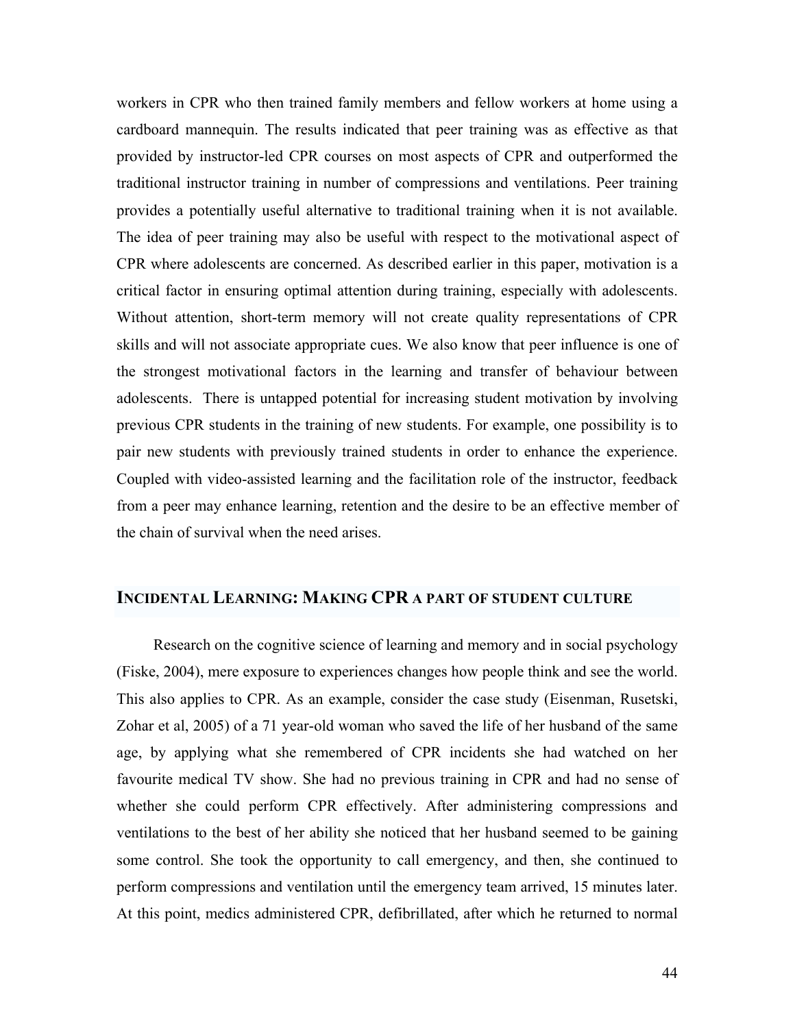workers in CPR who then trained family members and fellow workers at home using a cardboard mannequin. The results indicated that peer training was as effective as that provided by instructor-led CPR courses on most aspects of CPR and outperformed the traditional instructor training in number of compressions and ventilations. Peer training provides a potentially useful alternative to traditional training when it is not available. The idea of peer training may also be useful with respect to the motivational aspect of CPR where adolescents are concerned. As described earlier in this paper, motivation is a critical factor in ensuring optimal attention during training, especially with adolescents. Without attention, short-term memory will not create quality representations of CPR skills and will not associate appropriate cues. We also know that peer influence is one of the strongest motivational factors in the learning and transfer of behaviour between adolescents. There is untapped potential for increasing student motivation by involving previous CPR students in the training of new students. For example, one possibility is to pair new students with previously trained students in order to enhance the experience. Coupled with video-assisted learning and the facilitation role of the instructor, feedback from a peer may enhance learning, retention and the desire to be an effective member of the chain of survival when the need arises.

## INCIDENTAL LEARNING: MAKING CPR A PART OF STUDENT CULTURE

Research on the cognitive science of learning and memory and in social psychology (Fiske, 2004), mere exposure to experiences changes how people think and see the world. This also applies to CPR. As an example, consider the case study (Eisenman, Rusetski, Zohar et al, 2005) of a 71 year-old woman who saved the life of her husband of the same age, by applying what she remembered of CPR incidents she had watched on her favourite medical TV show. She had no previous training in CPR and had no sense of whether she could perform CPR effectively. After administering compressions and ventilations to the best of her ability she noticed that her husband seemed to be gaining some control. She took the opportunity to call emergency, and then, she continued to perform compressions and ventilation until the emergency team arrived, 15 minutes later. At this point, medics administered CPR, defibrillated, after which he returned to normal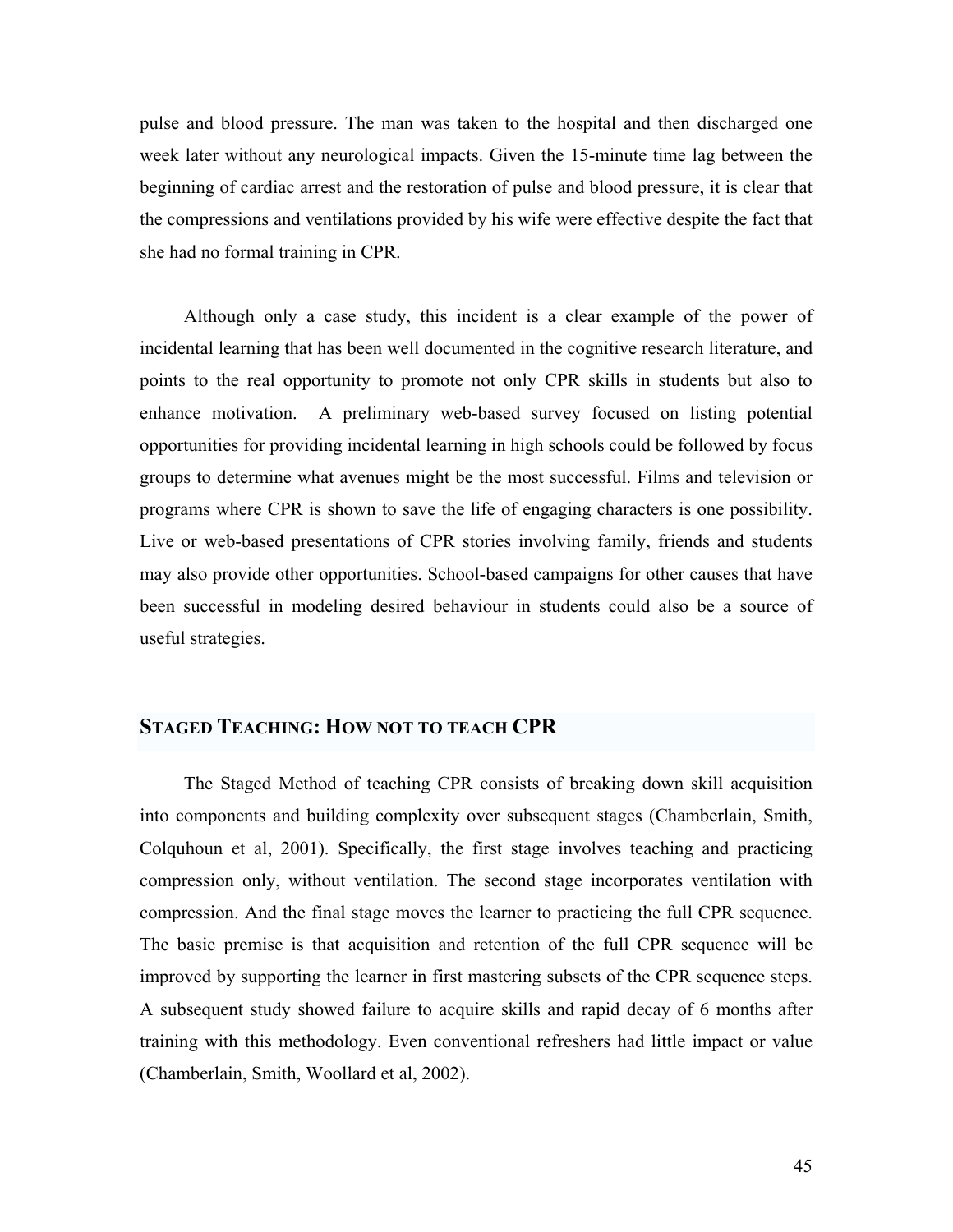pulse and blood pressure. The man was taken to the hospital and then discharged one week later without any neurological impacts. Given the 15-minute time lag between the beginning of cardiac arrest and the restoration of pulse and blood pressure, it is clear that the compressions and ventilations provided by his wife were effective despite the fact that she had no formal training in CPR.

Although only a case study, this incident is a clear example of the power of incidental learning that has been well documented in the cognitive research literature, and points to the real opportunity to promote not only CPR skills in students but also to enhance motivation. A preliminary web-based survey focused on listing potential opportunities for providing incidental learning in high schools could be followed by focus groups to determine what avenues might be the most successful. Films and television or programs where CPR is shown to save the life of engaging characters is one possibility. Live or web-based presentations of CPR stories involving family, friends and students may also provide other opportunities. School-based campaigns for other causes that have been successful in modeling desired behaviour in students could also be a source of useful strategies.

## STAGED TEACHING: HOW NOT TO TEACH CPR

The Staged Method of teaching CPR consists of breaking down skill acquisition into components and building complexity over subsequent stages (Chamberlain, Smith, Colquhoun et al, 2001). Specifically, the first stage involves teaching and practicing compression only, without ventilation. The second stage incorporates ventilation with compression. And the final stage moves the learner to practicing the full CPR sequence. The basic premise is that acquisition and retention of the full CPR sequence will be improved by supporting the learner in first mastering subsets of the CPR sequence steps. A subsequent study showed failure to acquire skills and rapid decay of 6 months after training with this methodology. Even conventional refreshers had little impact or value (Chamberlain, Smith, Woollard et al, 2002).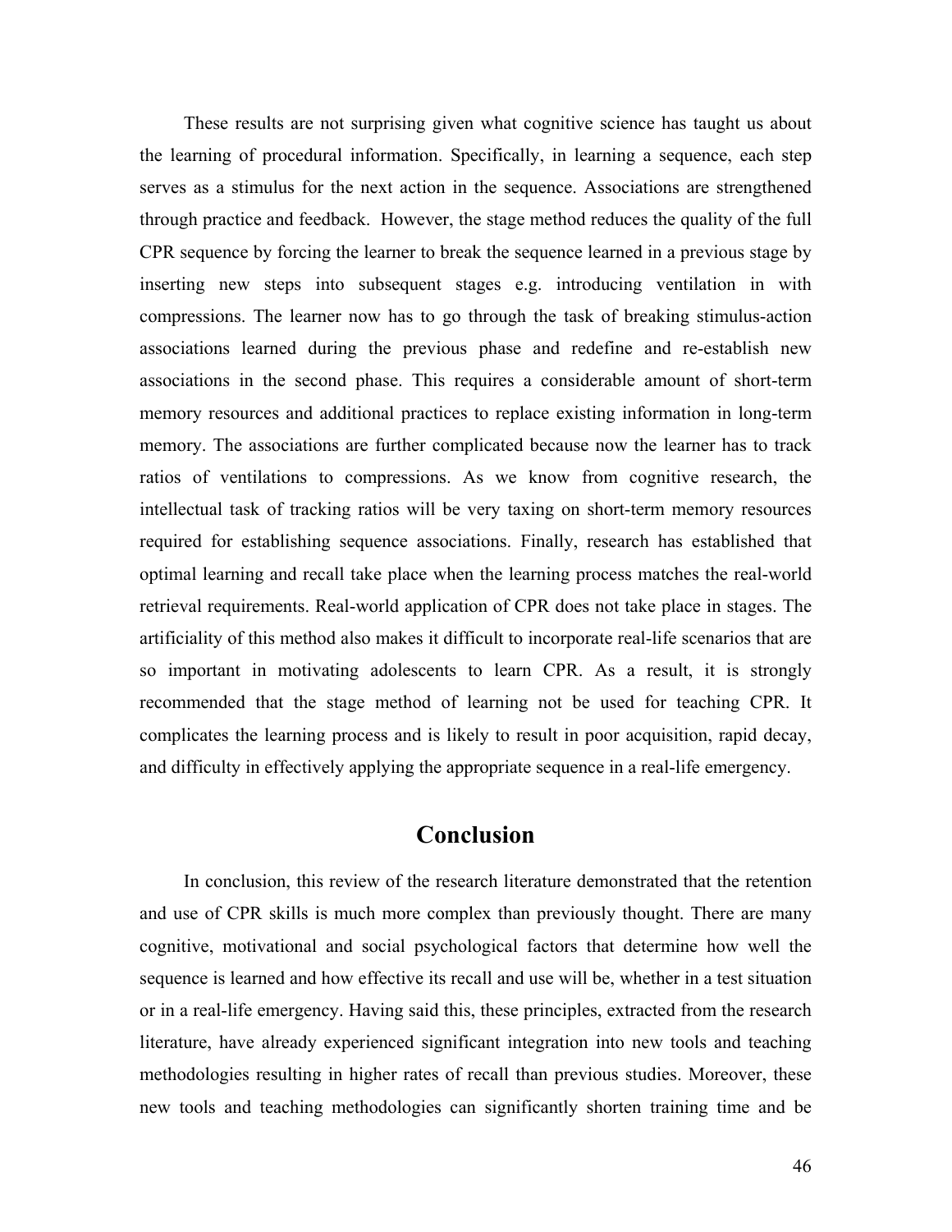These results are not surprising given what cognitive science has taught us about the learning of procedural information. Specifically, in learning a sequence, each step serves as a stimulus for the next action in the sequence. Associations are strengthened through practice and feedback. However, the stage method reduces the quality of the full CPR sequence by forcing the learner to break the sequence learned in a previous stage by inserting new steps into subsequent stages e.g. introducing ventilation in with compressions. The learner now has to go through the task of breaking stimulus-action associations learned during the previous phase and redefine and re-establish new associations in the second phase. This requires a considerable amount of short-term memory resources and additional practices to replace existing information in long-term memory. The associations are further complicated because now the learner has to track ratios of ventilations to compressions. As we know from cognitive research, the intellectual task of tracking ratios will be very taxing on short-term memory resources required for establishing sequence associations. Finally, research has established that optimal learning and recall take place when the learning process matches the real-world retrieval requirements. Real-world application of CPR does not take place in stages. The artificiality of this method also makes it difficult to incorporate real-life scenarios that are so important in motivating adolescents to learn CPR. As a result, it is strongly recommended that the stage method of learning not be used for teaching CPR. It complicates the learning process and is likely to result in poor acquisition, rapid decay, and difficulty in effectively applying the appropriate sequence in a real-life emergency.

## Conclusion

In conclusion, this review of the research literature demonstrated that the retention and use of CPR skills is much more complex than previously thought. There are many cognitive, motivational and social psychological factors that determine how well the sequence is learned and how effective its recall and use will be, whether in a test situation or in a real-life emergency. Having said this, these principles, extracted from the research literature, have already experienced significant integration into new tools and teaching methodologies resulting in higher rates of recall than previous studies. Moreover, these new tools and teaching methodologies can significantly shorten training time and be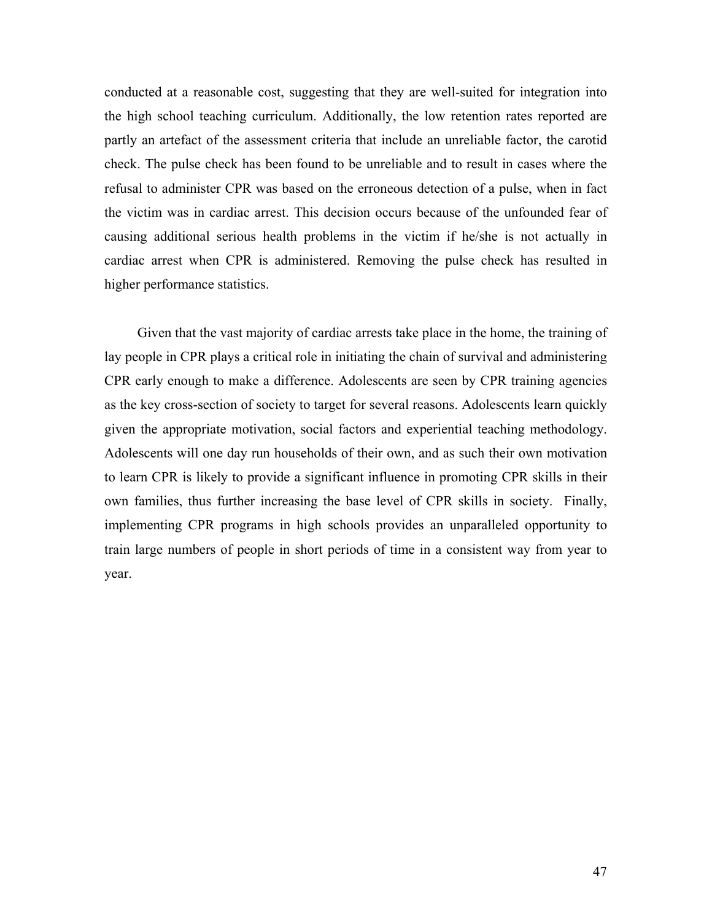conducted at a reasonable cost, suggesting that they are well-suited for integration into the high school teaching curriculum. Additionally, the low retention rates reported are partly an artefact of the assessment criteria that include an unreliable factor, the carotid check. The pulse check has been found to be unreliable and to result in cases where the refusal to administer CPR was based on the erroneous detection of a pulse, when in fact the victim was in cardiac arrest. This decision occurs because of the unfounded fear of causing additional serious health problems in the victim if he/she is not actually in cardiac arrest when CPR is administered. Removing the pulse check has resulted in higher performance statistics.

Given that the vast majority of cardiac arrests take place in the home, the training of lay people in CPR plays a critical role in initiating the chain of survival and administering CPR early enough to make a difference. Adolescents are seen by CPR training agencies as the key cross-section of society to target for several reasons. Adolescents learn quickly given the appropriate motivation, social factors and experiential teaching methodology. Adolescents will one day run households of their own, and as such their own motivation to learn CPR is likely to provide a significant influence in promoting CPR skills in their own families, thus further increasing the base level of CPR skills in society. Finally, implementing CPR programs in high schools provides an unparalleled opportunity to train large numbers of people in short periods of time in a consistent way from year to year.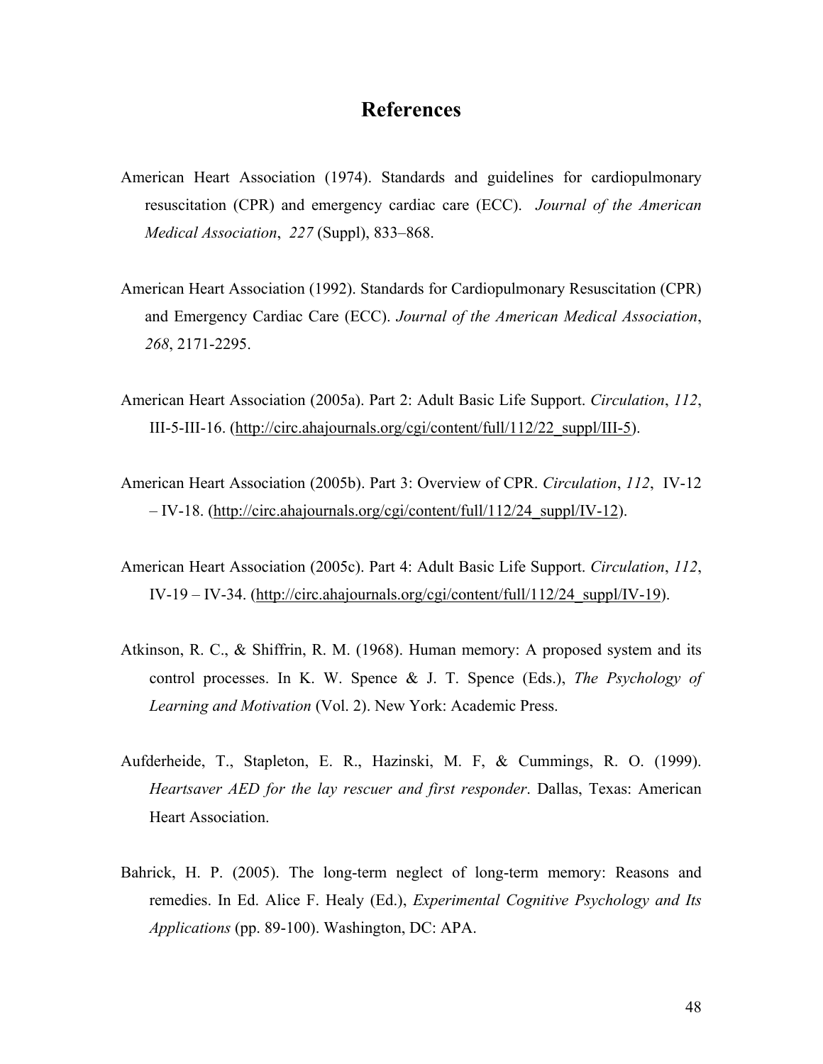# References

American Heart Association (1974). Standards and guidelines for cardiopulmonary resuscitation (CPR) and emergency cardiac care (ECC). *Journal of the American Medical Association*, *227* (Suppl), 833–868.

American Heart Association (1992). Standards for Cardiopulmonary Resuscitation (CPR) and Emergency Cardiac Care (ECC). *Journal of the American Medical Association*, *268*, 2171-2295.

American Heart Association (2005a). Part 2: Adult Basic Life Support. *Circulation*, *112*, III-5-III-16. (http://circ.ahajournals.org/cgi/content/full/112/22_suppl/III-5).

American Heart Association (2005b). Part 3: Overview of CPR. *Circulation*, *112*, IV-12 – IV-18. (http://circ.ahajournals.org/cgi/content/full/112/24_suppl/IV-12).

American Heart Association (2005c). Part 4: Adult Basic Life Support. *Circulation*, *112*, IV-19 – IV-34. (http://circ.ahajournals.org/cgi/content/full/112/24_suppl/IV-19).

Atkinson, R. C., & Shiffrin, R. M. (1968). Human memory: A proposed system and its control processes. In K. W. Spence & J. T. Spence (Eds.), *The Psychology of Learning and Motivation* (Vol. 2). New York: Academic Press.

Aufderheide, T., Stapleton, E. R., Hazinski, M. F, & Cummings, R. O. (1999). *Heartsaver AED for the lay rescuer and first responder*. Dallas, Texas: American Heart Association.

Bahrick, H. P. (2005). The long-term neglect of long-term memory: Reasons and remedies. In Ed. Alice F. Healy (Ed.), *Experimental Cognitive Psychology and Its Applications* (pp. 89-100). Washington, DC: APA.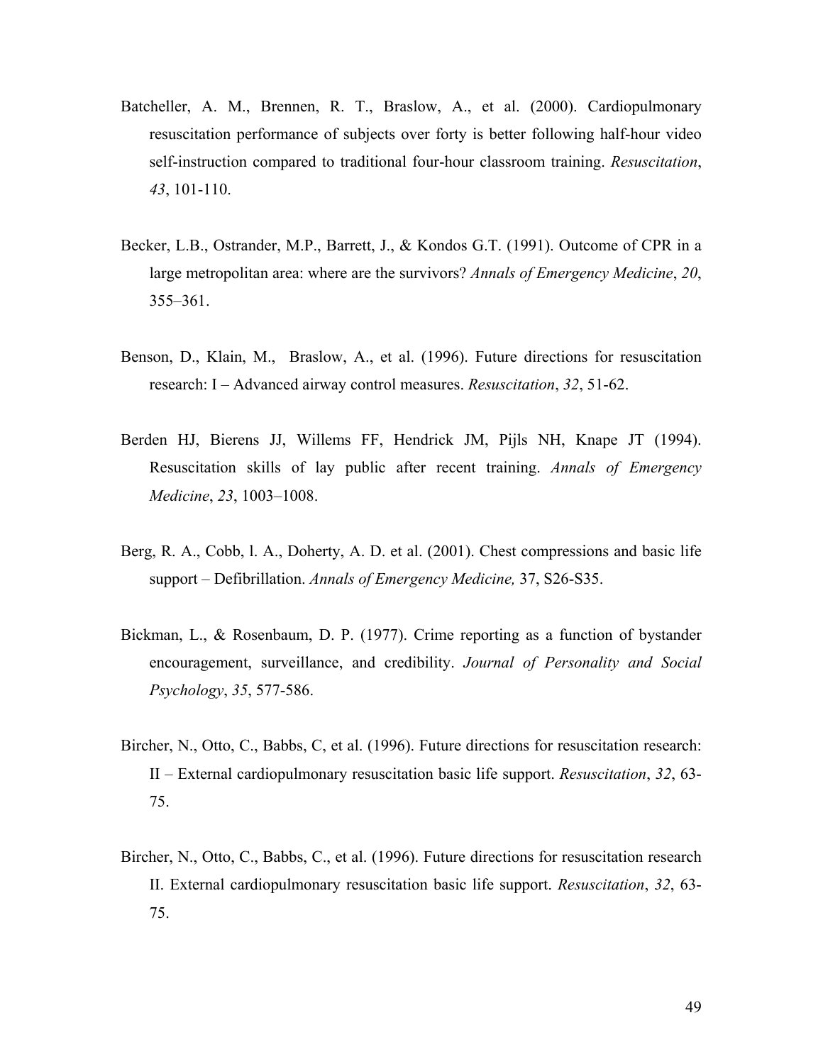Batcheller, A. M., Brennen, R. T., Braslow, A., et al. (2000). Cardiopulmonary resuscitation performance of subjects over forty is better following half-hour video self-instruction compared to traditional four-hour classroom training. *Resuscitation*, *43*, 101-110.

Becker, L.B., Ostrander, M.P., Barrett, J., & Kondos G.T. (1991). Outcome of CPR in a large metropolitan area: where are the survivors? *Annals of Emergency Medicine*, *20*, 355–361.

Benson, D., Klain, M., Braslow, A., et al. (1996). Future directions for resuscitation research: I – Advanced airway control measures. *Resuscitation*, *32*, 51-62.

Berden HJ, Bierens JJ, Willems FF, Hendrick JM, Pijls NH, Knape JT (1994). Resuscitation skills of lay public after recent training. *Annals of Emergency Medicine*, *23*, 1003–1008.

Berg, R. A., Cobb, l. A., Doherty, A. D. et al. (2001). Chest compressions and basic life support – Defibrillation. *Annals of Emergency Medicine,* 37, S26-S35.

Bickman, L., & Rosenbaum, D. P. (1977). Crime reporting as a function of bystander encouragement, surveillance, and credibility. *Journal of Personality and Social Psychology*, *35*, 577-586.

Bircher, N., Otto, C., Babbs, C, et al. (1996). Future directions for resuscitation research: II – External cardiopulmonary resuscitation basic life support. *Resuscitation*, *32*, 63-75.

Bircher, N., Otto, C., Babbs, C., et al. (1996). Future directions for resuscitation research II. External cardiopulmonary resuscitation basic life support. *Resuscitation*, *32*, 63-75.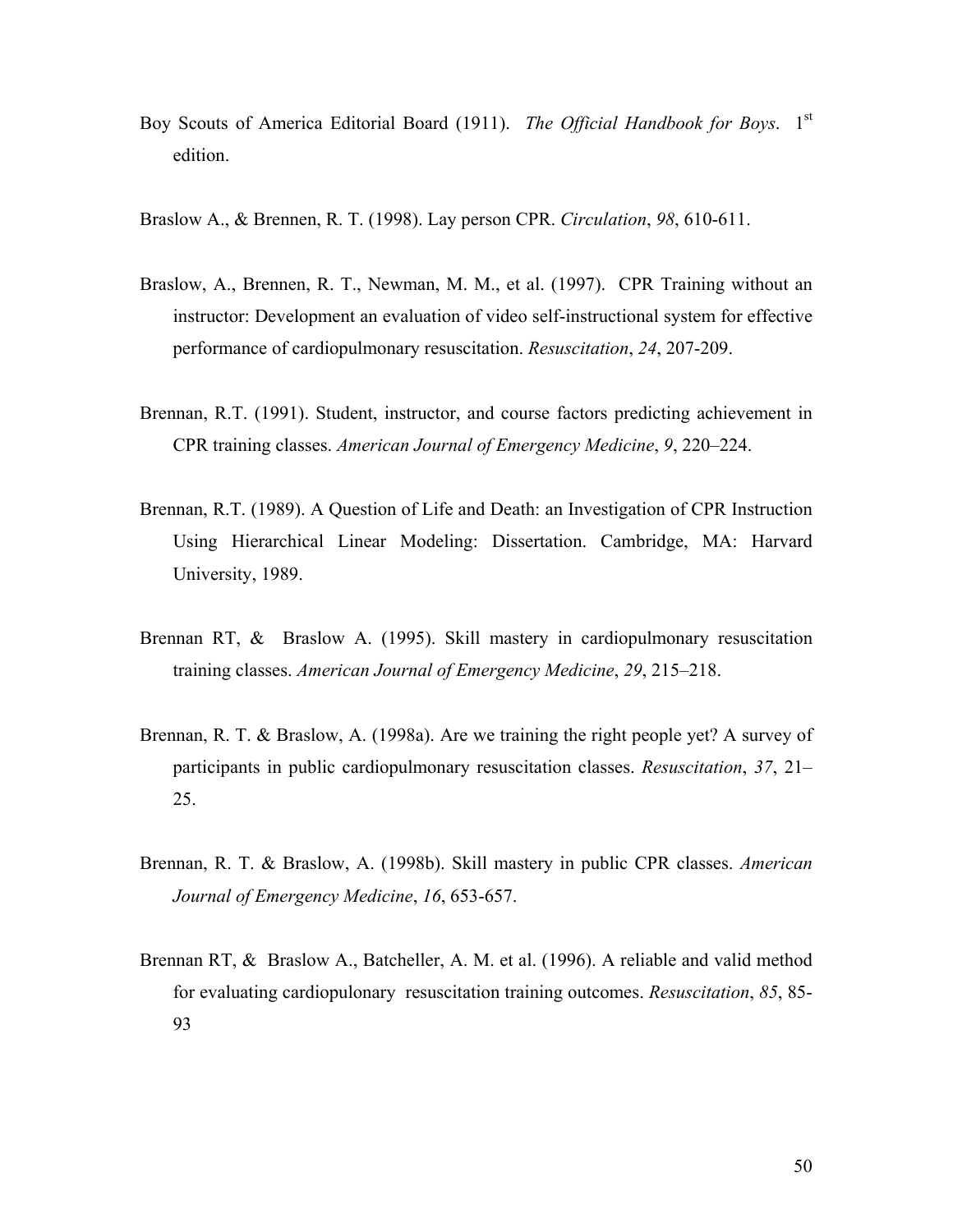Boy Scouts of America Editorial Board (1911). *The Official Handbook for Boys*. 1st edition.

Braslow A., & Brennen, R. T. (1998). Lay person CPR. *Circulation*, *98*, 610-611.

Braslow, A., Brennen, R. T., Newman, M. M., et al. (1997). CPR Training without an instructor: Development an evaluation of video self-instructional system for effective performance of cardiopulmonary resuscitation. *Resuscitation*, *24*, 207-209.

Brennan, R.T. (1991). Student, instructor, and course factors predicting achievement in CPR training classes. *American Journal of Emergency Medicine*, *9*, 220–224.

Brennan, R.T. (1989). A Question of Life and Death: an Investigation of CPR Instruction Using Hierarchical Linear Modeling: Dissertation. Cambridge, MA: Harvard University, 1989.

Brennan RT, & Braslow A. (1995). Skill mastery in cardiopulmonary resuscitation training classes. *American Journal of Emergency Medicine*, *29*, 215–218.

Brennan, R. T. & Braslow, A. (1998a). Are we training the right people yet? A survey of participants in public cardiopulmonary resuscitation classes. *Resuscitation*, *37*, 21–25.

Brennan, R. T. & Braslow, A. (1998b). Skill mastery in public CPR classes. *American Journal of Emergency Medicine*, *16*, 653-657.

Brennan RT, & Braslow A., Batcheller, A. M. et al. (1996). A reliable and valid method for evaluating cardiopulonary resuscitation training outcomes. *Resuscitation*, *85*, 85-93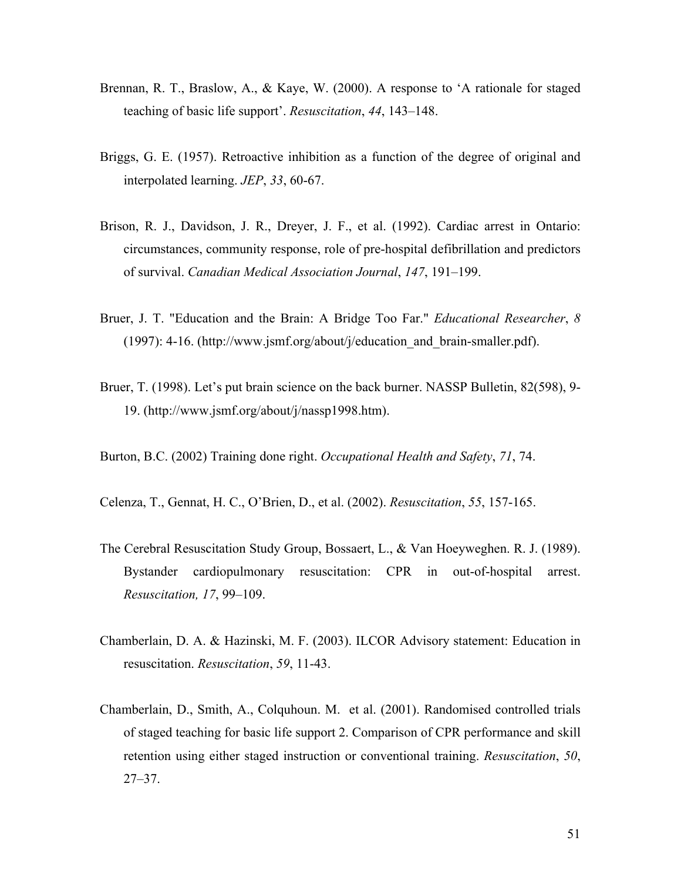Brennan, R. T., Braslow, A., & Kaye, W. (2000). A response to 'A rationale for staged teaching of basic life support'. *Resuscitation*, *44*, 143–148.

Briggs, G. E. (1957). Retroactive inhibition as a function of the degree of original and interpolated learning. *JEP*, *33*, 60-67.

Brison, R. J., Davidson, J. R., Dreyer, J. F., et al. (1992). Cardiac arrest in Ontario: circumstances, community response, role of pre-hospital defibrillation and predictors of survival. *Canadian Medical Association Journal*, *147*, 191–199.

Bruer, J. T. "Education and the Brain: A Bridge Too Far." *Educational Researcher*, *8* (1997): 4-16. (http://www.jsmf.org/about/j/education_and_brain-smaller.pdf).

Bruer, T. (1998). Let's put brain science on the back burner. NASSP Bulletin, 82(598), 9-19. (http://www.jsmf.org/about/j/nassp1998.htm).

Burton, B.C. (2002) Training done right. *Occupational Health and Safety*, *71*, 74.

Celenza, T., Gennat, H. C., O'Brien, D., et al. (2002). *Resuscitation*, *55*, 157-165.

The Cerebral Resuscitation Study Group, Bossaert, L., & Van Hoeyweghen. R. J. (1989). Bystander cardiopulmonary resuscitation: CPR in out-of-hospital arrest. *Resuscitation, 17*, 99–109.

Chamberlain, D. A. & Hazinski, M. F. (2003). ILCOR Advisory statement: Education in resuscitation. *Resuscitation*, *59*, 11-43.

Chamberlain, D., Smith, A., Colquhoun. M. et al. (2001). Randomised controlled trials of staged teaching for basic life support 2. Comparison of CPR performance and skill retention using either staged instruction or conventional training. *Resuscitation*, *50*, 27–37.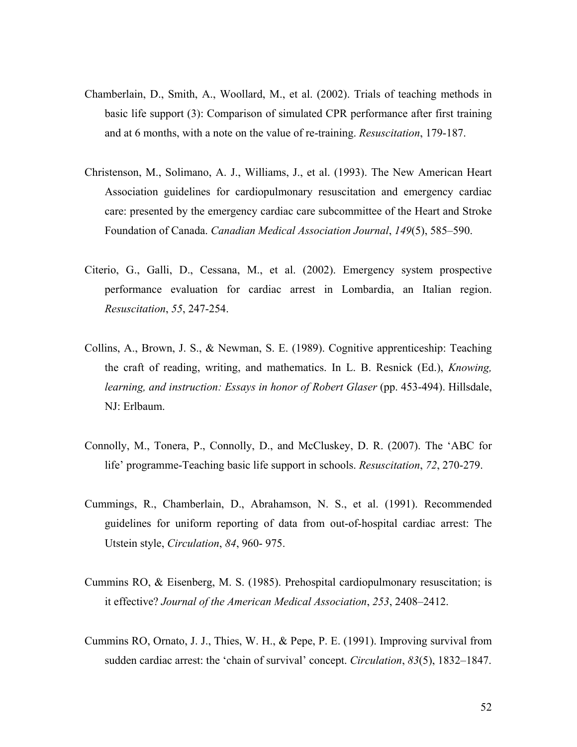Chamberlain, D., Smith, A., Woollard, M., et al. (2002). Trials of teaching methods in basic life support (3): Comparison of simulated CPR performance after first training and at 6 months, with a note on the value of re-training. *Resuscitation*, 179-187.

Christenson, M., Solimano, A. J., Williams, J., et al. (1993). The New American Heart Association guidelines for cardiopulmonary resuscitation and emergency cardiac care: presented by the emergency cardiac care subcommittee of the Heart and Stroke Foundation of Canada. *Canadian Medical Association Journal*, *149*(5), 585–590.

Citerio, G., Galli, D., Cessana, M., et al. (2002). Emergency system prospective performance evaluation for cardiac arrest in Lombardia, an Italian region. *Resuscitation*, *55*, 247-254.

Collins, A., Brown, J. S., & Newman, S. E. (1989). Cognitive apprenticeship: Teaching the craft of reading, writing, and mathematics. In L. B. Resnick (Ed.), *Knowing, learning, and instruction: Essays in honor of Robert Glaser* (pp. 453-494). Hillsdale, NJ: Erlbaum.

Connolly, M., Tonera, P., Connolly, D., and McCluskey, D. R. (2007). The 'ABC for life' programme-Teaching basic life support in schools. *Resuscitation*, *72*, 270-279.

Cummings, R., Chamberlain, D., Abrahamson, N. S., et al. (1991). Recommended guidelines for uniform reporting of data from out-of-hospital cardiac arrest: The Utstein style, *Circulation*, *84*, 960- 975.

Cummins RO, & Eisenberg, M. S. (1985). Prehospital cardiopulmonary resuscitation; is it effective? *Journal of the American Medical Association*, *253*, 2408–2412.

Cummins RO, Ornato, J. J., Thies, W. H., & Pepe, P. E. (1991). Improving survival from sudden cardiac arrest: the 'chain of survival' concept. *Circulation*, *83*(5), 1832–1847.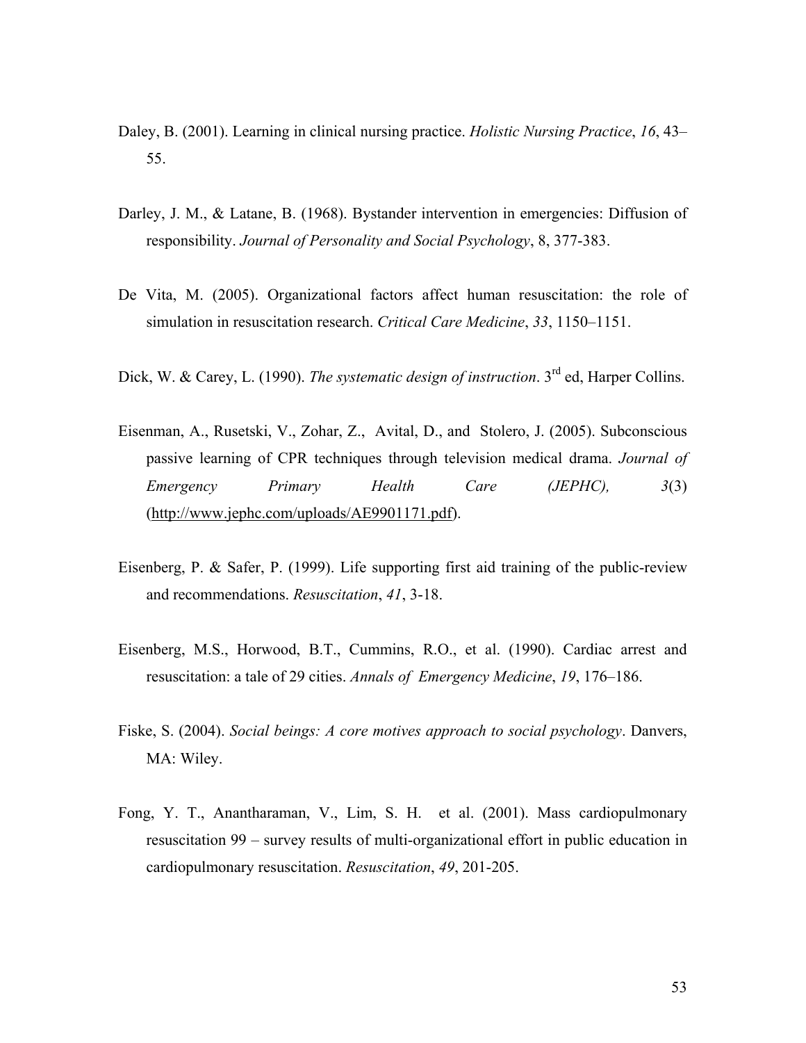Daley, B. (2001). Learning in clinical nursing practice. *Holistic Nursing Practice*, *16*, 43–55.

Darley, J. M., & Latane, B. (1968). Bystander intervention in emergencies: Diffusion of responsibility. *Journal of Personality and Social Psychology*, 8, 377-383.

De Vita, M. (2005). Organizational factors affect human resuscitation: the role of simulation in resuscitation research. *Critical Care Medicine*, *33*, 1150–1151.

Dick, W. & Carey, L. (1990). *The systematic design of instruction*. 3rd ed, Harper Collins.

Eisenman, A., Rusetski, V., Zohar, Z., Avital, D., and Stolero, J. (2005). Subconscious passive learning of CPR techniques through television medical drama. *Journal of Emergency Primary Health Care (JEPHC),* *3*(3) (http://www.jephc.com/uploads/AE9901171.pdf).

Eisenberg, P. & Safer, P. (1999). Life supporting first aid training of the public-review and recommendations. *Resuscitation*, *41*, 3-18.

Eisenberg, M.S., Horwood, B.T., Cummins, R.O., et al. (1990). Cardiac arrest and resuscitation: a tale of 29 cities. *Annals of Emergency Medicine*, *19*, 176–186.

Fiske, S. (2004). *Social beings: A core motives approach to social psychology*. Danvers, MA: Wiley.

Fong, Y. T., Anantharaman, V., Lim, S. H. et al. (2001). Mass cardiopulmonary resuscitation 99 – survey results of multi-organizational effort in public education in cardiopulmonary resuscitation. *Resuscitation*, *49*, 201-205.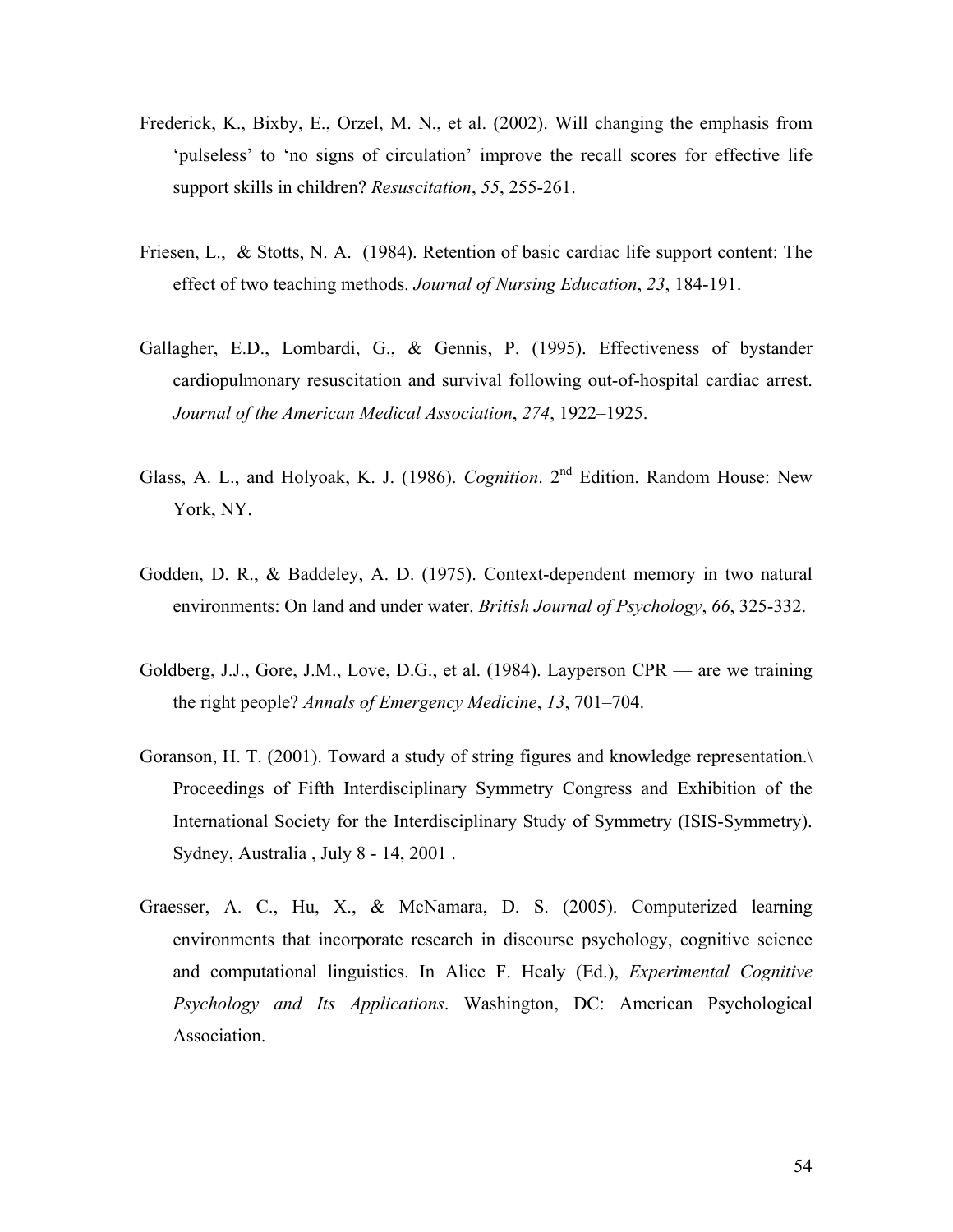Frederick, K., Bixby, E., Orzel, M. N., et al. (2002). Will changing the emphasis from 'pulseless' to 'no signs of circulation' improve the recall scores for effective life support skills in children? *Resuscitation*, *55*, 255-261.

Friesen, L., & Stotts, N. A. (1984). Retention of basic cardiac life support content: The effect of two teaching methods. *Journal of Nursing Education*, *23*, 184-191.

Gallagher, E.D., Lombardi, G., & Gennis, P. (1995). Effectiveness of bystander cardiopulmonary resuscitation and survival following out-of-hospital cardiac arrest. *Journal of the American Medical Association*, *274*, 1922–1925.

Glass, A. L., and Holyoak, K. J. (1986). *Cognition*. 2nd Edition. Random House: New York, NY.

Godden, D. R., & Baddeley, A. D. (1975). Context-dependent memory in two natural environments: On land and under water. *British Journal of Psychology*, *66*, 325-332.

Goldberg, J.J., Gore, J.M., Love, D.G., et al. (1984). Layperson CPR — are we training the right people? *Annals of Emergency Medicine*, *13*, 701–704.

Goranson, H. T. (2001). Toward a study of string figures and knowledge representation.\ Proceedings of Fifth Interdisciplinary Symmetry Congress and Exhibition of the International Society for the Interdisciplinary Study of Symmetry (ISIS-Symmetry). Sydney, Australia , July 8 - 14, 2001 .

Graesser, A. C., Hu, X., & McNamara, D. S. (2005). Computerized learning environments that incorporate research in discourse psychology, cognitive science and computational linguistics. In Alice F. Healy (Ed.), *Experimental Cognitive Psychology and Its Applications*. Washington, DC: American Psychological Association.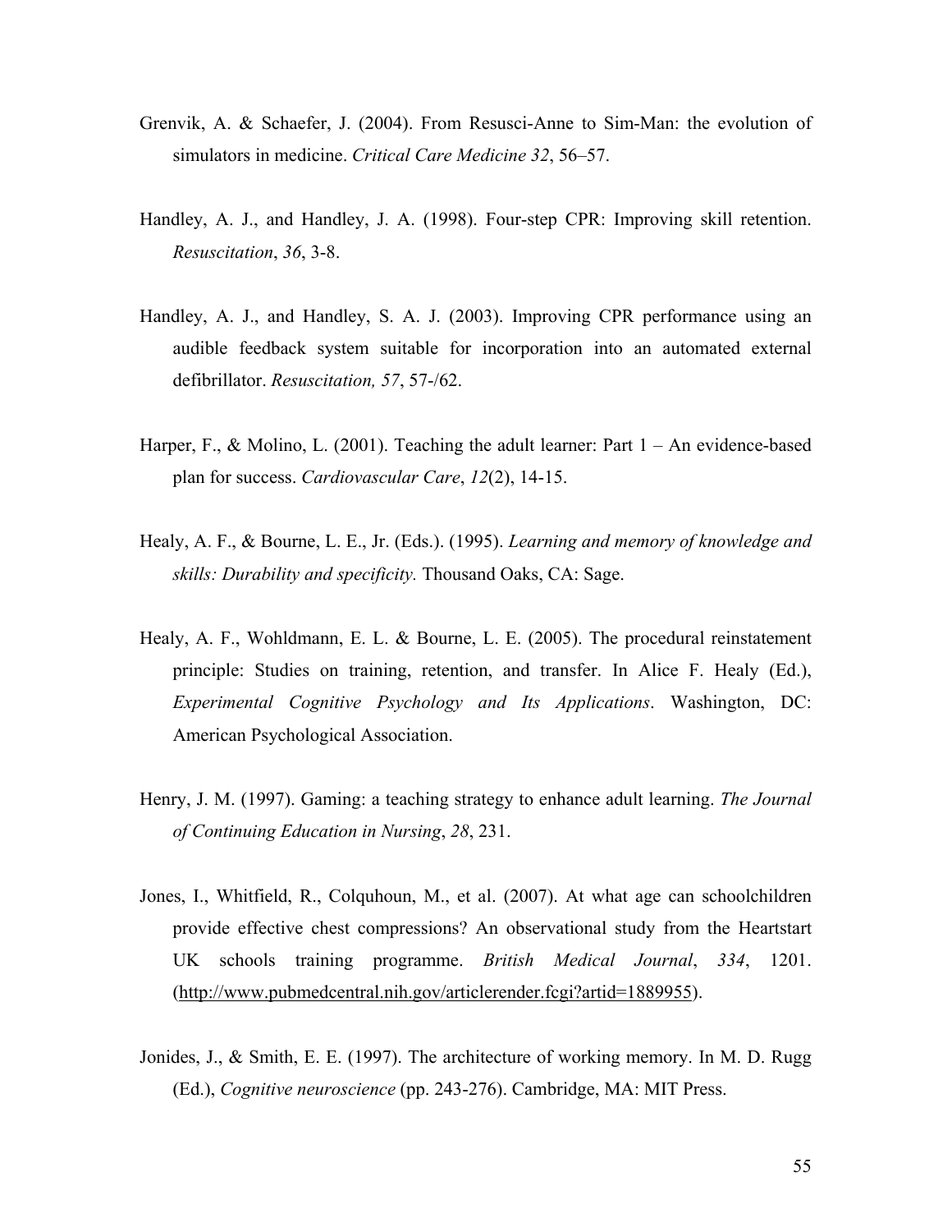Grenvik, A. & Schaefer, J. (2004). From Resusci-Anne to Sim-Man: the evolution of simulators in medicine. *Critical Care Medicine 32*, 56–57.

Handley, A. J., and Handley, J. A. (1998). Four-step CPR: Improving skill retention. *Resuscitation*, *36*, 3-8.

Handley, A. J., and Handley, S. A. J. (2003). Improving CPR performance using an audible feedback system suitable for incorporation into an automated external defibrillator. *Resuscitation, 57*, 57-/62.

Harper, F., & Molino, L. (2001). Teaching the adult learner: Part 1 – An evidence-based plan for success. *Cardiovascular Care*, *12*(2), 14-15.

Healy, A. F., & Bourne, L. E., Jr. (Eds.). (1995). *Learning and memory of knowledge and skills: Durability and specificity.* Thousand Oaks, CA: Sage.

Healy, A. F., Wohldmann, E. L. & Bourne, L. E. (2005). The procedural reinstatement principle: Studies on training, retention, and transfer. In Alice F. Healy (Ed.), *Experimental Cognitive Psychology and Its Applications*. Washington, DC: American Psychological Association.

Henry, J. M. (1997). Gaming: a teaching strategy to enhance adult learning. *The Journal of Continuing Education in Nursing*, *28*, 231.

Jones, I., Whitfield, R., Colquhoun, M., et al. (2007). At what age can schoolchildren provide effective chest compressions? An observational study from the Heartstart UK schools training programme. *British Medical Journal*, *334*, 1201. (http://www.pubmedcentral.nih.gov/articlerender.fcgi?artid=1889955).

Jonides, J., & Smith, E. E. (1997). The architecture of working memory. In M. D. Rugg (Ed.), *Cognitive neuroscience* (pp. 243-276). Cambridge, MA: MIT Press.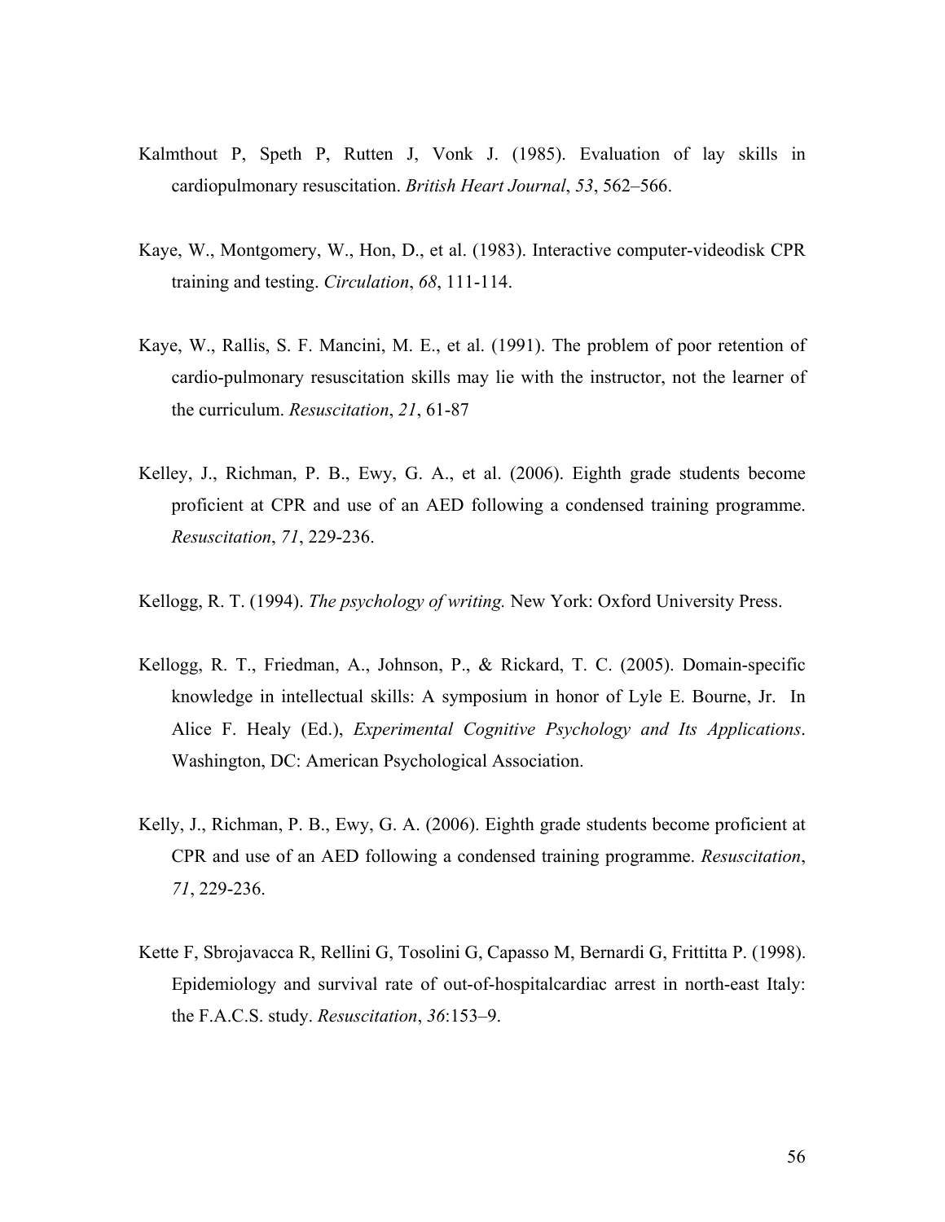Kalmthout P, Speth P, Rutten J, Vonk J. (1985). Evaluation of lay skills in cardiopulmonary resuscitation. *British Heart Journal*, *53*, 562–566.

Kaye, W., Montgomery, W., Hon, D., et al. (1983). Interactive computer-videodisk CPR training and testing. *Circulation*, *68*, 111-114.

Kaye, W., Rallis, S. F. Mancini, M. E., et al. (1991). The problem of poor retention of cardio-pulmonary resuscitation skills may lie with the instructor, not the learner of the curriculum. *Resuscitation*, *21*, 61-87

Kelley, J., Richman, P. B., Ewy, G. A., et al. (2006). Eighth grade students become proficient at CPR and use of an AED following a condensed training programme. *Resuscitation*, *71*, 229-236.

Kellogg, R. T. (1994). *The psychology of writing.* New York: Oxford University Press.

Kellogg, R. T., Friedman, A., Johnson, P., & Rickard, T. C. (2005). Domain-specific knowledge in intellectual skills: A symposium in honor of Lyle E. Bourne, Jr. In Alice F. Healy (Ed.), *Experimental Cognitive Psychology and Its Applications*. Washington, DC: American Psychological Association.

Kelly, J., Richman, P. B., Ewy, G. A. (2006). Eighth grade students become proficient at CPR and use of an AED following a condensed training programme. *Resuscitation*, *71*, 229-236.

Kette F, Sbrojavacca R, Rellini G, Tosolini G, Capasso M, Bernardi G, Frittitta P. (1998). Epidemiology and survival rate of out-of-hospitalcardiac arrest in north-east Italy: the F.A.C.S. study. *Resuscitation*, *36*:153–9.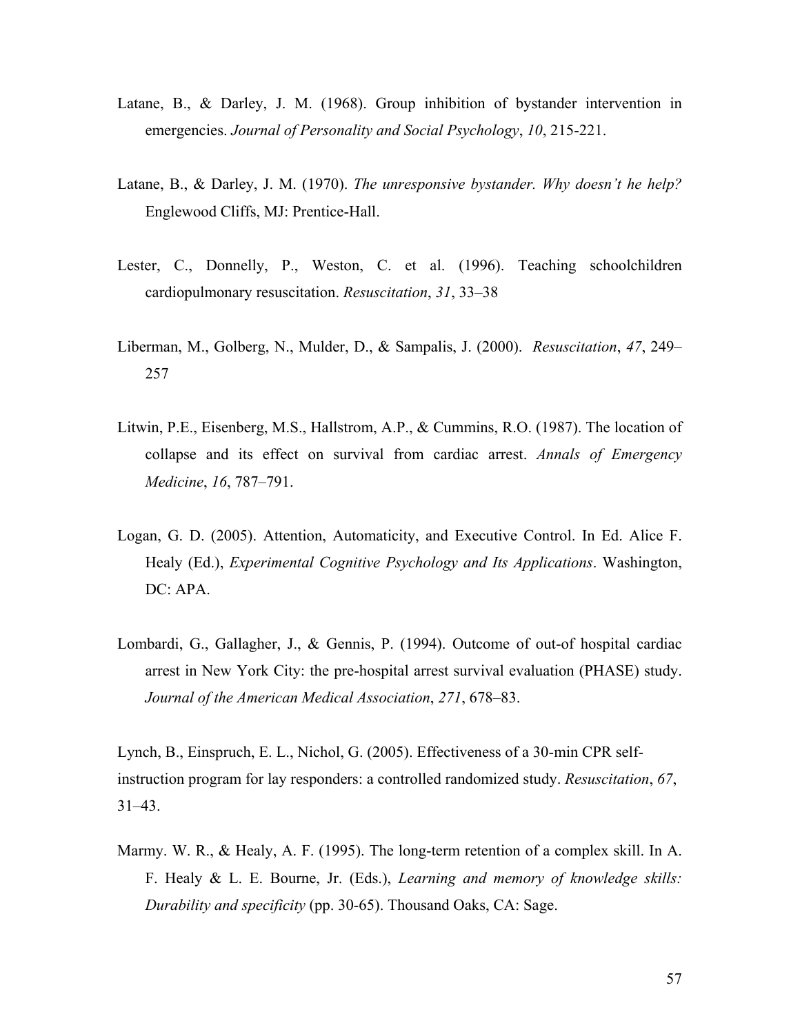Latane, B., & Darley, J. M. (1968). Group inhibition of bystander intervention in emergencies. *Journal of Personality and Social Psychology*, *10*, 215-221.

Latane, B., & Darley, J. M. (1970). *The unresponsive bystander. Why doesn't he help?* Englewood Cliffs, MJ: Prentice-Hall.

Lester, C., Donnelly, P., Weston, C. et al. (1996). Teaching schoolchildren cardiopulmonary resuscitation. *Resuscitation*, *31*, 33–38

Liberman, M., Golberg, N., Mulder, D., & Sampalis, J. (2000). *Resuscitation*, *47*, 249–257

Litwin, P.E., Eisenberg, M.S., Hallstrom, A.P., & Cummins, R.O. (1987). The location of collapse and its effect on survival from cardiac arrest. *Annals of Emergency Medicine*, *16*, 787–791.

Logan, G. D. (2005). Attention, Automaticity, and Executive Control. In Ed. Alice F. Healy (Ed.), *Experimental Cognitive Psychology and Its Applications*. Washington, DC: APA.

Lombardi, G., Gallagher, J., & Gennis, P. (1994). Outcome of out-of hospital cardiac arrest in New York City: the pre-hospital arrest survival evaluation (PHASE) study. *Journal of the American Medical Association*, *271*, 678–83.

Lynch, B., Einspruch, E. L., Nichol, G. (2005). Effectiveness of a 30-min CPR self-instruction program for lay responders: a controlled randomized study. *Resuscitation*, *67*, 31–43.

Marmy. W. R., & Healy, A. F. (1995). The long-term retention of a complex skill. In A. F. Healy & L. E. Bourne, Jr. (Eds.), *Learning and memory of knowledge skills: Durability and specificity* (pp. 30-65). Thousand Oaks, CA: Sage.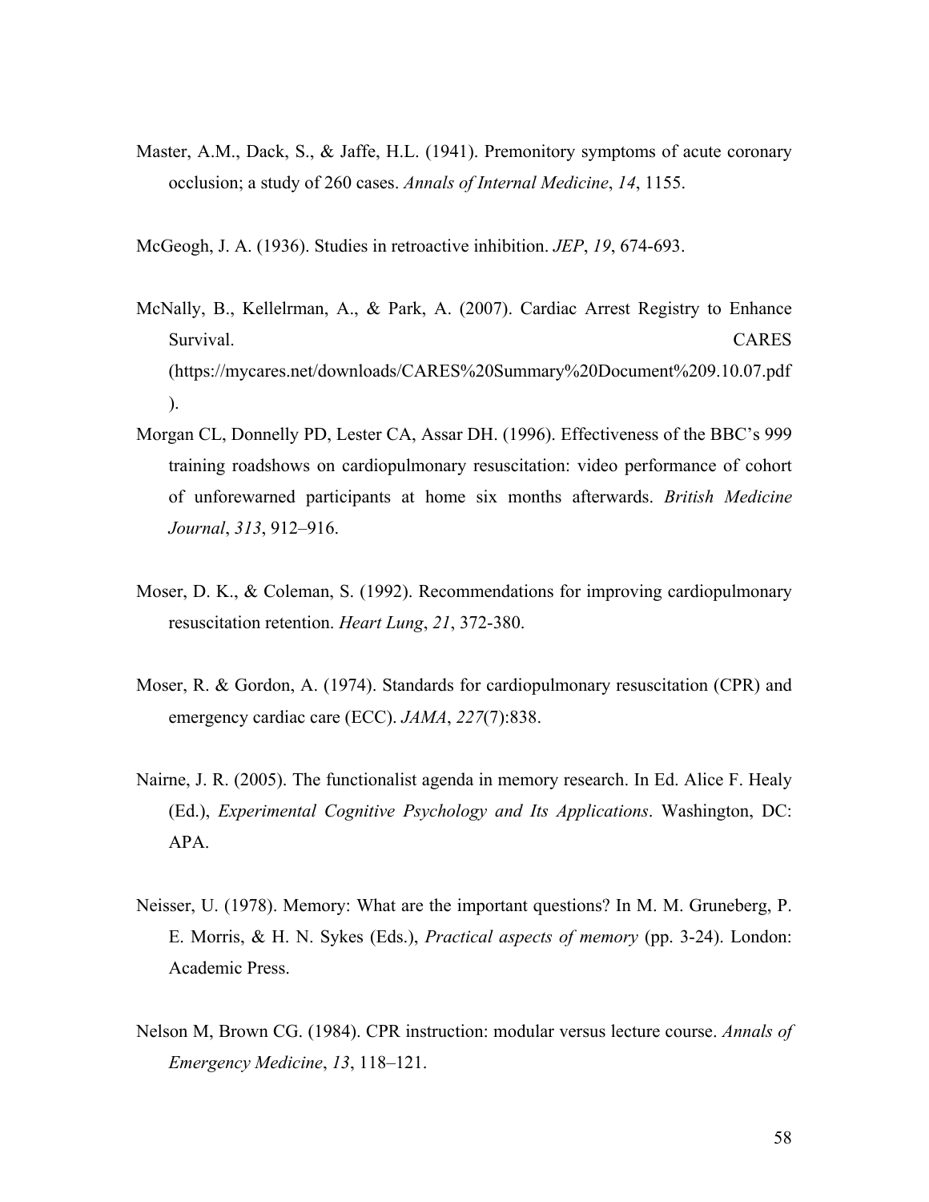Master, A.M., Dack, S., & Jaffe, H.L. (1941). Premonitory symptoms of acute coronary occlusion; a study of 260 cases. *Annals of Internal Medicine*, *14*, 1155.

McGeogh, J. A. (1936). Studies in retroactive inhibition. *JEP*, *19*, 674-693.

McNally, B., Kellelrman, A., & Park, A. (2007). Cardiac Arrest Registry to Enhance Survival. CARES (https://mycares.net/downloads/CARES%20Summary%20Document%209.10.07.pdf ).

Morgan CL, Donnelly PD, Lester CA, Assar DH. (1996). Effectiveness of the BBC's 999 training roadshows on cardiopulmonary resuscitation: video performance of cohort of unforewarned participants at home six months afterwards. *British Medicine Journal*, *313*, 912–916.

Moser, D. K., & Coleman, S. (1992). Recommendations for improving cardiopulmonary resuscitation retention. *Heart Lung*, *21*, 372-380.

Moser, R. & Gordon, A. (1974). Standards for cardiopulmonary resuscitation (CPR) and emergency cardiac care (ECC). *JAMA*, *227*(7):838.

Nairne, J. R. (2005). The functionalist agenda in memory research. In Ed. Alice F. Healy (Ed.), *Experimental Cognitive Psychology and Its Applications*. Washington, DC: APA.

Neisser, U. (1978). Memory: What are the important questions? In M. M. Gruneberg, P. E. Morris, & H. N. Sykes (Eds.), *Practical aspects of memory* (pp. 3-24). London: Academic Press.

Nelson M, Brown CG. (1984). CPR instruction: modular versus lecture course. *Annals of Emergency Medicine*, *13*, 118–121.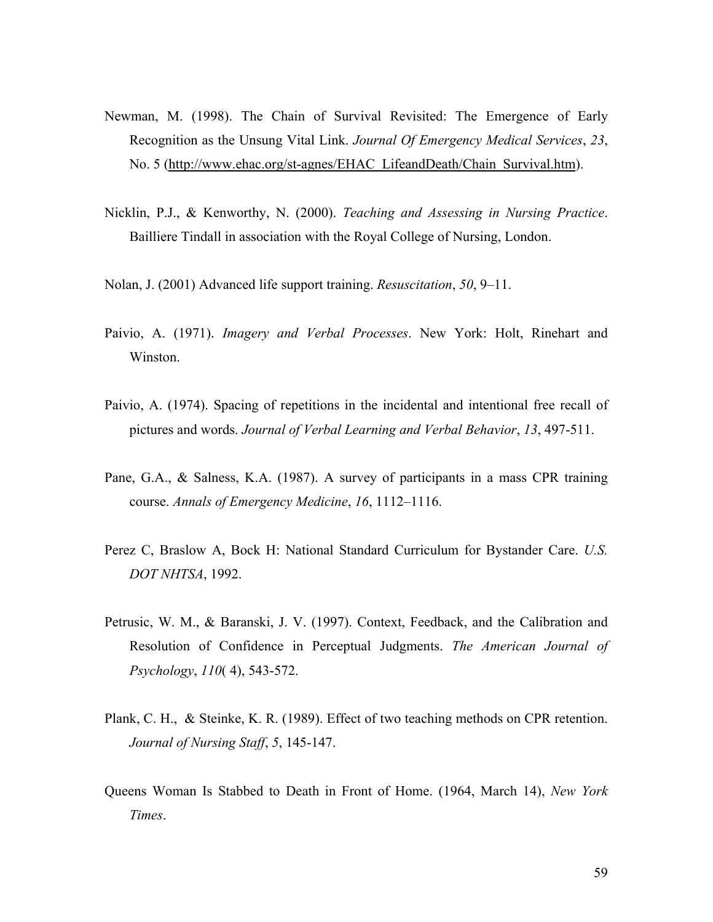Newman, M. (1998). The Chain of Survival Revisited: The Emergence of Early Recognition as the Unsung Vital Link. *Journal Of Emergency Medical Services*, *23*, No. 5 (http://www.ehac.org/st-agnes/EHAC_LifeandDeath/Chain_Survival.htm).

Nicklin, P.J., & Kenworthy, N. (2000). *Teaching and Assessing in Nursing Practice*. Bailliere Tindall in association with the Royal College of Nursing, London.

Nolan, J. (2001) Advanced life support training. *Resuscitation*, *50*, 9–11.

Paivio, A. (1971). *Imagery and Verbal Processes*. New York: Holt, Rinehart and Winston.

Paivio, A. (1974). Spacing of repetitions in the incidental and intentional free recall of pictures and words. *Journal of Verbal Learning and Verbal Behavior*, *13*, 497-511.

Pane, G.A., & Salness, K.A. (1987). A survey of participants in a mass CPR training course. *Annals of Emergency Medicine*, *16*, 1112–1116.

Perez C, Braslow A, Bock H: National Standard Curriculum for Bystander Care. *U.S. DOT NHTSA*, 1992.

Petrusic, W. M., & Baranski, J. V. (1997). Context, Feedback, and the Calibration and Resolution of Confidence in Perceptual Judgments. *The American Journal of Psychology*, *110*( 4), 543-572.

Plank, C. H., & Steinke, K. R. (1989). Effect of two teaching methods on CPR retention. *Journal of Nursing Staff*, *5*, 145-147.

Queens Woman Is Stabbed to Death in Front of Home. (1964, March 14), *New York Times*.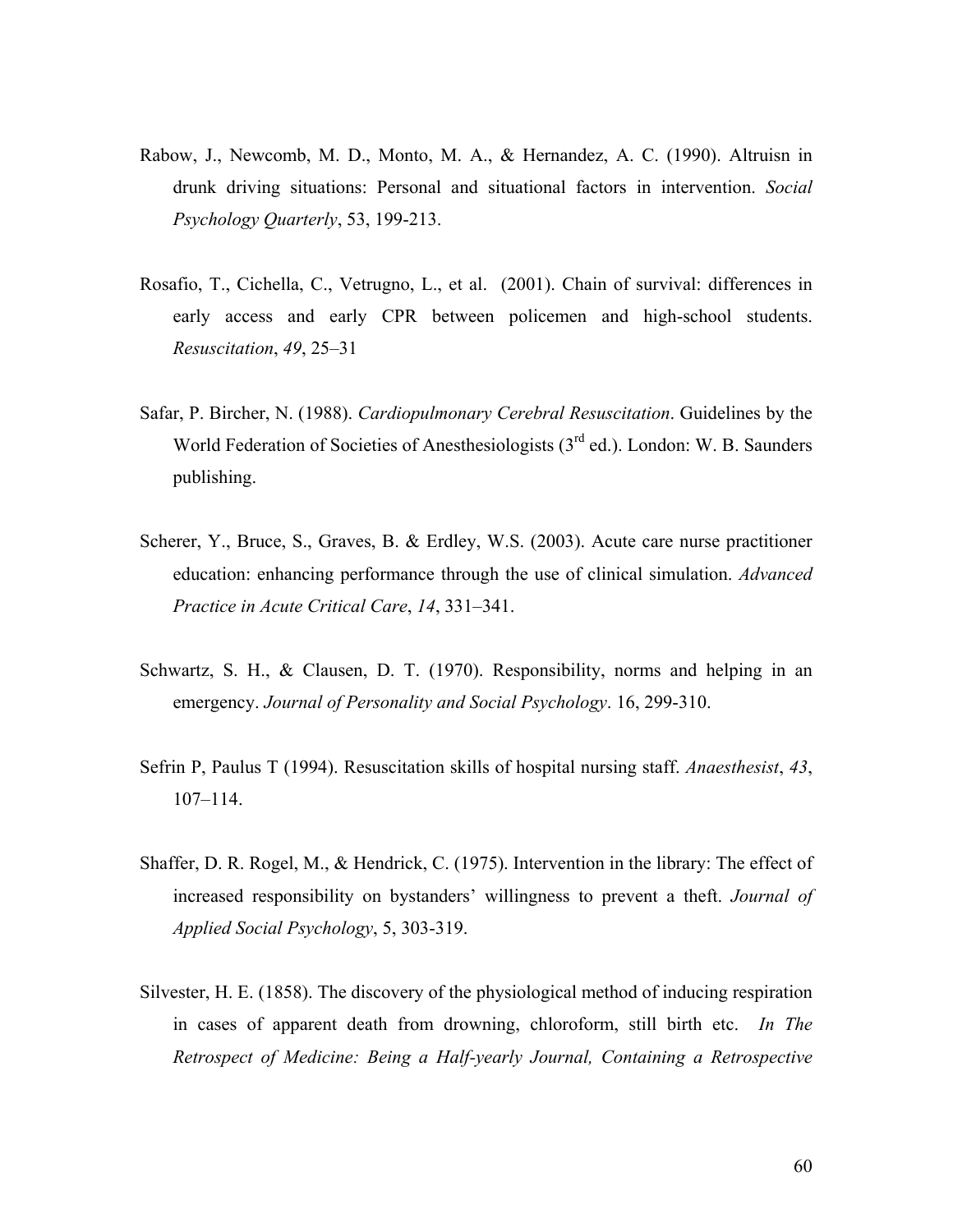Rabow, J., Newcomb, M. D., Monto, M. A., & Hernandez, A. C. (1990). Altruisn in drunk driving situations: Personal and situational factors in intervention. *Social Psychology Quarterly*, 53, 199-213.

Rosafio, T., Cichella, C., Vetrugno, L., et al. (2001). Chain of survival: differences in early access and early CPR between policemen and high-school students. *Resuscitation*, *49*, 25–31

Safar, P. Bircher, N. (1988). *Cardiopulmonary Cerebral Resuscitation*. Guidelines by the World Federation of Societies of Anesthesiologists (3rd ed.). London: W. B. Saunders publishing.

Scherer, Y., Bruce, S., Graves, B. & Erdley, W.S. (2003). Acute care nurse practitioner education: enhancing performance through the use of clinical simulation. *Advanced Practice in Acute Critical Care*, *14*, 331–341.

Schwartz, S. H., & Clausen, D. T. (1970). Responsibility, norms and helping in an emergency. *Journal of Personality and Social Psychology*. 16, 299-310.

Sefrin P, Paulus T (1994). Resuscitation skills of hospital nursing staff. *Anaesthesist*, *43*, 107–114.

Shaffer, D. R. Rogel, M., & Hendrick, C. (1975). Intervention in the library: The effect of increased responsibility on bystanders' willingness to prevent a theft. *Journal of Applied Social Psychology*, 5, 303-319.

Silvester, H. E. (1858). The discovery of the physiological method of inducing respiration in cases of apparent death from drowning, chloroform, still birth etc. *In The Retrospect of Medicine: Being a Half-yearly Journal, Containing a Retrospective*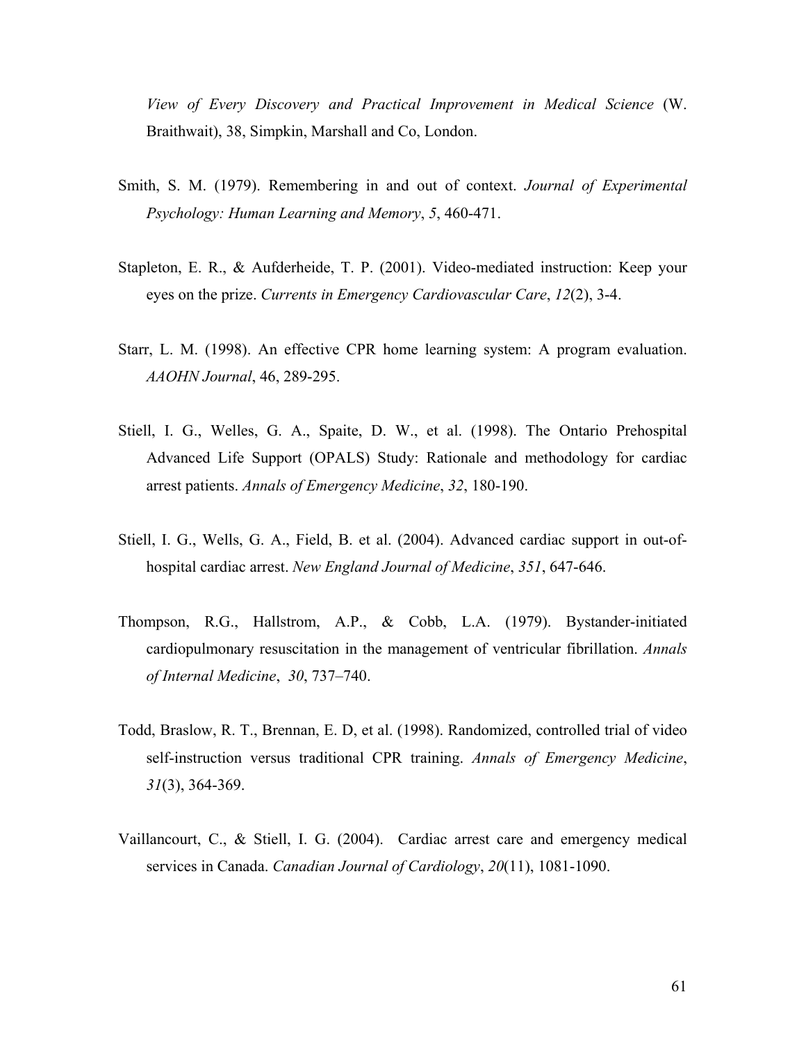*View of Every Discovery and Practical Improvement in Medical Science* (W. Braithwait), 38, Simpkin, Marshall and Co, London.

Smith, S. M. (1979). Remembering in and out of context. *Journal of Experimental Psychology: Human Learning and Memory*, *5*, 460-471.

Stapleton, E. R., & Aufderheide, T. P. (2001). Video-mediated instruction: Keep your eyes on the prize. *Currents in Emergency Cardiovascular Care*, *12*(2), 3-4.

Starr, L. M. (1998). An effective CPR home learning system: A program evaluation. *AAOHN Journal*, 46, 289-295.

Stiell, I. G., Welles, G. A., Spaite, D. W., et al. (1998). The Ontario Prehospital Advanced Life Support (OPALS) Study: Rationale and methodology for cardiac arrest patients. *Annals of Emergency Medicine*, *32*, 180-190.

Stiell, I. G., Wells, G. A., Field, B. et al. (2004). Advanced cardiac support in out-of-hospital cardiac arrest. *New England Journal of Medicine*, *351*, 647-646.

Thompson, R.G., Hallstrom, A.P., & Cobb, L.A. (1979). Bystander-initiated cardiopulmonary resuscitation in the management of ventricular fibrillation. *Annals of Internal Medicine*, *30*, 737–740.

Todd, Braslow, R. T., Brennan, E. D, et al. (1998). Randomized, controlled trial of video self-instruction versus traditional CPR training. *Annals of Emergency Medicine*, *31*(3), 364-369.

Vaillancourt, C., & Stiell, I. G. (2004). Cardiac arrest care and emergency medical services in Canada. *Canadian Journal of Cardiology*, *20*(11), 1081-1090.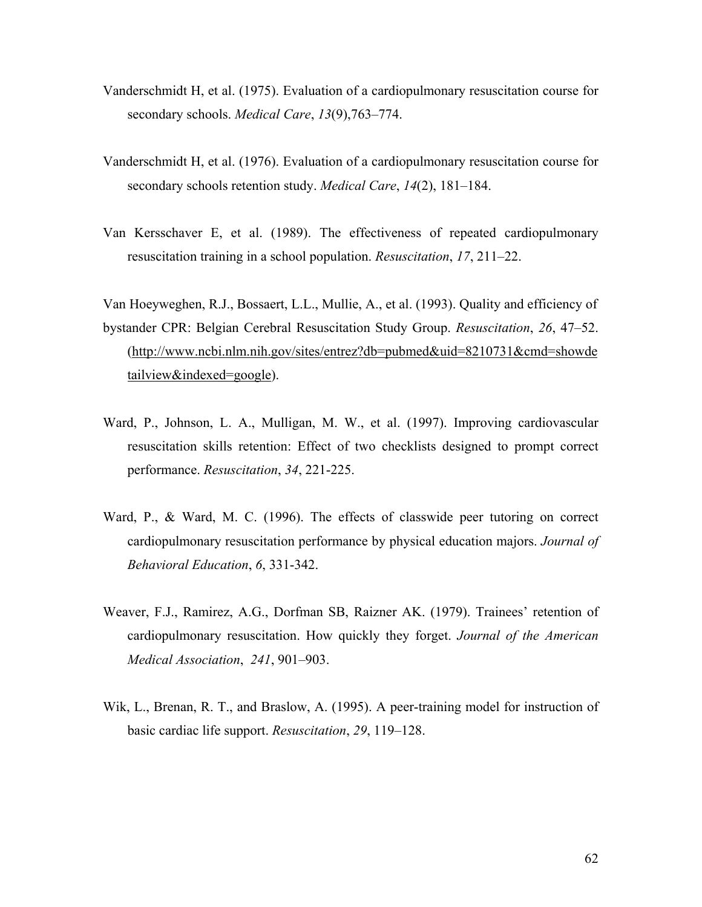Vanderschmidt H, et al. (1975). Evaluation of a cardiopulmonary resuscitation course for secondary schools. *Medical Care*, *13*(9),763–774.

Vanderschmidt H, et al. (1976). Evaluation of a cardiopulmonary resuscitation course for secondary schools retention study. *Medical Care*, *14*(2), 181–184.

Van Kersschaver E, et al. (1989). The effectiveness of repeated cardiopulmonary resuscitation training in a school population. *Resuscitation*, *17*, 211–22.

Van Hoeyweghen, R.J., Bossaert, L.L., Mullie, A., et al. (1993). Quality and efficiency of bystander CPR: Belgian Cerebral Resuscitation Study Group. *Resuscitation*, *26*, 47–52. (http://www.ncbi.nlm.nih.gov/sites/entrez?db=pubmed&uid=8210731&cmd=showdetailview&indexed=google).

Ward, P., Johnson, L. A., Mulligan, M. W., et al. (1997). Improving cardiovascular resuscitation skills retention: Effect of two checklists designed to prompt correct performance. *Resuscitation*, *34*, 221-225.

Ward, P., & Ward, M. C. (1996). The effects of classwide peer tutoring on correct cardiopulmonary resuscitation performance by physical education majors. *Journal of Behavioral Education*, *6*, 331-342.

Weaver, F.J., Ramirez, A.G., Dorfman SB, Raizner AK. (1979). Trainees' retention of cardiopulmonary resuscitation. How quickly they forget. *Journal of the American Medical Association*, *241*, 901–903.

Wik, L., Brenan, R. T., and Braslow, A. (1995). A peer-training model for instruction of basic cardiac life support. *Resuscitation*, *29*, 119–128.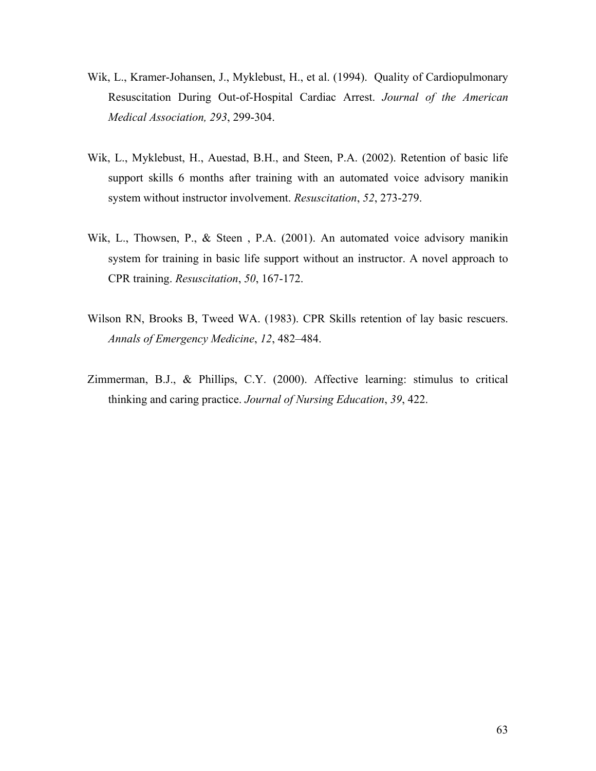Wik, L., Kramer-Johansen, J., Myklebust, H., et al. (1994). Quality of Cardiopulmonary Resuscitation During Out-of-Hospital Cardiac Arrest. *Journal of the American Medical Association, 293*, 299-304.

Wik, L., Myklebust, H., Auestad, B.H., and Steen, P.A. (2002). Retention of basic life support skills 6 months after training with an automated voice advisory manikin system without instructor involvement. *Resuscitation*, *52*, 273-279.

Wik, L., Thowsen, P., & Steen , P.A. (2001). An automated voice advisory manikin system for training in basic life support without an instructor. A novel approach to CPR training. *Resuscitation*, *50*, 167-172.

Wilson RN, Brooks B, Tweed WA. (1983). CPR Skills retention of lay basic rescuers. *Annals of Emergency Medicine*, *12*, 482–484.

Zimmerman, B.J., & Phillips, C.Y. (2000). Affective learning: stimulus to critical thinking and caring practice. *Journal of Nursing Education*, *39*, 422.